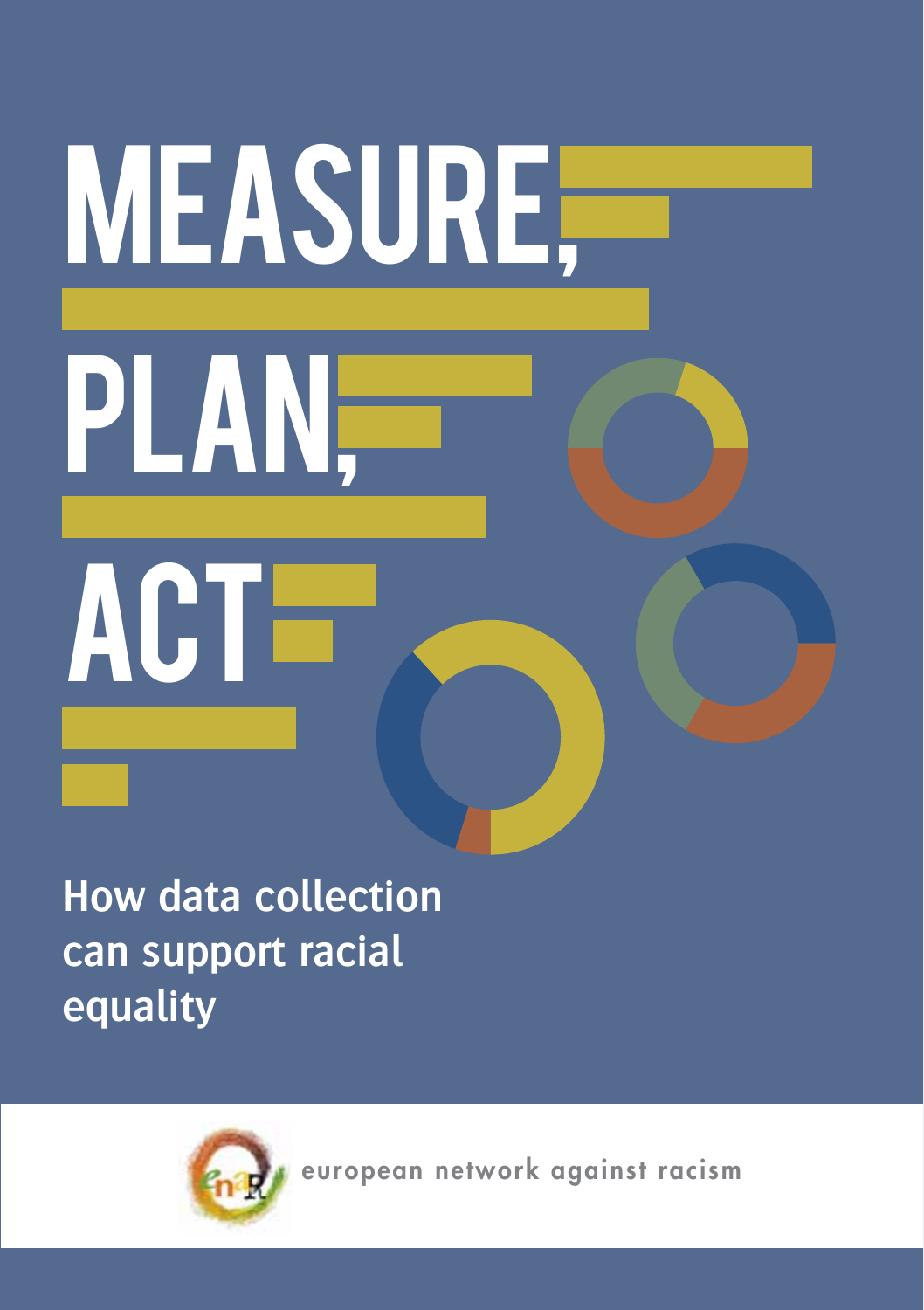# MEASURE, PLAN, ACT

## How data collection can support racial equality

european network against racism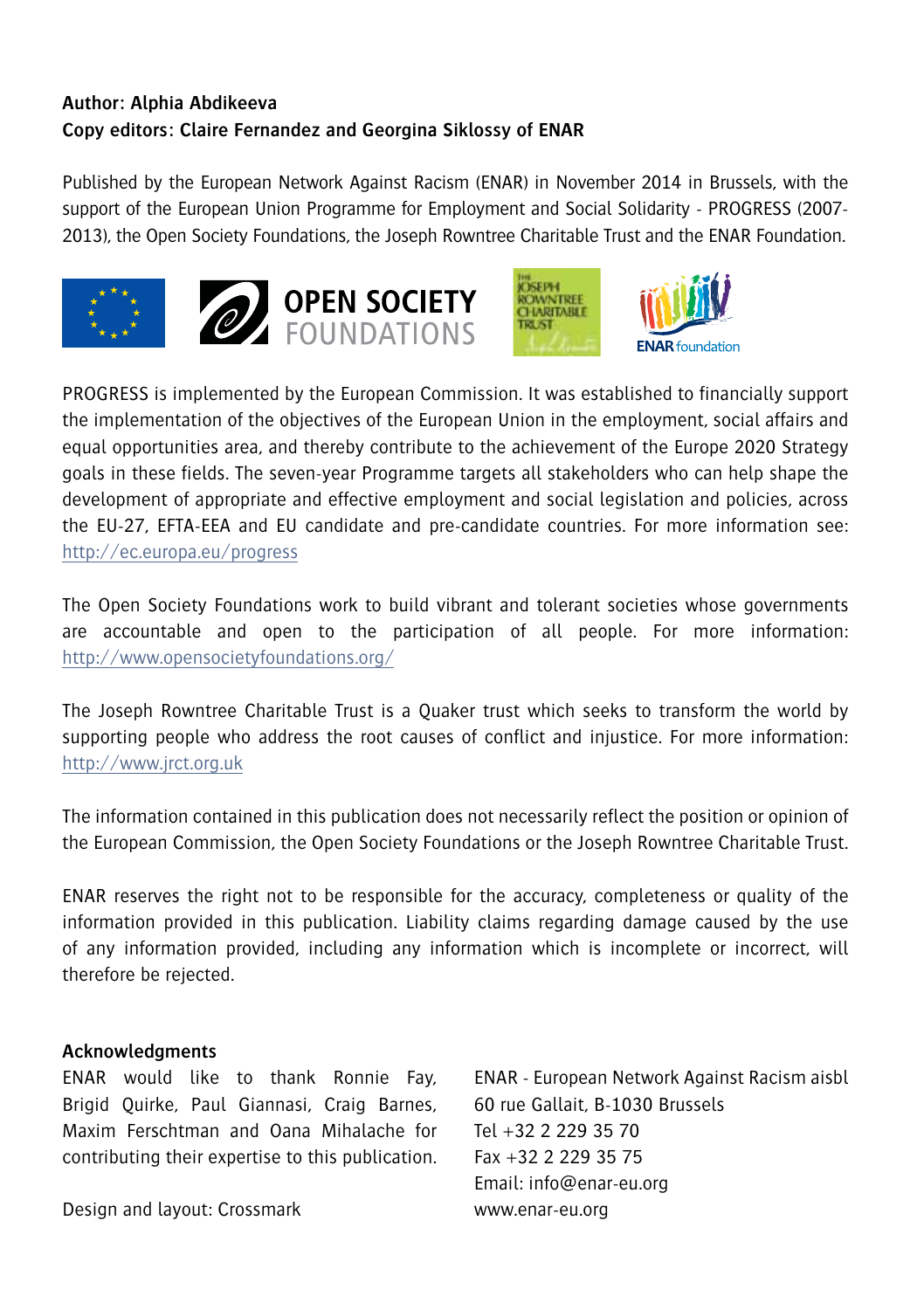**Author: Alphia Abdikeeva**
**Copy editors: Claire Fernandez and Georgina Siklossy of ENAR**

Published by the European Network Against Racism (ENAR) in November 2014 in Brussels, with the support of the European Union Programme for Employment and Social Solidarity - PROGRESS (2007-2013), the Open Society Foundations, the Joseph Rowntree Charitable Trust and the ENAR Foundation.

PROGRESS is implemented by the European Commission. It was established to financially support the implementation of the objectives of the European Union in the employment, social affairs and equal opportunities area, and thereby contribute to the achievement of the Europe 2020 Strategy goals in these fields. The seven-year Programme targets all stakeholders who can help shape the development of appropriate and effective employment and social legislation and policies, across the EU-27, EFTA-EEA and EU candidate and pre-candidate countries. For more information see: http://ec.europa.eu/progress

The Open Society Foundations work to build vibrant and tolerant societies whose governments are accountable and open to the participation of all people. For more information: http://www.opensocietyfoundations.org/

The Joseph Rowntree Charitable Trust is a Quaker trust which seeks to transform the world by supporting people who address the root causes of conflict and injustice. For more information: http://www.jrct.org.uk

The information contained in this publication does not necessarily reflect the position or opinion of the European Commission, the Open Society Foundations or the Joseph Rowntree Charitable Trust.

ENAR reserves the right not to be responsible for the accuracy, completeness or quality of the information provided in this publication. Liability claims regarding damage caused by the use of any information provided, including any information which is incomplete or incorrect, will therefore be rejected.

**Acknowledgments**

ENAR would like to thank Ronnie Fay, Brigid Quirke, Paul Giannasi, Craig Barnes, Maxim Ferschtman and Oana Mihalache for contributing their expertise to this publication.

Design and layout: Crossmark

ENAR - European Network Against Racism aisbl
60 rue Gallait, B-1030 Brussels
Tel +32 2 229 35 70
Fax +32 2 229 35 75
Email: info@enar-eu.org
www.enar-eu.org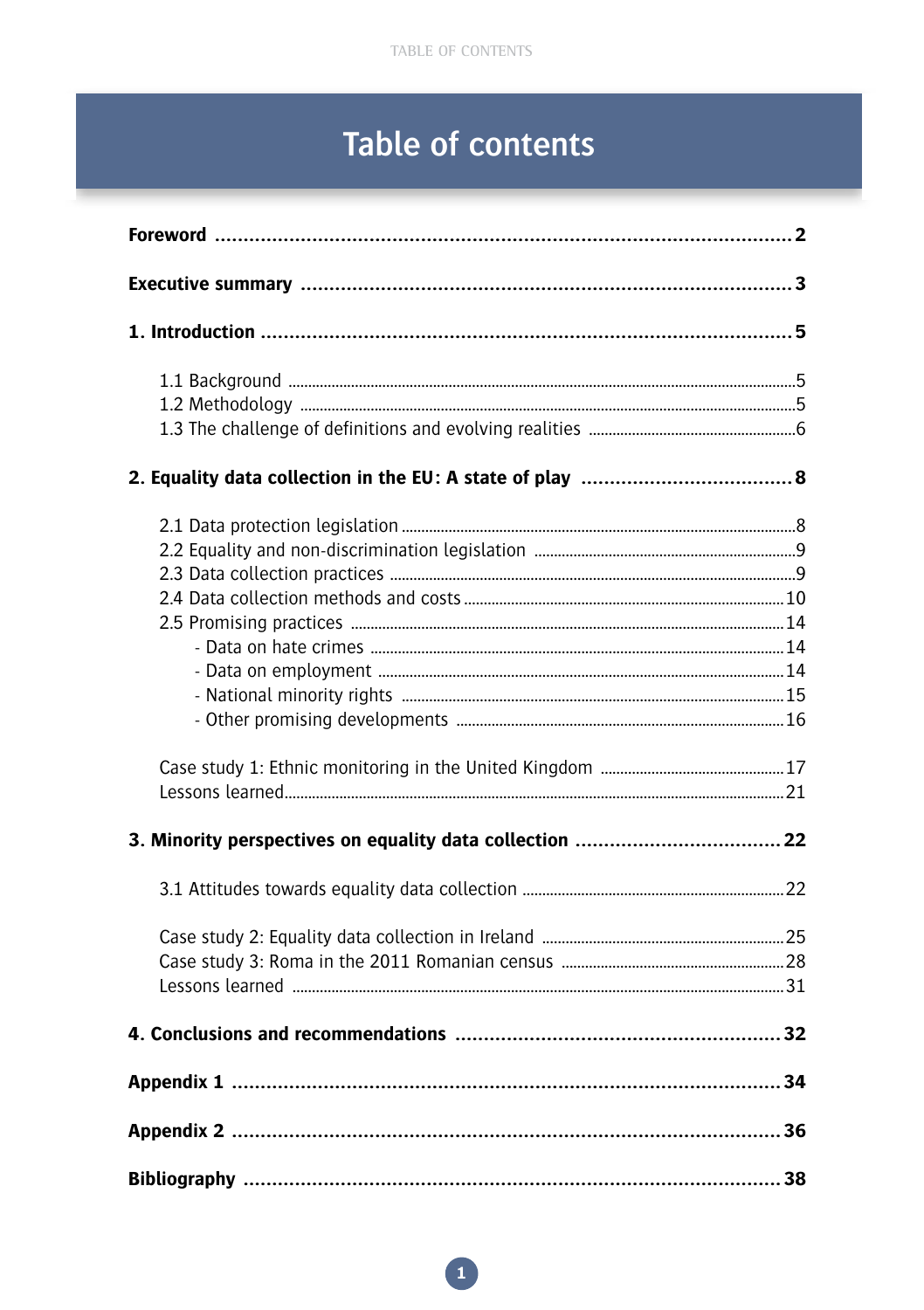# Table of contents

**Foreword** .......... 2

**Executive summary** .......... 3

**1. Introduction** .......... 5

- 1.1 Background .......... 5
- 1.2 Methodology .......... 5
- 1.3 The challenge of definitions and evolving realities .......... 6

**2. Equality data collection in the EU: A state of play** .......... 8

- 2.1 Data protection legislation .......... 8
- 2.2 Equality and non-discrimination legislation .......... 9
- 2.3 Data collection practices .......... 9
- 2.4 Data collection methods and costs .......... 10
- 2.5 Promising practices .......... 14
  - Data on hate crimes .......... 14
  - Data on employment .......... 14
  - National minority rights .......... 15
  - Other promising developments .......... 16

Case study 1: Ethnic monitoring in the United Kingdom .......... 17
Lessons learned .......... 21

**3. Minority perspectives on equality data collection** .......... 22

- 3.1 Attitudes towards equality data collection .......... 22

Case study 2: Equality data collection in Ireland .......... 25
Case study 3: Roma in the 2011 Romanian census .......... 28
Lessons learned .......... 31

**4. Conclusions and recommendations** .......... 32

**Appendix 1** .......... 34

**Appendix 2** .......... 36

**Bibliography** .......... 38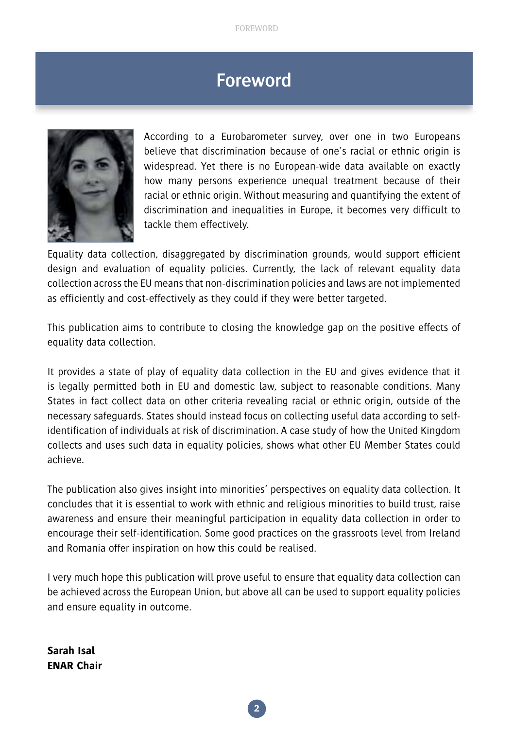# Foreword

According to a Eurobarometer survey, over one in two Europeans believe that discrimination because of one's racial or ethnic origin is widespread. Yet there is no European-wide data available on exactly how many persons experience unequal treatment because of their racial or ethnic origin. Without measuring and quantifying the extent of discrimination and inequalities in Europe, it becomes very difficult to tackle them effectively.

Equality data collection, disaggregated by discrimination grounds, would support efficient design and evaluation of equality policies. Currently, the lack of relevant equality data collection across the EU means that non-discrimination policies and laws are not implemented as efficiently and cost-effectively as they could if they were better targeted.

This publication aims to contribute to closing the knowledge gap on the positive effects of equality data collection.

It provides a state of play of equality data collection in the EU and gives evidence that it is legally permitted both in EU and domestic law, subject to reasonable conditions. Many States in fact collect data on other criteria revealing racial or ethnic origin, outside of the necessary safeguards. States should instead focus on collecting useful data according to self-identification of individuals at risk of discrimination. A case study of how the United Kingdom collects and uses such data in equality policies, shows what other EU Member States could achieve.

The publication also gives insight into minorities' perspectives on equality data collection. It concludes that it is essential to work with ethnic and religious minorities to build trust, raise awareness and ensure their meaningful participation in equality data collection in order to encourage their self-identification. Some good practices on the grassroots level from Ireland and Romania offer inspiration on how this could be realised.

I very much hope this publication will prove useful to ensure that equality data collection can be achieved across the European Union, but above all can be used to support equality policies and ensure equality in outcome.

**Sarah Isal**
**ENAR Chair**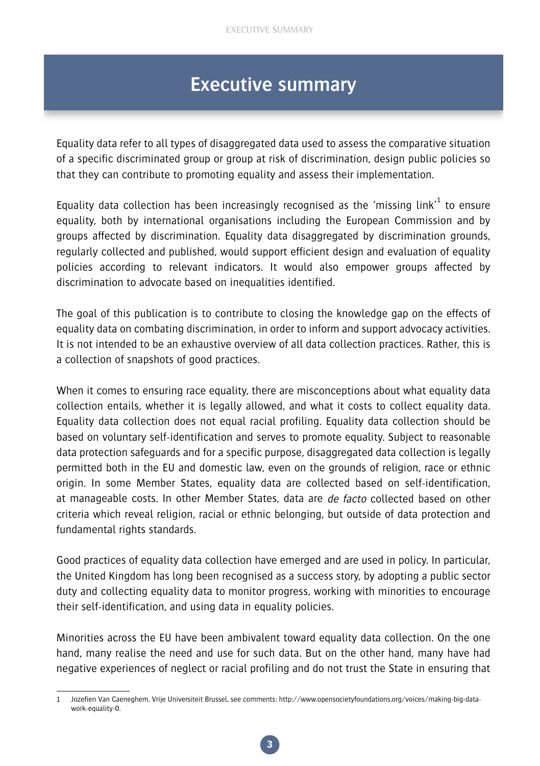# Executive summary

Equality data refer to all types of disaggregated data used to assess the comparative situation of a specific discriminated group or group at risk of discrimination, design public policies so that they can contribute to promoting equality and assess their implementation.

Equality data collection has been increasingly recognised as the 'missing link'[1] to ensure equality, both by international organisations including the European Commission and by groups affected by discrimination. Equality data disaggregated by discrimination grounds, regularly collected and published, would support efficient design and evaluation of equality policies according to relevant indicators. It would also empower groups affected by discrimination to advocate based on inequalities identified.

The goal of this publication is to contribute to closing the knowledge gap on the effects of equality data on combating discrimination, in order to inform and support advocacy activities. It is not intended to be an exhaustive overview of all data collection practices. Rather, this is a collection of snapshots of good practices.

When it comes to ensuring race equality, there are misconceptions about what equality data collection entails, whether it is legally allowed, and what it costs to collect equality data. Equality data collection does not equal racial profiling. Equality data collection should be based on voluntary self-identification and serves to promote equality. Subject to reasonable data protection safeguards and for a specific purpose, disaggregated data collection is legally permitted both in the EU and domestic law, even on the grounds of religion, race or ethnic origin. In some Member States, equality data are collected based on self-identification, at manageable costs. In other Member States, data are *de facto* collected based on other criteria which reveal religion, racial or ethnic belonging, but outside of data protection and fundamental rights standards.

Good practices of equality data collection have emerged and are used in policy. In particular, the United Kingdom has long been recognised as a success story, by adopting a public sector duty and collecting equality data to monitor progress, working with minorities to encourage their self-identification, and using data in equality policies.

Minorities across the EU have been ambivalent toward equality data collection. On the one hand, many realise the need and use for such data. But on the other hand, many have had negative experiences of neglect or racial profiling and do not trust the State in ensuring that

---

1 Jozefien Van Caeneghem, Vrije Universiteit Brussel, see comments: http://www.opensocietyfoundations.org/voices/making-big-data-work-equality-0.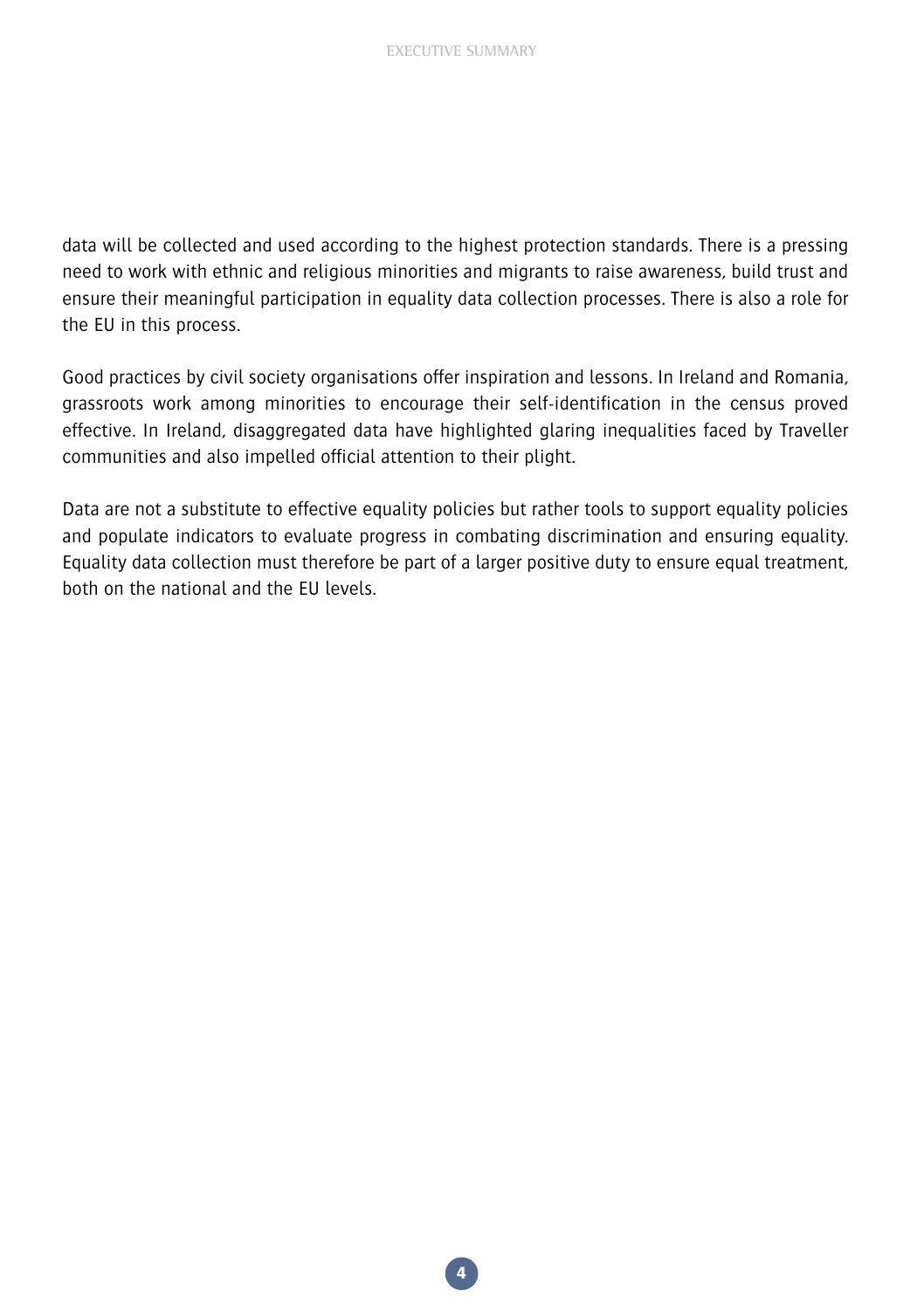data will be collected and used according to the highest protection standards. There is a pressing need to work with ethnic and religious minorities and migrants to raise awareness, build trust and ensure their meaningful participation in equality data collection processes. There is also a role for the EU in this process.

Good practices by civil society organisations offer inspiration and lessons. In Ireland and Romania, grassroots work among minorities to encourage their self-identification in the census proved effective. In Ireland, disaggregated data have highlighted glaring inequalities faced by Traveller communities and also impelled official attention to their plight.

Data are not a substitute to effective equality policies but rather tools to support equality policies and populate indicators to evaluate progress in combating discrimination and ensuring equality. Equality data collection must therefore be part of a larger positive duty to ensure equal treatment, both on the national and the EU levels.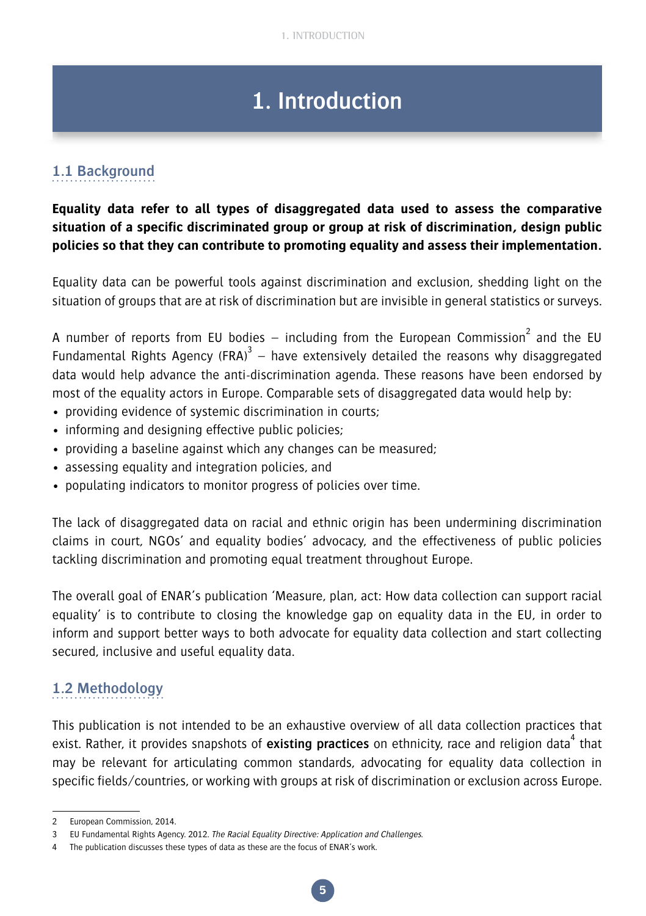# 1. Introduction

## 1.1 Background

**Equality data refer to all types of disaggregated data used to assess the comparative situation of a specific discriminated group or group at risk of discrimination, design public policies so that they can contribute to promoting equality and assess their implementation.**

Equality data can be powerful tools against discrimination and exclusion, shedding light on the situation of groups that are at risk of discrimination but are invisible in general statistics or surveys.

A number of reports from EU bodies – including from the European Commission[2] and the EU Fundamental Rights Agency (FRA)[3] – have extensively detailed the reasons why disaggregated data would help advance the anti-discrimination agenda. These reasons have been endorsed by most of the equality actors in Europe. Comparable sets of disaggregated data would help by:

- providing evidence of systemic discrimination in courts;
- informing and designing effective public policies;
- providing a baseline against which any changes can be measured;
- assessing equality and integration policies, and
- populating indicators to monitor progress of policies over time.

The lack of disaggregated data on racial and ethnic origin has been undermining discrimination claims in court, NGOs' and equality bodies' advocacy, and the effectiveness of public policies tackling discrimination and promoting equal treatment throughout Europe.

The overall goal of ENAR's publication 'Measure, plan, act: How data collection can support racial equality' is to contribute to closing the knowledge gap on equality data in the EU, in order to inform and support better ways to both advocate for equality data collection and start collecting secured, inclusive and useful equality data.

## 1.2 Methodology

This publication is not intended to be an exhaustive overview of all data collection practices that exist. Rather, it provides snapshots of **existing practices** on ethnicity, race and religion data[4] that may be relevant for articulating common standards, advocating for equality data collection in specific fields/countries, or working with groups at risk of discrimination or exclusion across Europe.

---

2 European Commission, 2014.

3 EU Fundamental Rights Agency. 2012. *The Racial Equality Directive: Application and Challenges.*

4 The publication discusses these types of data as these are the focus of ENAR's work.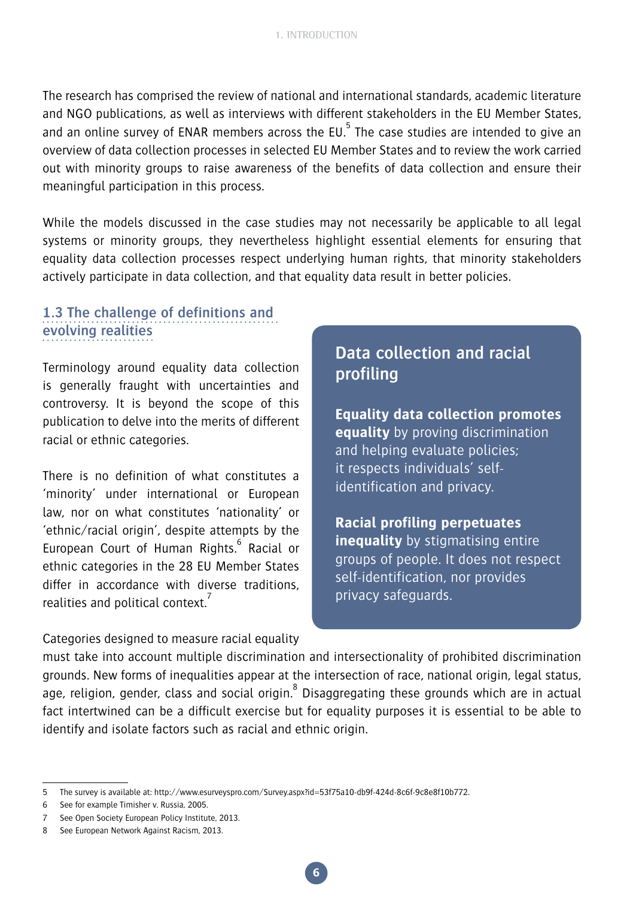The research has comprised the review of national and international standards, academic literature and NGO publications, as well as interviews with different stakeholders in the EU Member States, and an online survey of ENAR members across the EU.[5] The case studies are intended to give an overview of data collection processes in selected EU Member States and to review the work carried out with minority groups to raise awareness of the benefits of data collection and ensure their meaningful participation in this process.

While the models discussed in the case studies may not necessarily be applicable to all legal systems or minority groups, they nevertheless highlight essential elements for ensuring that equality data collection processes respect underlying human rights, that minority stakeholders actively participate in data collection, and that equality data result in better policies.

### 1.3 The challenge of definitions and evolving realities

Terminology around equality data collection is generally fraught with uncertainties and controversy. It is beyond the scope of this publication to delve into the merits of different racial or ethnic categories.

There is no definition of what constitutes a 'minority' under international or European law, nor on what constitutes 'nationality' or 'ethnic/racial origin', despite attempts by the European Court of Human Rights.[6] Racial or ethnic categories in the 28 EU Member States differ in accordance with diverse traditions, realities and political context.[7]

Categories designed to measure racial equality must take into account multiple discrimination and intersectionality of prohibited discrimination grounds. New forms of inequalities appear at the intersection of race, national origin, legal status, age, religion, gender, class and social origin.[8] Disaggregating these grounds which are in actual fact intertwined can be a difficult exercise but for equality purposes it is essential to be able to identify and isolate factors such as racial and ethnic origin.

> **Data collection and racial profiling**
>
> **Equality data collection promotes equality** by proving discrimination and helping evaluate policies; it respects individuals' self-identification and privacy.
>
> **Racial profiling perpetuates inequality** by stigmatising entire groups of people. It does not respect self-identification, nor provides privacy safeguards.

---

5 The survey is available at: http://www.esurveyspro.com/Survey.aspx?id=53f75a10-db9f-424d-8c6f-9c8e8f10b772.

6 See for example Timisher v. Russia, 2005.

7 See Open Society European Policy Institute, 2013.

8 See European Network Against Racism, 2013.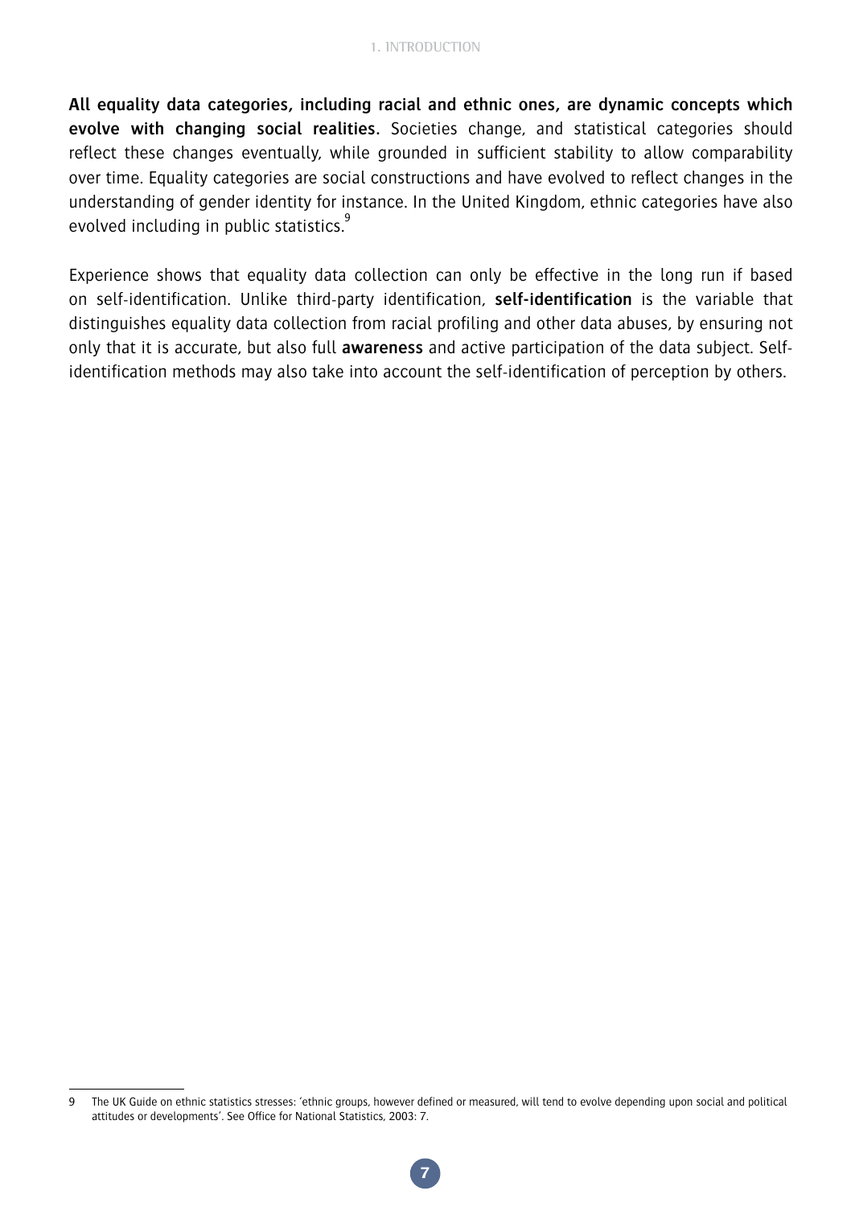**All equality data categories, including racial and ethnic ones, are dynamic concepts which evolve with changing social realities.** Societies change, and statistical categories should reflect these changes eventually, while grounded in sufficient stability to allow comparability over time. Equality categories are social constructions and have evolved to reflect changes in the understanding of gender identity for instance. In the United Kingdom, ethnic categories have also evolved including in public statistics.[9]

Experience shows that equality data collection can only be effective in the long run if based on self-identification. Unlike third-party identification, **self-identification** is the variable that distinguishes equality data collection from racial profiling and other data abuses, by ensuring not only that it is accurate, but also full **awareness** and active participation of the data subject. Self-identification methods may also take into account the self-identification of perception by others.

---

9 The UK Guide on ethnic statistics stresses: 'ethnic groups, however defined or measured, will tend to evolve depending upon social and political attitudes or developments'. See Office for National Statistics, 2003: 7.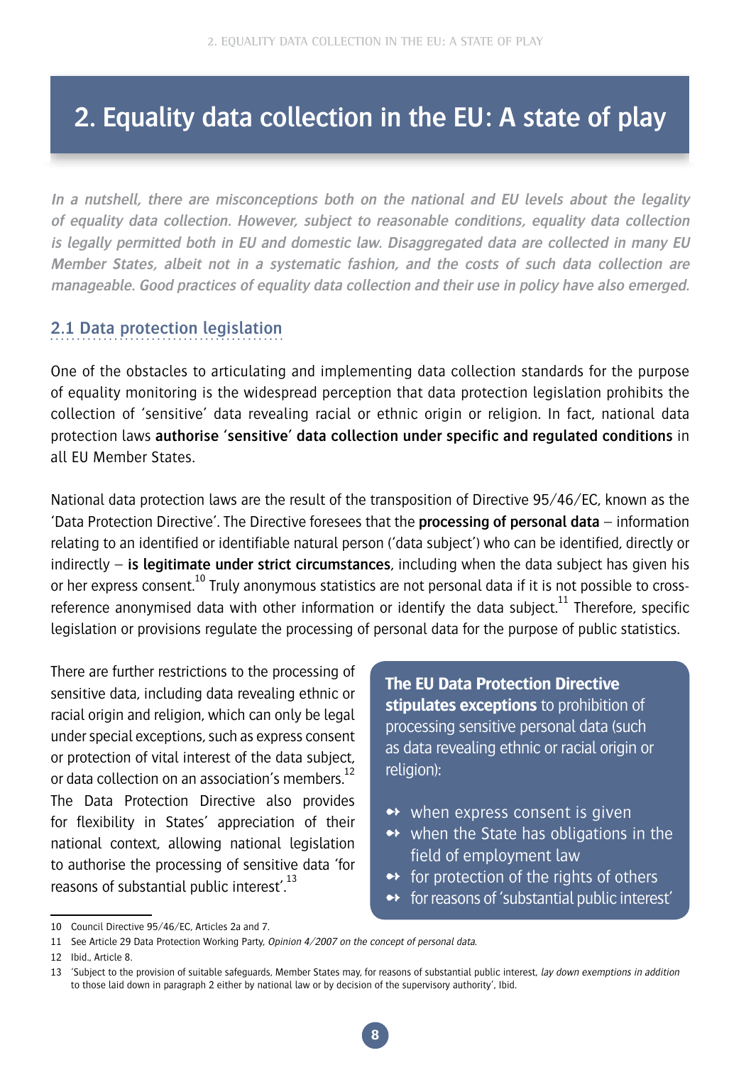# 2. Equality data collection in the EU: A state of play

*In a nutshell, there are misconceptions both on the national and EU levels about the legality of equality data collection. However, subject to reasonable conditions, equality data collection is legally permitted both in EU and domestic law. Disaggregated data are collected in many EU Member States, albeit not in a systematic fashion, and the costs of such data collection are manageable. Good practices of equality data collection and their use in policy have also emerged.*

## 2.1 Data protection legislation

One of the obstacles to articulating and implementing data collection standards for the purpose of equality monitoring is the widespread perception that data protection legislation prohibits the collection of 'sensitive' data revealing racial or ethnic origin or religion. In fact, national data protection laws **authorise 'sensitive' data collection under specific and regulated conditions** in all EU Member States.

National data protection laws are the result of the transposition of Directive 95/46/EC, known as the 'Data Protection Directive'. The Directive foresees that the **processing of personal data** – information relating to an identified or identifiable natural person ('data subject') who can be identified, directly or indirectly – **is legitimate under strict circumstances**, including when the data subject has given his or her express consent.[10] Truly anonymous statistics are not personal data if it is not possible to cross-reference anonymised data with other information or identify the data subject.[11] Therefore, specific legislation or provisions regulate the processing of personal data for the purpose of public statistics.

There are further restrictions to the processing of sensitive data, including data revealing ethnic or racial origin and religion, which can only be legal under special exceptions, such as express consent or protection of vital interest of the data subject, or data collection on an association's members.[12] The Data Protection Directive also provides for flexibility in States' appreciation of their national context, allowing national legislation to authorise the processing of sensitive data 'for reasons of substantial public interest'.[13]

**The EU Data Protection Directive stipulates exceptions** to prohibition of processing sensitive personal data (such as data revealing ethnic or racial origin or religion):

- when express consent is given
- when the State has obligations in the field of employment law
- for protection of the rights of others
- for reasons of 'substantial public interest'

---

10 Council Directive 95/46/EC, Articles 2a and 7.

11 See Article 29 Data Protection Working Party, *Opinion 4/2007 on the concept of personal data*.

12 Ibid., Article 8.

13 'Subject to the provision of suitable safeguards, Member States may, for reasons of substantial public interest, *lay down exemptions in addition* to those laid down in paragraph 2 either by national law or by decision of the supervisory authority', Ibid.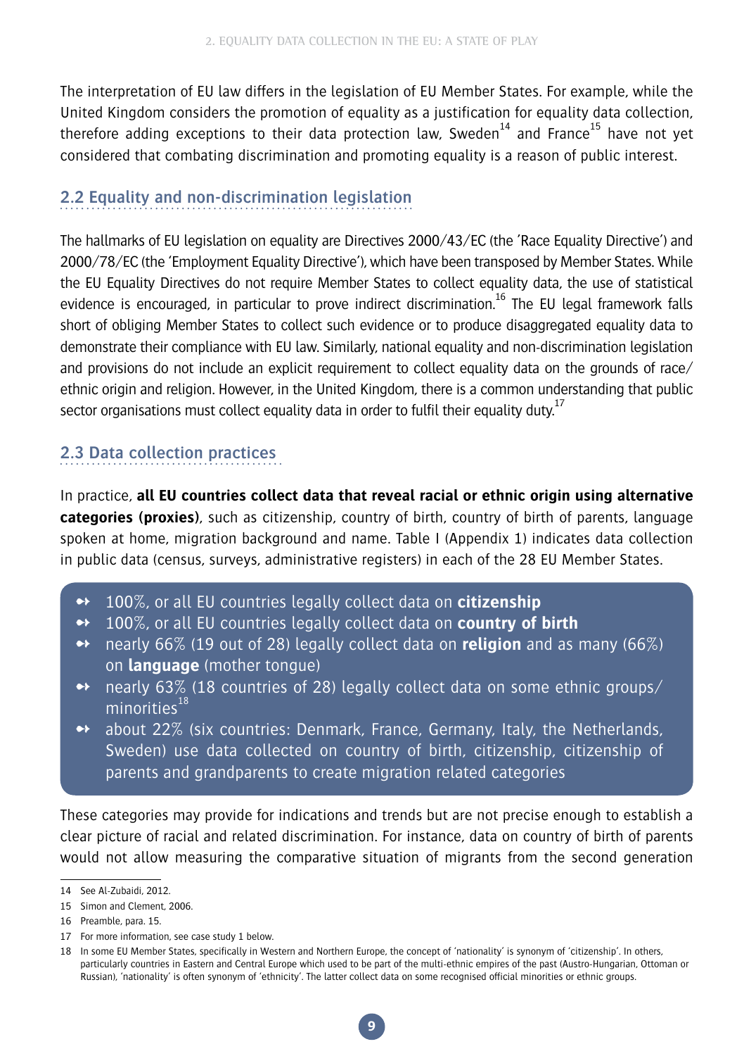The interpretation of EU law differs in the legislation of EU Member States. For example, while the United Kingdom considers the promotion of equality as a justification for equality data collection, therefore adding exceptions to their data protection law, Sweden[14] and France[15] have not yet considered that combating discrimination and promoting equality is a reason of public interest.

## 2.2 Equality and non-discrimination legislation

The hallmarks of EU legislation on equality are Directives 2000/43/EC (the 'Race Equality Directive') and 2000/78/EC (the 'Employment Equality Directive'), which have been transposed by Member States. While the EU Equality Directives do not require Member States to collect equality data, the use of statistical evidence is encouraged, in particular to prove indirect discrimination.[16] The EU legal framework falls short of obliging Member States to collect such evidence or to produce disaggregated equality data to demonstrate their compliance with EU law. Similarly, national equality and non-discrimination legislation and provisions do not include an explicit requirement to collect equality data on the grounds of race/ethnic origin and religion. However, in the United Kingdom, there is a common understanding that public sector organisations must collect equality data in order to fulfil their equality duty.[17]

## 2.3 Data collection practices

In practice, **all EU countries collect data that reveal racial or ethnic origin using alternative categories (proxies)**, such as citizenship, country of birth, country of birth of parents, language spoken at home, migration background and name. Table I (Appendix 1) indicates data collection in public data (census, surveys, administrative registers) in each of the 28 EU Member States.

- 100%, or all EU countries legally collect data on **citizenship**
- 100%, or all EU countries legally collect data on **country of birth**
- nearly 66% (19 out of 28) legally collect data on **religion** and as many (66%) on **language** (mother tongue)
- nearly 63% (18 countries of 28) legally collect data on some ethnic groups/minorities[18]
- about 22% (six countries: Denmark, France, Germany, Italy, the Netherlands, Sweden) use data collected on country of birth, citizenship, citizenship of parents and grandparents to create migration related categories

These categories may provide for indications and trends but are not precise enough to establish a clear picture of racial and related discrimination. For instance, data on country of birth of parents would not allow measuring the comparative situation of migrants from the second generation

---

14 See Al-Zubaidi, 2012.

15 Simon and Clement, 2006.

16 Preamble, para. 15.

17 For more information, see case study 1 below.

18 In some EU Member States, specifically in Western and Northern Europe, the concept of 'nationality' is synonym of 'citizenship'. In others, particularly countries in Eastern and Central Europe which used to be part of the multi-ethnic empires of the past (Austro-Hungarian, Ottoman or Russian), 'nationality' is often synonym of 'ethnicity'. The latter collect data on some recognised official minorities or ethnic groups.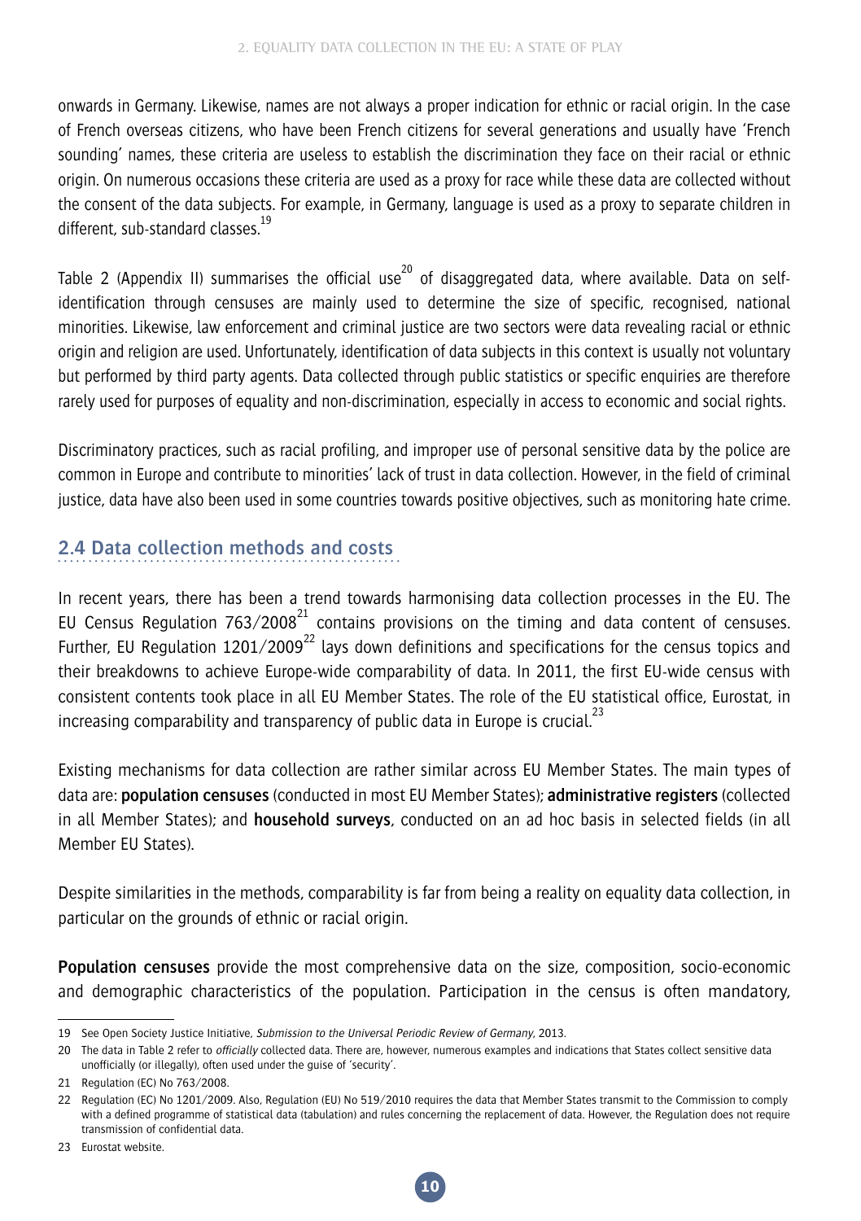onwards in Germany. Likewise, names are not always a proper indication for ethnic or racial origin. In the case of French overseas citizens, who have been French citizens for several generations and usually have 'French sounding' names, these criteria are useless to establish the discrimination they face on their racial or ethnic origin. On numerous occasions these criteria are used as a proxy for race while these data are collected without the consent of the data subjects. For example, in Germany, language is used as a proxy to separate children in different, sub-standard classes.[19]

Table 2 (Appendix II) summarises the official use[20] of disaggregated data, where available. Data on self-identification through censuses are mainly used to determine the size of specific, recognised, national minorities. Likewise, law enforcement and criminal justice are two sectors were data revealing racial or ethnic origin and religion are used. Unfortunately, identification of data subjects in this context is usually not voluntary but performed by third party agents. Data collected through public statistics or specific enquiries are therefore rarely used for purposes of equality and non-discrimination, especially in access to economic and social rights.

Discriminatory practices, such as racial profiling, and improper use of personal sensitive data by the police are common in Europe and contribute to minorities' lack of trust in data collection. However, in the field of criminal justice, data have also been used in some countries towards positive objectives, such as monitoring hate crime.

## 2.4 Data collection methods and costs

In recent years, there has been a trend towards harmonising data collection processes in the EU. The EU Census Regulation 763/2008[21] contains provisions on the timing and data content of censuses. Further, EU Regulation 1201/2009[22] lays down definitions and specifications for the census topics and their breakdowns to achieve Europe-wide comparability of data. In 2011, the first EU-wide census with consistent contents took place in all EU Member States. The role of the EU statistical office, Eurostat, in increasing comparability and transparency of public data in Europe is crucial.[23]

Existing mechanisms for data collection are rather similar across EU Member States. The main types of data are: **population censuses** (conducted in most EU Member States); **administrative registers** (collected in all Member States); and **household surveys**, conducted on an ad hoc basis in selected fields (in all Member EU States).

Despite similarities in the methods, comparability is far from being a reality on equality data collection, in particular on the grounds of ethnic or racial origin.

**Population censuses** provide the most comprehensive data on the size, composition, socio-economic and demographic characteristics of the population. Participation in the census is often mandatory,

---

19 See Open Society Justice Initiative, *Submission to the Universal Periodic Review of Germany*, 2013.

20 The data in Table 2 refer to *officially* collected data. There are, however, numerous examples and indications that States collect sensitive data unofficially (or illegally), often used under the guise of 'security'.

21 Regulation (EC) No 763/2008.

22 Regulation (EC) No 1201/2009. Also, Regulation (EU) No 519/2010 requires the data that Member States transmit to the Commission to comply with a defined programme of statistical data (tabulation) and rules concerning the replacement of data. However, the Regulation does not require transmission of confidential data.

23 Eurostat website.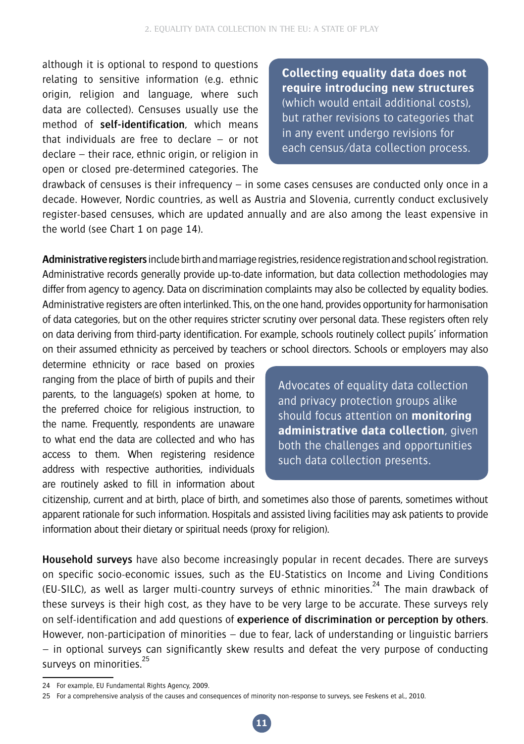although it is optional to respond to questions relating to sensitive information (e.g. ethnic origin, religion and language, where such data are collected). Censuses usually use the method of **self-identification**, which means that individuals are free to declare – or not declare – their race, ethnic origin, or religion in open or closed pre-determined categories. The drawback of censuses is their infrequency – in some cases censuses are conducted only once in a decade. However, Nordic countries, as well as Austria and Slovenia, currently conduct exclusively register-based censuses, which are updated annually and are also among the least expensive in the world (see Chart 1 on page 14).

> **Collecting equality data does not require introducing new structures** (which would entail additional costs), but rather revisions to categories that in any event undergo revisions for each census/data collection process.

**Administrative registers** include birth and marriage registries, residence registration and school registration. Administrative records generally provide up-to-date information, but data collection methodologies may differ from agency to agency. Data on discrimination complaints may also be collected by equality bodies. Administrative registers are often interlinked. This, on the one hand, provides opportunity for harmonisation of data categories, but on the other requires stricter scrutiny over personal data. These registers often rely on data deriving from third-party identification. For example, schools routinely collect pupils' information on their assumed ethnicity as perceived by teachers or school directors. Schools or employers may also determine ethnicity or race based on proxies ranging from the place of birth of pupils and their parents, to the language(s) spoken at home, to the preferred choice for religious instruction, to the name. Frequently, respondents are unaware to what end the data are collected and who has access to them. When registering residence address with respective authorities, individuals are routinely asked to fill in information about citizenship, current and at birth, place of birth, and sometimes also those of parents, sometimes without apparent rationale for such information. Hospitals and assisted living facilities may ask patients to provide information about their dietary or spiritual needs (proxy for religion).

> Advocates of equality data collection and privacy protection groups alike should focus attention on **monitoring administrative data collection**, given both the challenges and opportunities such data collection presents.

**Household surveys** have also become increasingly popular in recent decades. There are surveys on specific socio-economic issues, such as the EU-Statistics on Income and Living Conditions (EU-SILC), as well as larger multi-country surveys of ethnic minorities.[24] The main drawback of these surveys is their high cost, as they have to be very large to be accurate. These surveys rely on self-identification and add questions of **experience of discrimination or perception by others**. However, non-participation of minorities – due to fear, lack of understanding or linguistic barriers – in optional surveys can significantly skew results and defeat the very purpose of conducting surveys on minorities.[25]

---

24 For example, EU Fundamental Rights Agency, 2009.

25 For a comprehensive analysis of the causes and consequences of minority non-response to surveys, see Feskens et al., 2010.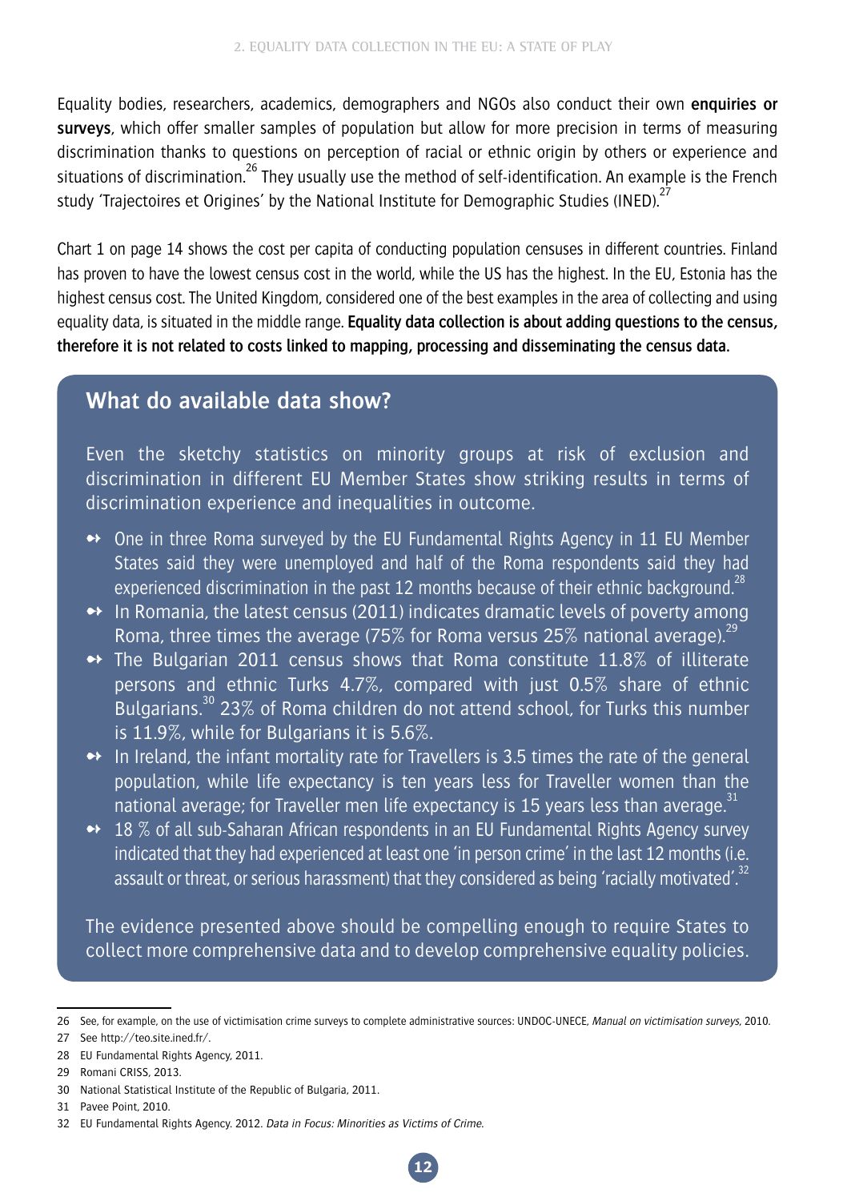Equality bodies, researchers, academics, demographers and NGOs also conduct their own **enquiries or surveys**, which offer smaller samples of population but allow for more precision in terms of measuring discrimination thanks to questions on perception of racial or ethnic origin by others or experience and situations of discrimination.[26] They usually use the method of self-identification. An example is the French study 'Trajectoires et Origines' by the National Institute for Demographic Studies (INED).[27]

Chart 1 on page 14 shows the cost per capita of conducting population censuses in different countries. Finland has proven to have the lowest census cost in the world, while the US has the highest. In the EU, Estonia has the highest census cost. The United Kingdom, considered one of the best examples in the area of collecting and using equality data, is situated in the middle range. **Equality data collection is about adding questions to the census, therefore it is not related to costs linked to mapping, processing and disseminating the census data.**

## What do available data show?

Even the sketchy statistics on minority groups at risk of exclusion and discrimination in different EU Member States show striking results in terms of discrimination experience and inequalities in outcome.

- One in three Roma surveyed by the EU Fundamental Rights Agency in 11 EU Member States said they were unemployed and half of the Roma respondents said they had experienced discrimination in the past 12 months because of their ethnic background.[28]
- In Romania, the latest census (2011) indicates dramatic levels of poverty among Roma, three times the average (75% for Roma versus 25% national average).[29]
- The Bulgarian 2011 census shows that Roma constitute 11.8% of illiterate persons and ethnic Turks 4.7%, compared with just 0.5% share of ethnic Bulgarians.[30] 23% of Roma children do not attend school, for Turks this number is 11.9%, while for Bulgarians it is 5.6%.
- In Ireland, the infant mortality rate for Travellers is 3.5 times the rate of the general population, while life expectancy is ten years less for Traveller women than the national average; for Traveller men life expectancy is 15 years less than average.[31]
- 18 % of all sub-Saharan African respondents in an EU Fundamental Rights Agency survey indicated that they had experienced at least one 'in person crime' in the last 12 months (i.e. assault or threat, or serious harassment) that they considered as being 'racially motivated'.[32]

The evidence presented above should be compelling enough to require States to collect more comprehensive data and to develop comprehensive equality policies.

---

26 See, for example, on the use of victimisation crime surveys to complete administrative sources: UNDOC-UNECE, *Manual on victimisation surveys*, 2010.

27 See http://teo.site.ined.fr/.

28 EU Fundamental Rights Agency, 2011.

29 Romani CRISS, 2013.

30 National Statistical Institute of the Republic of Bulgaria, 2011.

31 Pavee Point, 2010.

32 EU Fundamental Rights Agency. 2012. *Data in Focus: Minorities as Victims of Crime.*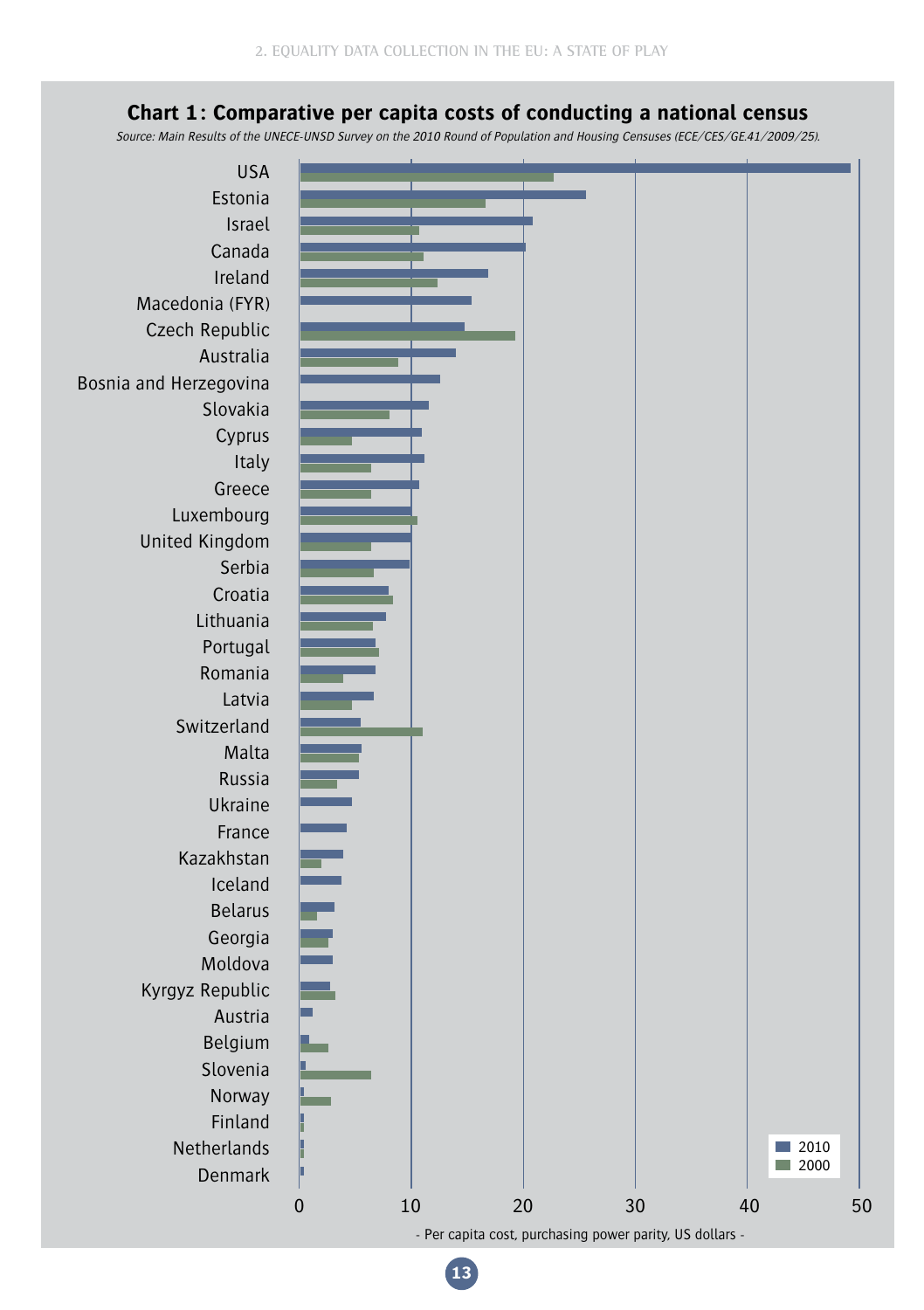## Chart 1: Comparative per capita costs of conducting a national census

*Source: Main Results of the UNECE-UNSD Survey on the 2010 Round of Population and Housing Censuses (ECE/CES/GE.41/2009/25).*

USA
Estonia
Israel
Canada
Ireland
Macedonia (FYR)
Czech Republic
Australia
Bosnia and Herzegovina
Slovakia
Cyprus
Italy
Greece
Luxembourg
United Kingdom
Serbia
Croatia
Lithuania
Portugal
Romania
Latvia
Switzerland
Malta
Russia
Ukraine
France
Kazakhstan
Iceland
Belarus
Georgia
Moldova
Kyrgyz Republic
Austria
Belgium
Slovenia
Norway
Finland
Netherlands
Denmark

0 10 20 30 40 50

- Per capita cost, purchasing power parity, US dollars -

2010
2000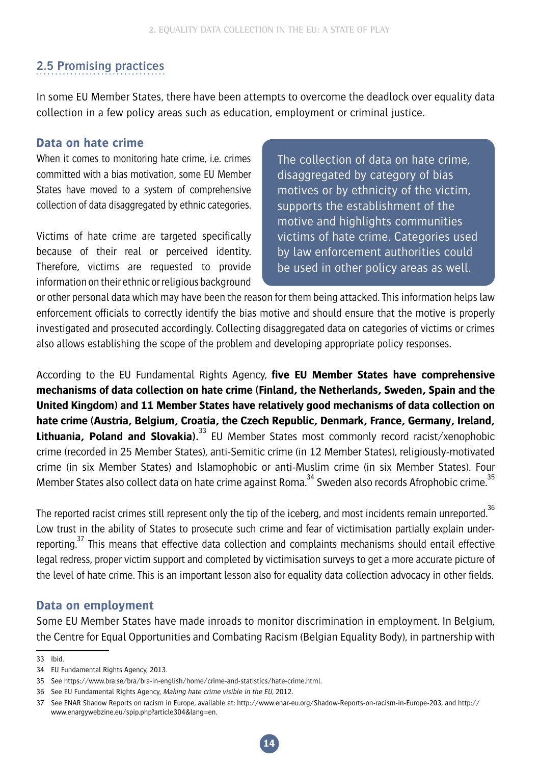## 2.5 Promising practices

In some EU Member States, there have been attempts to overcome the deadlock over equality data collection in a few policy areas such as education, employment or criminal justice.

### Data on hate crime

When it comes to monitoring hate crime, i.e. crimes committed with a bias motivation, some EU Member States have moved to a system of comprehensive collection of data disaggregated by ethnic categories.

> The collection of data on hate crime, disaggregated by category of bias motives or by ethnicity of the victim, supports the establishment of the motive and highlights communities victims of hate crime. Categories used by law enforcement authorities could be used in other policy areas as well.

Victims of hate crime are targeted specifically because of their real or perceived identity. Therefore, victims are requested to provide information on their ethnic or religious background or other personal data which may have been the reason for them being attacked. This information helps law enforcement officials to correctly identify the bias motive and should ensure that the motive is properly investigated and prosecuted accordingly. Collecting disaggregated data on categories of victims or crimes also allows establishing the scope of the problem and developing appropriate policy responses.

According to the EU Fundamental Rights Agency, **five EU Member States have comprehensive mechanisms of data collection on hate crime (Finland, the Netherlands, Sweden, Spain and the United Kingdom) and 11 Member States have relatively good mechanisms of data collection on hate crime (Austria, Belgium, Croatia, the Czech Republic, Denmark, France, Germany, Ireland, Lithuania, Poland and Slovakia).**[33] EU Member States most commonly record racist/xenophobic crime (recorded in 25 Member States), anti-Semitic crime (in 12 Member States), religiously-motivated crime (in six Member States) and Islamophobic or anti-Muslim crime (in six Member States). Four Member States also collect data on hate crime against Roma.[34] Sweden also records Afrophobic crime.[35]

The reported racist crimes still represent only the tip of the iceberg, and most incidents remain unreported.[36] Low trust in the ability of States to prosecute such crime and fear of victimisation partially explain under-reporting.[37] This means that effective data collection and complaints mechanisms should entail effective legal redress, proper victim support and completed by victimisation surveys to get a more accurate picture of the level of hate crime. This is an important lesson also for equality data collection advocacy in other fields.

### Data on employment

Some EU Member States have made inroads to monitor discrimination in employment. In Belgium, the Centre for Equal Opportunities and Combating Racism (Belgian Equality Body), in partnership with

---

33 Ibid.

34 EU Fundamental Rights Agency, 2013.

35 See https://www.bra.se/bra/bra-in-english/home/crime-and-statistics/hate-crime.html.

36 See EU Fundamental Rights Agency, *Making hate crime visible in the EU*, 2012.

37 See ENAR Shadow Reports on racism in Europe, available at: http://www.enar-eu.org/Shadow-Reports-on-racism-in-Europe-203, and http://www.enargywebzine.eu/spip.php?article304&lang=en.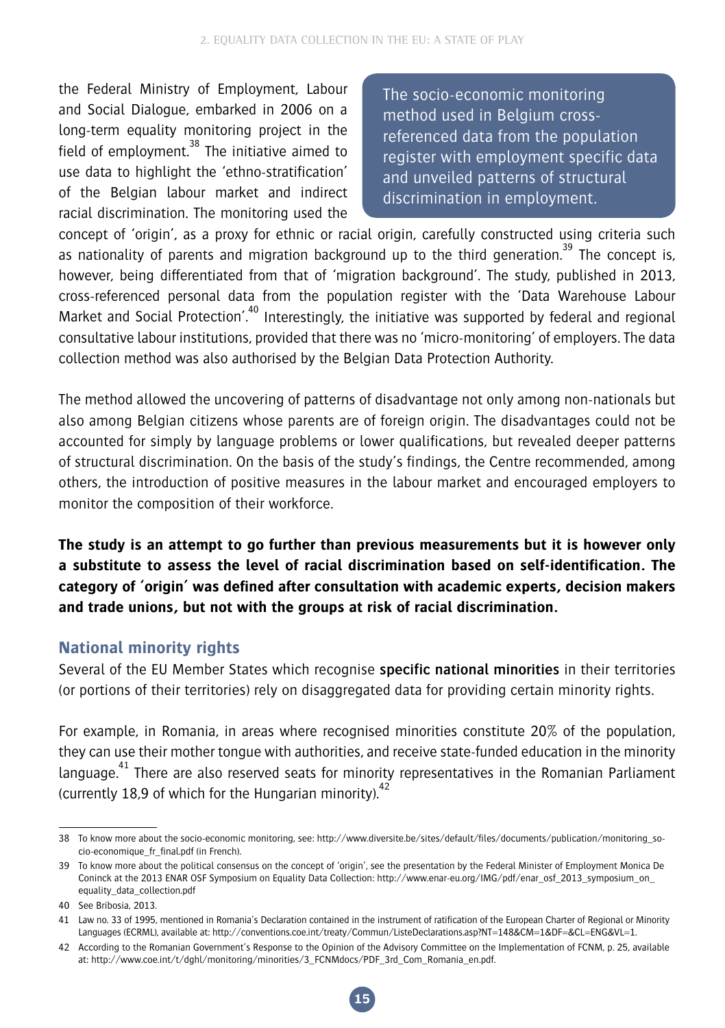the Federal Ministry of Employment, Labour and Social Dialogue, embarked in 2006 on a long-term equality monitoring project in the field of employment.[38] The initiative aimed to use data to highlight the 'ethno-stratification' of the Belgian labour market and indirect racial discrimination. The monitoring used the concept of 'origin', as a proxy for ethnic or racial origin, carefully constructed using criteria such as nationality of parents and migration background up to the third generation.[39] The concept is, however, being differentiated from that of 'migration background'. The study, published in 2013, cross-referenced personal data from the population register with the 'Data Warehouse Labour Market and Social Protection'.[40] Interestingly, the initiative was supported by federal and regional consultative labour institutions, provided that there was no 'micro-monitoring' of employers. The data collection method was also authorised by the Belgian Data Protection Authority.

> The socio-economic monitoring method used in Belgium cross-referenced data from the population register with employment specific data and unveiled patterns of structural discrimination in employment.

The method allowed the uncovering of patterns of disadvantage not only among non-nationals but also among Belgian citizens whose parents are of foreign origin. The disadvantages could not be accounted for simply by language problems or lower qualifications, but revealed deeper patterns of structural discrimination. On the basis of the study's findings, the Centre recommended, among others, the introduction of positive measures in the labour market and encouraged employers to monitor the composition of their workforce.

**The study is an attempt to go further than previous measurements but it is however only a substitute to assess the level of racial discrimination based on self-identification. The category of 'origin' was defined after consultation with academic experts, decision makers and trade unions, but not with the groups at risk of racial discrimination.**

### National minority rights

Several of the EU Member States which recognise **specific national minorities** in their territories (or portions of their territories) rely on disaggregated data for providing certain minority rights.

For example, in Romania, in areas where recognised minorities constitute 20% of the population, they can use their mother tongue with authorities, and receive state-funded education in the minority language.[41] There are also reserved seats for minority representatives in the Romanian Parliament (currently 18,9 of which for the Hungarian minority).[42]

---

38 To know more about the socio-economic monitoring, see: http://www.diversite.be/sites/default/files/documents/publication/monitoring_socio-economique_fr_final.pdf (in French).

39 To know more about the political consensus on the concept of 'origin', see the presentation by the Federal Minister of Employment Monica De Coninck at the 2013 ENAR OSF Symposium on Equality Data Collection: http://www.enar-eu.org/IMG/pdf/enar_osf_2013_symposium_on_equality_data_collection.pdf

40 See Bribosia, 2013.

41 Law no. 33 of 1995, mentioned in Romania's Declaration contained in the instrument of ratification of the European Charter of Regional or Minority Languages (ECRML), available at: http://conventions.coe.int/treaty/Commun/ListeDeclarations.asp?NT=148&CM=1&DF=&CL=ENG&VL=1.

42 According to the Romanian Government's Response to the Opinion of the Advisory Committee on the Implementation of FCNM, p. 25, available at: http://www.coe.int/t/dghl/monitoring/minorities/3_FCNMdocs/PDF_3rd_Com_Romania_en.pdf.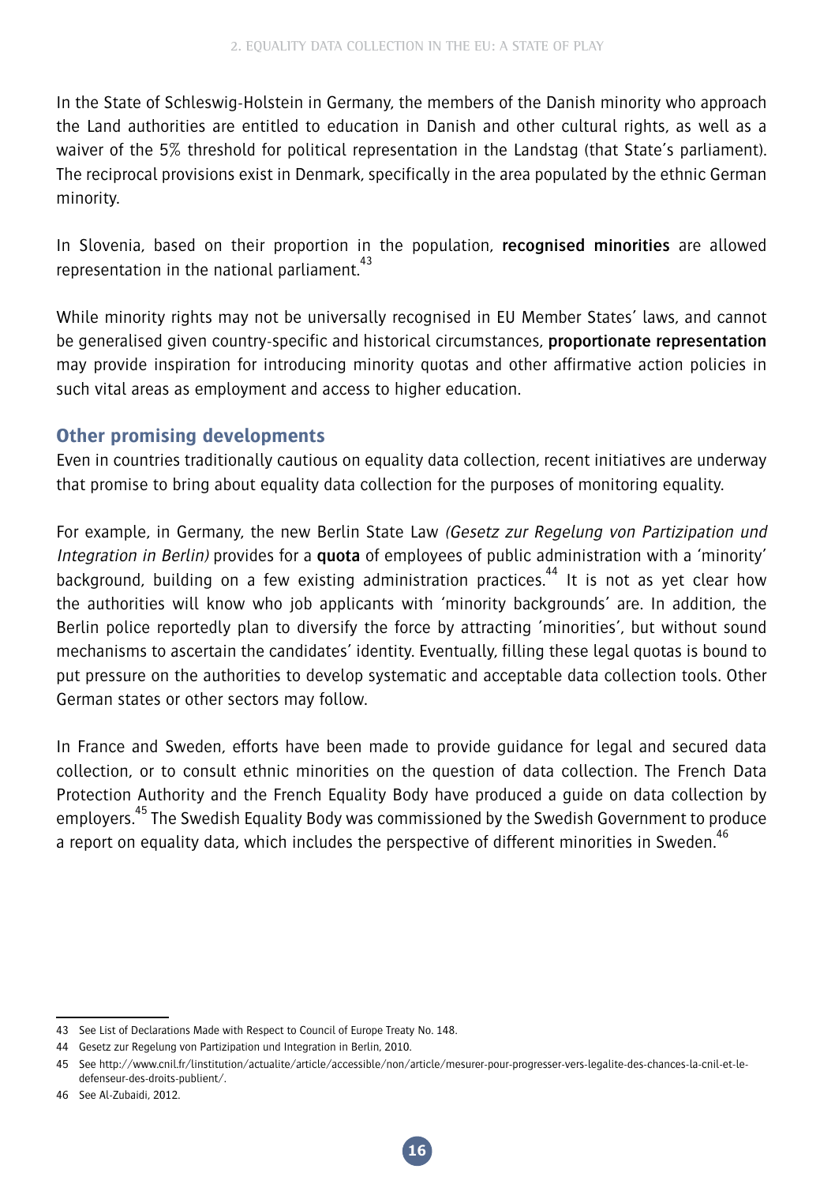In the State of Schleswig-Holstein in Germany, the members of the Danish minority who approach the Land authorities are entitled to education in Danish and other cultural rights, as well as a waiver of the 5% threshold for political representation in the Landstag (that State's parliament). The reciprocal provisions exist in Denmark, specifically in the area populated by the ethnic German minority.

In Slovenia, based on their proportion in the population, **recognised minorities** are allowed representation in the national parliament.[43]

While minority rights may not be universally recognised in EU Member States' laws, and cannot be generalised given country-specific and historical circumstances, **proportionate representation** may provide inspiration for introducing minority quotas and other affirmative action policies in such vital areas as employment and access to higher education.

### Other promising developments

Even in countries traditionally cautious on equality data collection, recent initiatives are underway that promise to bring about equality data collection for the purposes of monitoring equality.

For example, in Germany, the new Berlin State Law *(Gesetz zur Regelung von Partizipation und Integration in Berlin)* provides for a **quota** of employees of public administration with a 'minority' background, building on a few existing administration practices.[44] It is not as yet clear how the authorities will know who job applicants with 'minority backgrounds' are. In addition, the Berlin police reportedly plan to diversify the force by attracting 'minorities', but without sound mechanisms to ascertain the candidates' identity. Eventually, filling these legal quotas is bound to put pressure on the authorities to develop systematic and acceptable data collection tools. Other German states or other sectors may follow.

In France and Sweden, efforts have been made to provide guidance for legal and secured data collection, or to consult ethnic minorities on the question of data collection. The French Data Protection Authority and the French Equality Body have produced a guide on data collection by employers.[45] The Swedish Equality Body was commissioned by the Swedish Government to produce a report on equality data, which includes the perspective of different minorities in Sweden.[46]

---

43 See List of Declarations Made with Respect to Council of Europe Treaty No. 148.

44 Gesetz zur Regelung von Partizipation und Integration in Berlin, 2010.

45 See http://www.cnil.fr/linstitution/actualite/article/accessible/non/article/mesurer-pour-progresser-vers-legalite-des-chances-la-cnil-et-le-defenseur-des-droits-publient/.

46 See Al-Zubaidi, 2012.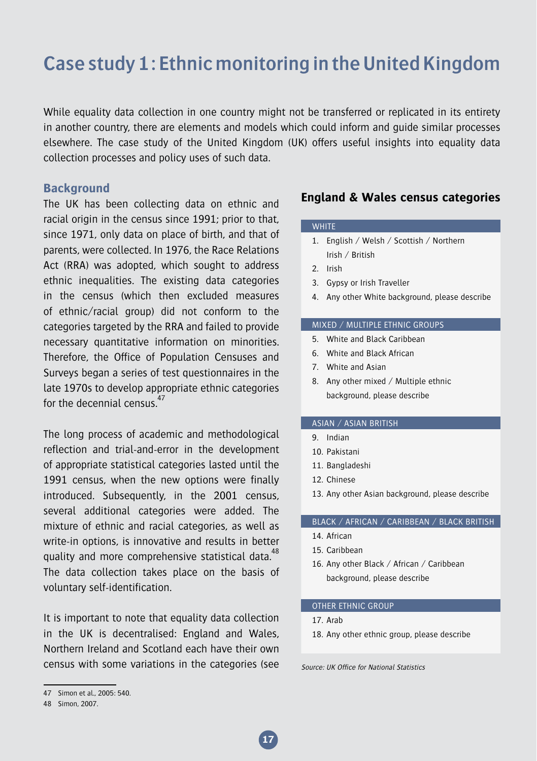# Case study 1 : Ethnic monitoring in the United Kingdom

While equality data collection in one country might not be transferred or replicated in its entirety in another country, there are elements and models which could inform and guide similar processes elsewhere. The case study of the United Kingdom (UK) offers useful insights into equality data collection processes and policy uses of such data.

## Background

The UK has been collecting data on ethnic and racial origin in the census since 1991; prior to that, since 1971, only data on place of birth, and that of parents, were collected. In 1976, the Race Relations Act (RRA) was adopted, which sought to address ethnic inequalities. The existing data categories in the census (which then excluded measures of ethnic/racial group) did not conform to the categories targeted by the RRA and failed to provide necessary quantitative information on minorities. Therefore, the Office of Population Censuses and Surveys began a series of test questionnaires in the late 1970s to develop appropriate ethnic categories for the decennial census.[47]

The long process of academic and methodological reflection and trial-and-error in the development of appropriate statistical categories lasted until the 1991 census, when the new options were finally introduced. Subsequently, in the 2001 census, several additional categories were added. The mixture of ethnic and racial categories, as well as write-in options, is innovative and results in better quality and more comprehensive statistical data.[48] The data collection takes place on the basis of voluntary self-identification.

It is important to note that equality data collection in the UK is decentralised: England and Wales, Northern Ireland and Scotland each have their own census with some variations in the categories (see

### England & Wales census categories

**WHITE**

1. English / Welsh / Scottish / Northern Irish / British
2. Irish
3. Gypsy or Irish Traveller
4. Any other White background, please describe

**MIXED / MULTIPLE ETHNIC GROUPS**

5. White and Black Caribbean
6. White and Black African
7. White and Asian
8. Any other mixed / Multiple ethnic background, please describe

**ASIAN / ASIAN BRITISH**

9. Indian
10. Pakistani
11. Bangladeshi
12. Chinese
13. Any other Asian background, please describe

**BLACK / AFRICAN / CARIBBEAN / BLACK BRITISH**

14. African
15. Caribbean
16. Any other Black / African / Caribbean background, please describe

**OTHER ETHNIC GROUP**

17. Arab
18. Any other ethnic group, please describe

*Source: UK Office for National Statistics*

---

47 Simon et al., 2005: 540.

48 Simon, 2007.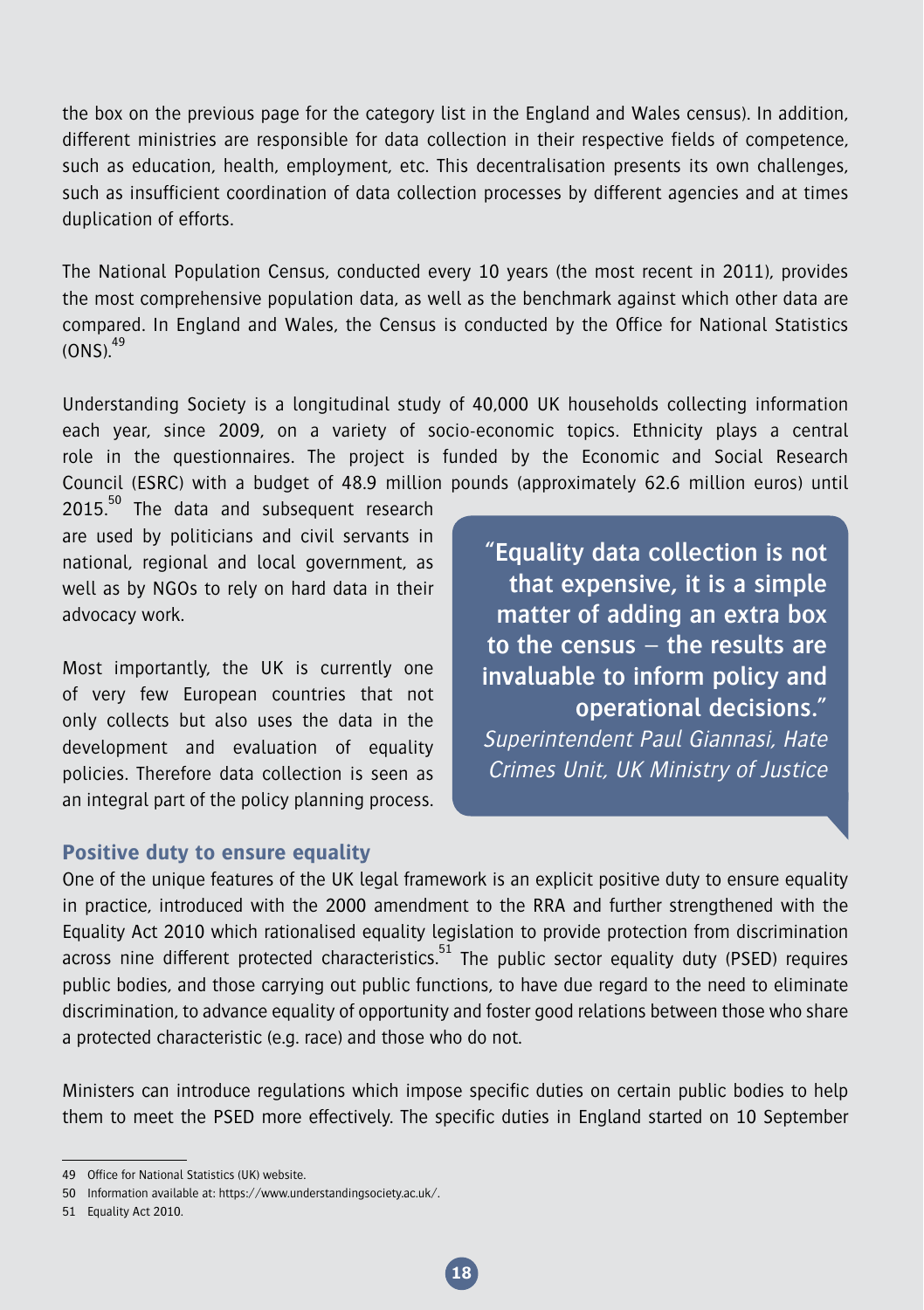the box on the previous page for the category list in the England and Wales census). In addition, different ministries are responsible for data collection in their respective fields of competence, such as education, health, employment, etc. This decentralisation presents its own challenges, such as insufficient coordination of data collection processes by different agencies and at times duplication of efforts.

The National Population Census, conducted every 10 years (the most recent in 2011), provides the most comprehensive population data, as well as the benchmark against which other data are compared. In England and Wales, the Census is conducted by the Office for National Statistics (ONS).[49]

Understanding Society is a longitudinal study of 40,000 UK households collecting information each year, since 2009, on a variety of socio-economic topics. Ethnicity plays a central role in the questionnaires. The project is funded by the Economic and Social Research Council (ESRC) with a budget of 48.9 million pounds (approximately 62.6 million euros) until 2015.[50] The data and subsequent research are used by politicians and civil servants in national, regional and local government, as well as by NGOs to rely on hard data in their advocacy work.

Most importantly, the UK is currently one of very few European countries that not only collects but also uses the data in the development and evaluation of equality policies. Therefore data collection is seen as an integral part of the policy planning process.

> **"Equality data collection is not that expensive, it is a simple matter of adding an extra box to the census – the results are invaluable to inform policy and operational decisions."**
> *Superintendent Paul Giannasi, Hate Crimes Unit, UK Ministry of Justice*

### Positive duty to ensure equality

One of the unique features of the UK legal framework is an explicit positive duty to ensure equality in practice, introduced with the 2000 amendment to the RRA and further strengthened with the Equality Act 2010 which rationalised equality legislation to provide protection from discrimination across nine different protected characteristics.[51] The public sector equality duty (PSED) requires public bodies, and those carrying out public functions, to have due regard to the need to eliminate discrimination, to advance equality of opportunity and foster good relations between those who share a protected characteristic (e.g. race) and those who do not.

Ministers can introduce regulations which impose specific duties on certain public bodies to help them to meet the PSED more effectively. The specific duties in England started on 10 September

49 Office for National Statistics (UK) website.

50 Information available at: https://www.understandingsociety.ac.uk/.

51 Equality Act 2010.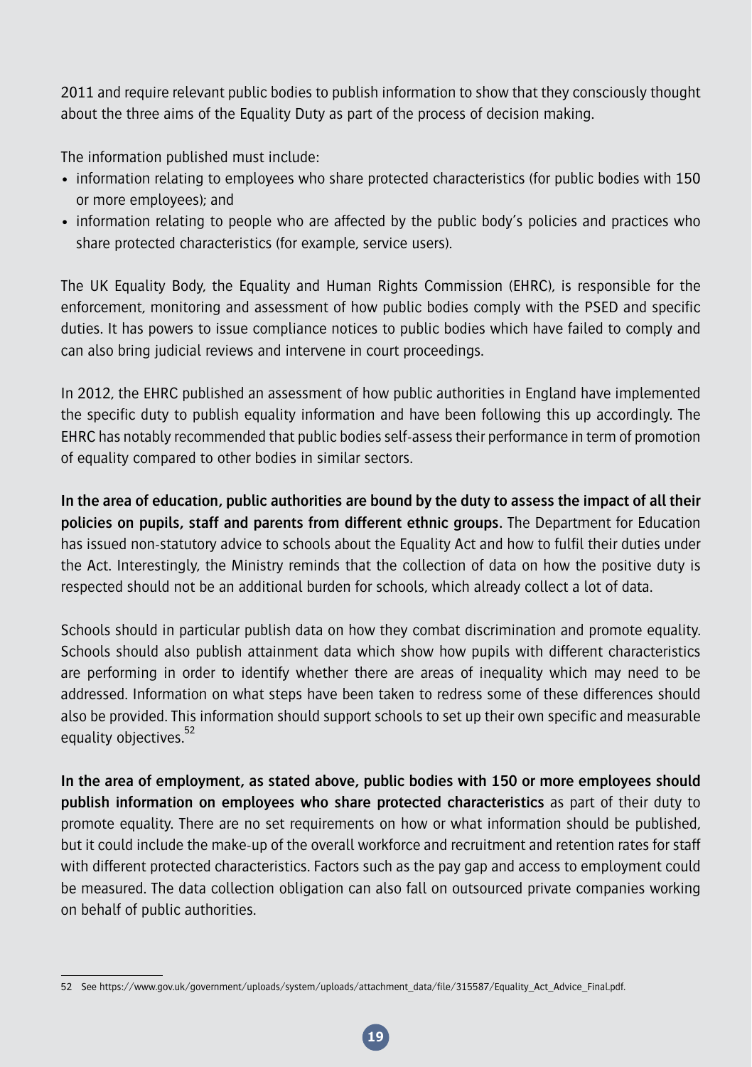2011 and require relevant public bodies to publish information to show that they consciously thought about the three aims of the Equality Duty as part of the process of decision making.

The information published must include:

- information relating to employees who share protected characteristics (for public bodies with 150 or more employees); and
- information relating to people who are affected by the public body's policies and practices who share protected characteristics (for example, service users).

The UK Equality Body, the Equality and Human Rights Commission (EHRC), is responsible for the enforcement, monitoring and assessment of how public bodies comply with the PSED and specific duties. It has powers to issue compliance notices to public bodies which have failed to comply and can also bring judicial reviews and intervene in court proceedings.

In 2012, the EHRC published an assessment of how public authorities in England have implemented the specific duty to publish equality information and have been following this up accordingly. The EHRC has notably recommended that public bodies self-assess their performance in term of promotion of equality compared to other bodies in similar sectors.

**In the area of education, public authorities are bound by the duty to assess the impact of all their policies on pupils, staff and parents from different ethnic groups.** The Department for Education has issued non-statutory advice to schools about the Equality Act and how to fulfil their duties under the Act. Interestingly, the Ministry reminds that the collection of data on how the positive duty is respected should not be an additional burden for schools, which already collect a lot of data.

Schools should in particular publish data on how they combat discrimination and promote equality. Schools should also publish attainment data which show how pupils with different characteristics are performing in order to identify whether there are areas of inequality which may need to be addressed. Information on what steps have been taken to redress some of these differences should also be provided. This information should support schools to set up their own specific and measurable equality objectives.[52]

**In the area of employment, as stated above, public bodies with 150 or more employees should publish information on employees who share protected characteristics** as part of their duty to promote equality. There are no set requirements on how or what information should be published, but it could include the make-up of the overall workforce and recruitment and retention rates for staff with different protected characteristics. Factors such as the pay gap and access to employment could be measured. The data collection obligation can also fall on outsourced private companies working on behalf of public authorities.

---

52 See https://www.gov.uk/government/uploads/system/uploads/attachment_data/file/315587/Equality_Act_Advice_Final.pdf.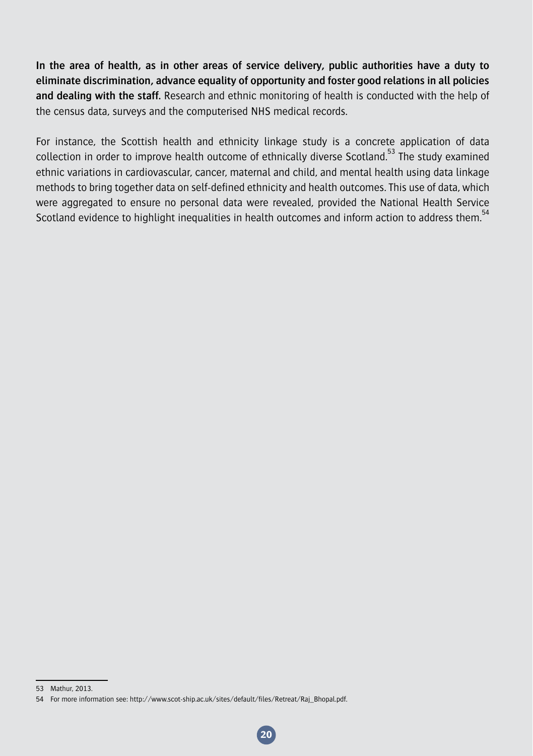**In the area of health, as in other areas of service delivery, public authorities have a duty to eliminate discrimination, advance equality of opportunity and foster good relations in all policies and dealing with the staff.** Research and ethnic monitoring of health is conducted with the help of the census data, surveys and the computerised NHS medical records.

For instance, the Scottish health and ethnicity linkage study is a concrete application of data collection in order to improve health outcome of ethnically diverse Scotland.[53] The study examined ethnic variations in cardiovascular, cancer, maternal and child, and mental health using data linkage methods to bring together data on self-defined ethnicity and health outcomes. This use of data, which were aggregated to ensure no personal data were revealed, provided the National Health Service Scotland evidence to highlight inequalities in health outcomes and inform action to address them.[54]

---

53 Mathur, 2013.

54 For more information see: http://www.scot-ship.ac.uk/sites/default/files/Retreat/Raj_Bhopal.pdf.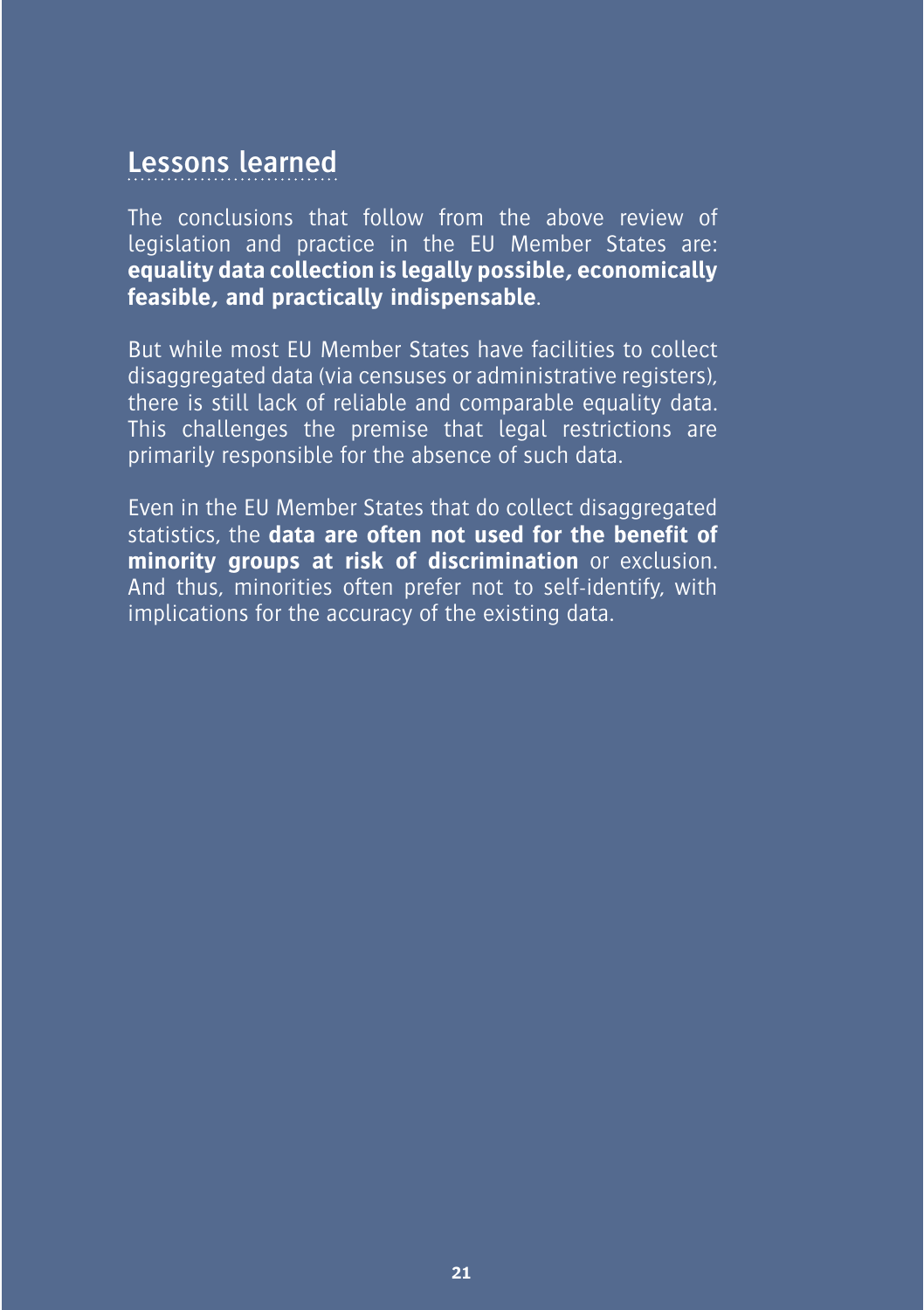## Lessons learned

The conclusions that follow from the above review of legislation and practice in the EU Member States are: **equality data collection is legally possible, economically feasible, and practically indispensable**.

But while most EU Member States have facilities to collect disaggregated data (via censuses or administrative registers), there is still lack of reliable and comparable equality data. This challenges the premise that legal restrictions are primarily responsible for the absence of such data.

Even in the EU Member States that do collect disaggregated statistics, the **data are often not used for the benefit of minority groups at risk of discrimination** or exclusion. And thus, minorities often prefer not to self-identify, with implications for the accuracy of the existing data.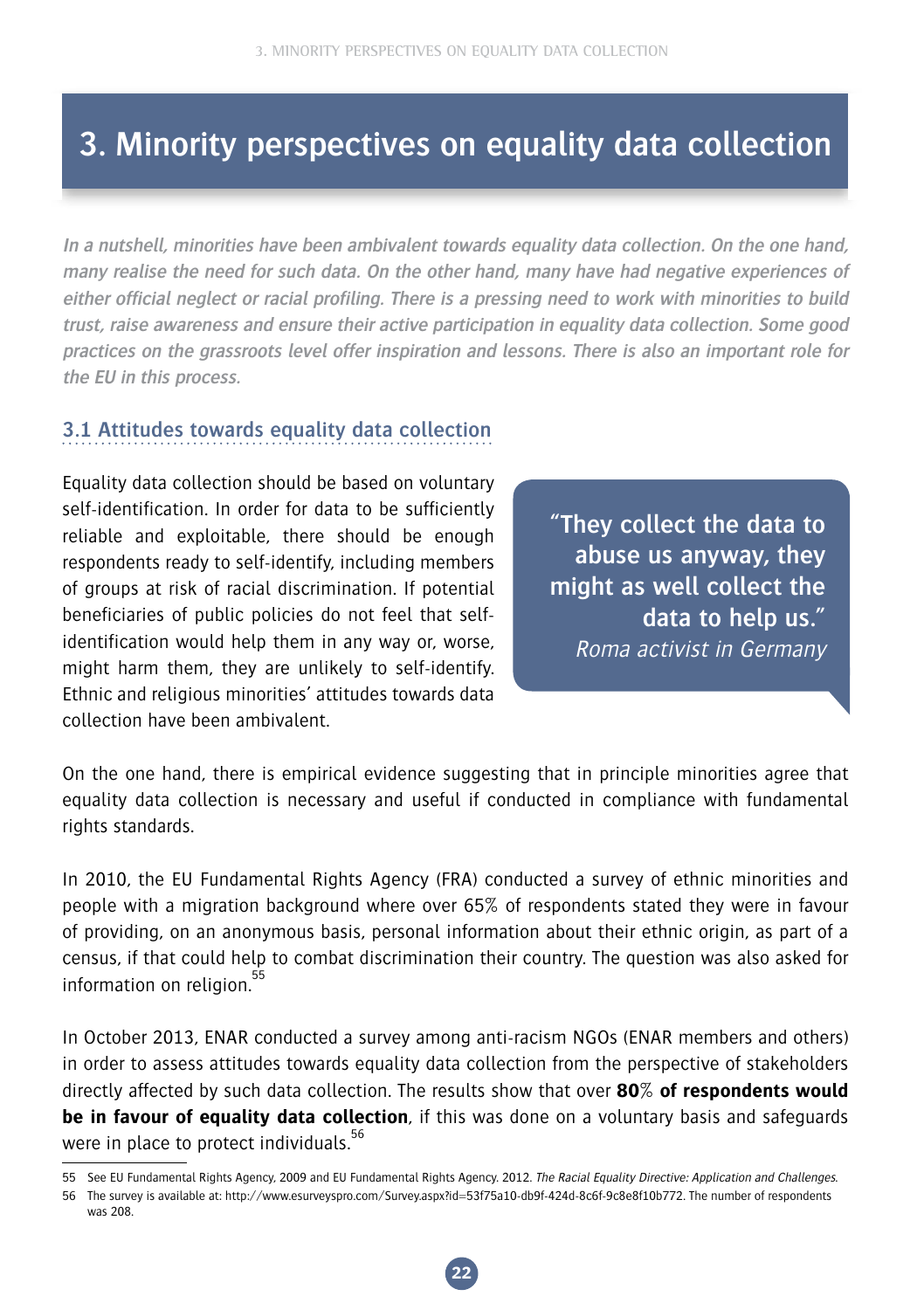# 3. Minority perspectives on equality data collection

*In a nutshell, minorities have been ambivalent towards equality data collection. On the one hand, many realise the need for such data. On the other hand, many have had negative experiences of either official neglect or racial profiling. There is a pressing need to work with minorities to build trust, raise awareness and ensure their active participation in equality data collection. Some good practices on the grassroots level offer inspiration and lessons. There is also an important role for the EU in this process.*

## 3.1 Attitudes towards equality data collection

Equality data collection should be based on voluntary self-identification. In order for data to be sufficiently reliable and exploitable, there should be enough respondents ready to self-identify, including members of groups at risk of racial discrimination. If potential beneficiaries of public policies do not feel that self-identification would help them in any way or, worse, might harm them, they are unlikely to self-identify. Ethnic and religious minorities' attitudes towards data collection have been ambivalent.

> **"They collect the data to abuse us anyway, they might as well collect the data to help us."**
> *Roma activist in Germany*

On the one hand, there is empirical evidence suggesting that in principle minorities agree that equality data collection is necessary and useful if conducted in compliance with fundamental rights standards.

In 2010, the EU Fundamental Rights Agency (FRA) conducted a survey of ethnic minorities and people with a migration background where over 65% of respondents stated they were in favour of providing, on an anonymous basis, personal information about their ethnic origin, as part of a census, if that could help to combat discrimination their country. The question was also asked for information on religion.[55]

In October 2013, ENAR conducted a survey among anti-racism NGOs (ENAR members and others) in order to assess attitudes towards equality data collection from the perspective of stakeholders directly affected by such data collection. The results show that over **80% of respondents would be in favour of equality data collection**, if this was done on a voluntary basis and safeguards were in place to protect individuals.[56]

---

55 See EU Fundamental Rights Agency, 2009 and EU Fundamental Rights Agency. 2012. *The Racial Equality Directive: Application and Challenges*.

56 The survey is available at: http://www.esurveyspro.com/Survey.aspx?id=53f75a10-db9f-424d-8c6f-9c8e8f10b772. The number of respondents was 208.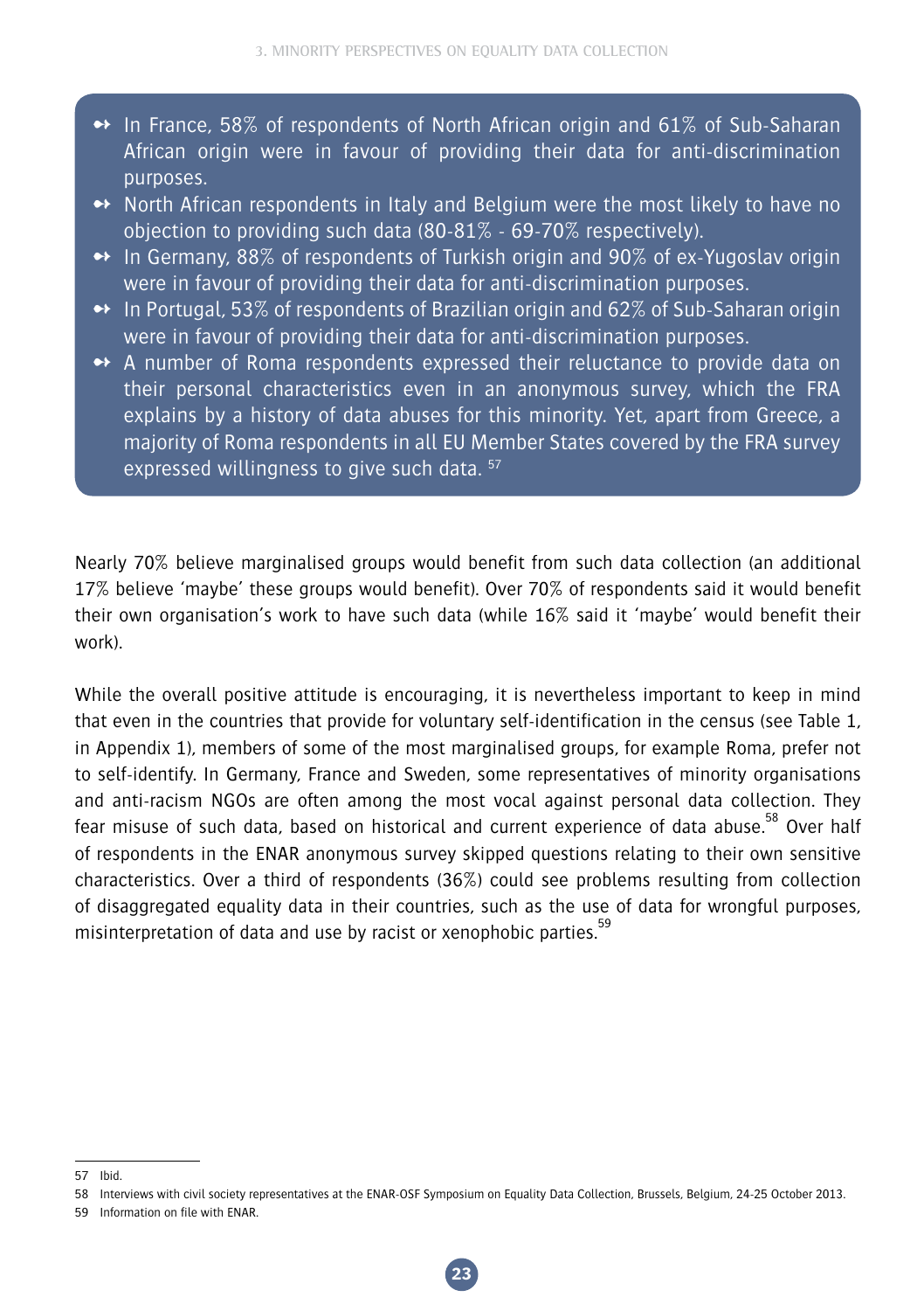- In France, 58% of respondents of North African origin and 61% of Sub-Saharan African origin were in favour of providing their data for anti-discrimination purposes.
- North African respondents in Italy and Belgium were the most likely to have no objection to providing such data (80-81% - 69-70% respectively).
- In Germany, 88% of respondents of Turkish origin and 90% of ex-Yugoslav origin were in favour of providing their data for anti-discrimination purposes.
- In Portugal, 53% of respondents of Brazilian origin and 62% of Sub-Saharan origin were in favour of providing their data for anti-discrimination purposes.
- A number of Roma respondents expressed their reluctance to provide data on their personal characteristics even in an anonymous survey, which the FRA explains by a history of data abuses for this minority. Yet, apart from Greece, a majority of Roma respondents in all EU Member States covered by the FRA survey expressed willingness to give such data. [57]

Nearly 70% believe marginalised groups would benefit from such data collection (an additional 17% believe 'maybe' these groups would benefit). Over 70% of respondents said it would benefit their own organisation's work to have such data (while 16% said it 'maybe' would benefit their work).

While the overall positive attitude is encouraging, it is nevertheless important to keep in mind that even in the countries that provide for voluntary self-identification in the census (see Table 1, in Appendix 1), members of some of the most marginalised groups, for example Roma, prefer not to self-identify. In Germany, France and Sweden, some representatives of minority organisations and anti-racism NGOs are often among the most vocal against personal data collection. They fear misuse of such data, based on historical and current experience of data abuse.[58] Over half of respondents in the ENAR anonymous survey skipped questions relating to their own sensitive characteristics. Over a third of respondents (36%) could see problems resulting from collection of disaggregated equality data in their countries, such as the use of data for wrongful purposes, misinterpretation of data and use by racist or xenophobic parties.[59]

---

57 Ibid.

58 Interviews with civil society representatives at the ENAR-OSF Symposium on Equality Data Collection, Brussels, Belgium, 24-25 October 2013.

59 Information on file with ENAR.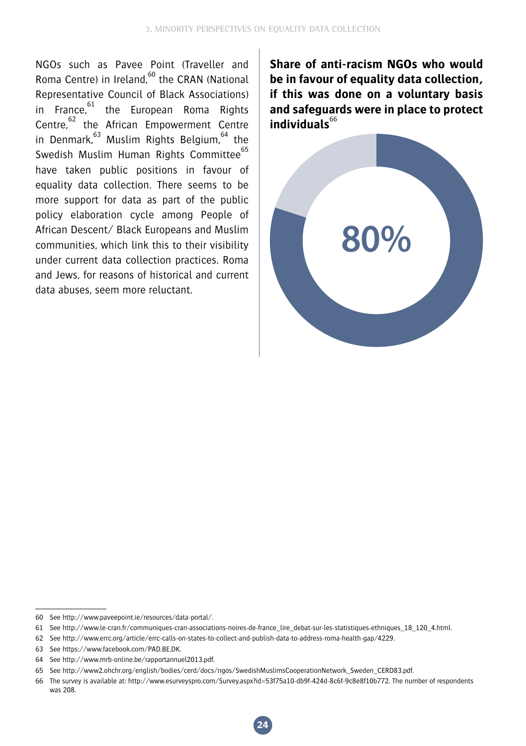NGOs such as Pavee Point (Traveller and Roma Centre) in Ireland,[60] the CRAN (National Representative Council of Black Associations) in France,[61] the European Roma Rights Centre,[62] the African Empowerment Centre in Denmark,[63] Muslim Rights Belgium,[64] the Swedish Muslim Human Rights Committee[65] have taken public positions in favour of equality data collection. There seems to be more support for data as part of the public policy elaboration cycle among People of African Descent/ Black Europeans and Muslim communities, which link this to their visibility under current data collection practices. Roma and Jews, for reasons of historical and current data abuses, seem more reluctant.

**Share of anti-racism NGOs who would be in favour of equality data collection, if this was done on a voluntary basis and safeguards were in place to protect individuals**[66]

80%

---

60 See http://www.paveepoint.ie/resources/data-portal/.

61 See http://www.le-cran.fr/communiques-cran-associations-noires-de-france_lire_debat-sur-les-statistiques-ethniques_18_120_4.html.

62 See http://www.errc.org/article/errc-calls-on-states-to-collect-and-publish-data-to-address-roma-health-gap/4229.

63 See https://www.facebook.com/PAD.BE.DK.

64 See http://www.mrb-online.be/rapportannuel2013.pdf.

65 See http://www2.ohchr.org/english/bodies/cerd/docs/ngos/SwedishMuslimsCooperationNetwork_Sweden_CERD83.pdf.

66 The survey is available at: http://www.esurveyspro.com/Survey.aspx?id=53f75a10-db9f-424d-8c6f-9c8e8f10b772. The number of respondents was 208.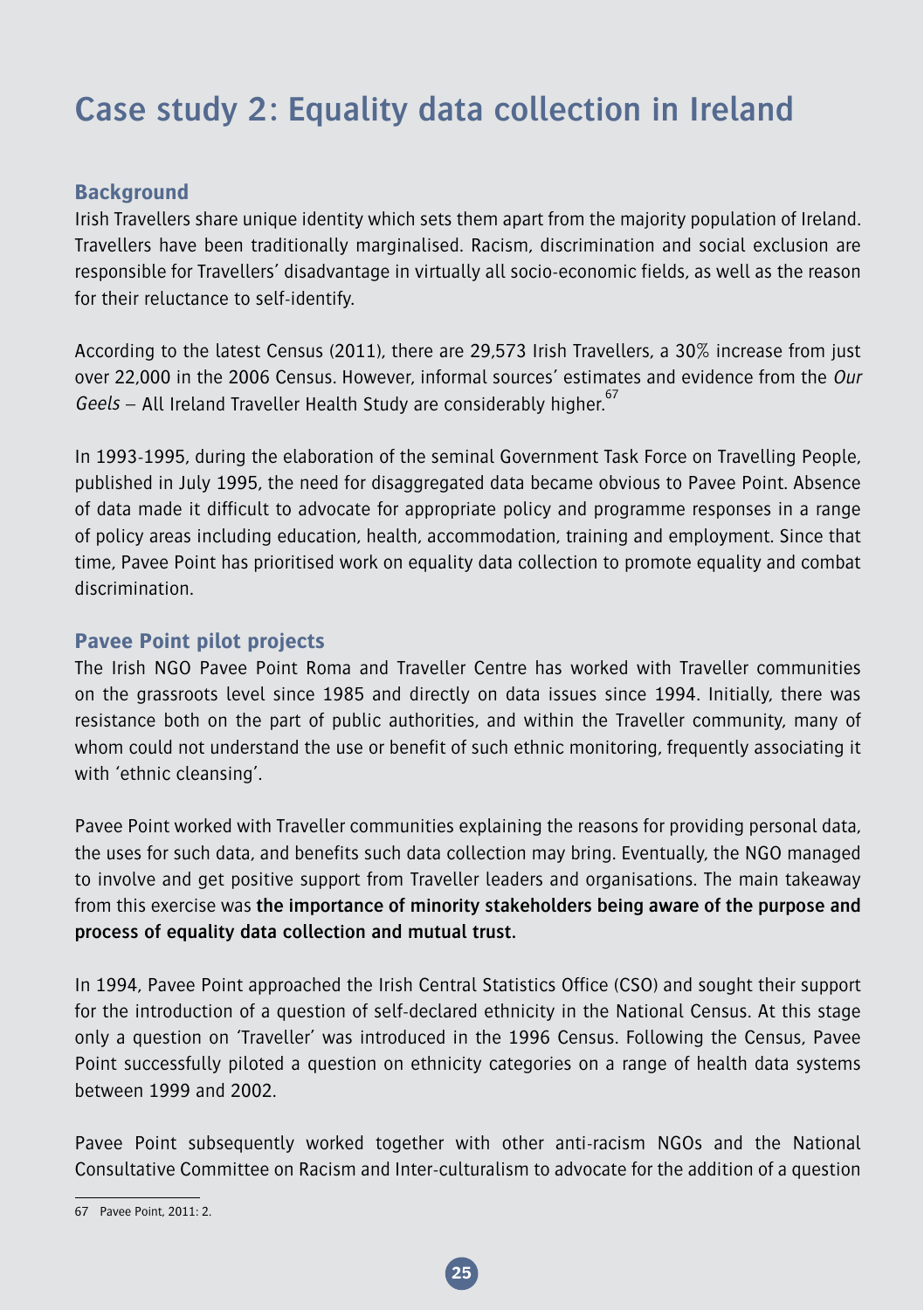# Case study 2: Equality data collection in Ireland

## Background

Irish Travellers share unique identity which sets them apart from the majority population of Ireland. Travellers have been traditionally marginalised. Racism, discrimination and social exclusion are responsible for Travellers' disadvantage in virtually all socio-economic fields, as well as the reason for their reluctance to self-identify.

According to the latest Census (2011), there are 29,573 Irish Travellers, a 30% increase from just over 22,000 in the 2006 Census. However, informal sources' estimates and evidence from the *Our Geels* – All Ireland Traveller Health Study are considerably higher.[67]

In 1993-1995, during the elaboration of the seminal Government Task Force on Travelling People, published in July 1995, the need for disaggregated data became obvious to Pavee Point. Absence of data made it difficult to advocate for appropriate policy and programme responses in a range of policy areas including education, health, accommodation, training and employment. Since that time, Pavee Point has prioritised work on equality data collection to promote equality and combat discrimination.

## Pavee Point pilot projects

The Irish NGO Pavee Point Roma and Traveller Centre has worked with Traveller communities on the grassroots level since 1985 and directly on data issues since 1994. Initially, there was resistance both on the part of public authorities, and within the Traveller community, many of whom could not understand the use or benefit of such ethnic monitoring, frequently associating it with 'ethnic cleansing'.

Pavee Point worked with Traveller communities explaining the reasons for providing personal data, the uses for such data, and benefits such data collection may bring. Eventually, the NGO managed to involve and get positive support from Traveller leaders and organisations. The main takeaway from this exercise was **the importance of minority stakeholders being aware of the purpose and process of equality data collection and mutual trust.**

In 1994, Pavee Point approached the Irish Central Statistics Office (CSO) and sought their support for the introduction of a question of self-declared ethnicity in the National Census. At this stage only a question on 'Traveller' was introduced in the 1996 Census. Following the Census, Pavee Point successfully piloted a question on ethnicity categories on a range of health data systems between 1999 and 2002.

Pavee Point subsequently worked together with other anti-racism NGOs and the National Consultative Committee on Racism and Inter-culturalism to advocate for the addition of a question

---

67 Pavee Point, 2011: 2.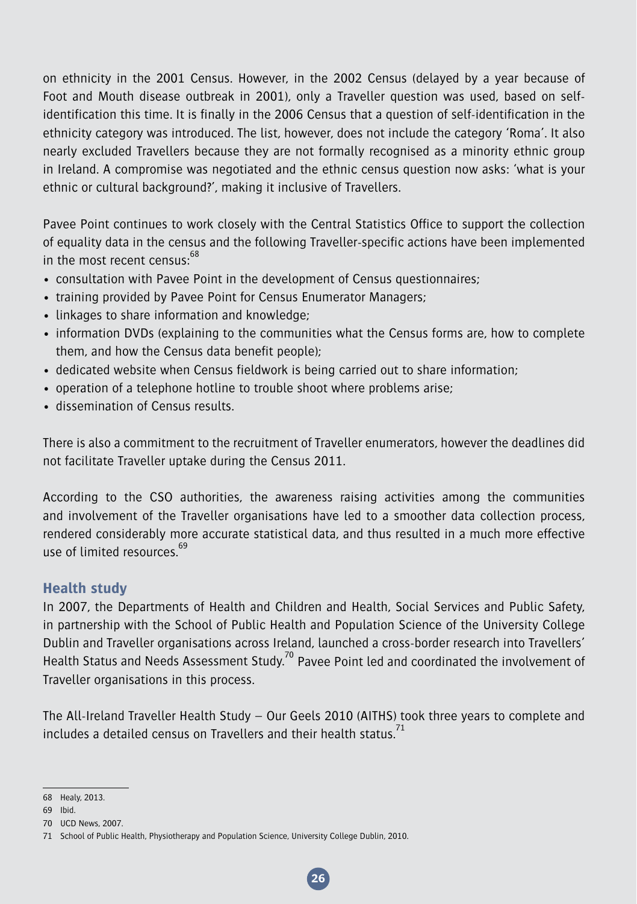on ethnicity in the 2001 Census. However, in the 2002 Census (delayed by a year because of Foot and Mouth disease outbreak in 2001), only a Traveller question was used, based on self-identification this time. It is finally in the 2006 Census that a question of self-identification in the ethnicity category was introduced. The list, however, does not include the category 'Roma'. It also nearly excluded Travellers because they are not formally recognised as a minority ethnic group in Ireland. A compromise was negotiated and the ethnic census question now asks: 'what is your ethnic or cultural background?', making it inclusive of Travellers.

Pavee Point continues to work closely with the Central Statistics Office to support the collection of equality data in the census and the following Traveller-specific actions have been implemented in the most recent census:[68]

- consultation with Pavee Point in the development of Census questionnaires;
- training provided by Pavee Point for Census Enumerator Managers;
- linkages to share information and knowledge;
- information DVDs (explaining to the communities what the Census forms are, how to complete them, and how the Census data benefit people);
- dedicated website when Census fieldwork is being carried out to share information;
- operation of a telephone hotline to trouble shoot where problems arise;
- dissemination of Census results.

There is also a commitment to the recruitment of Traveller enumerators, however the deadlines did not facilitate Traveller uptake during the Census 2011.

According to the CSO authorities, the awareness raising activities among the communities and involvement of the Traveller organisations have led to a smoother data collection process, rendered considerably more accurate statistical data, and thus resulted in a much more effective use of limited resources.[69]

## Health study

In 2007, the Departments of Health and Children and Health, Social Services and Public Safety, in partnership with the School of Public Health and Population Science of the University College Dublin and Traveller organisations across Ireland, launched a cross-border research into Travellers' Health Status and Needs Assessment Study.[70] Pavee Point led and coordinated the involvement of Traveller organisations in this process.

The All-Ireland Traveller Health Study – Our Geels 2010 (AITHS) took three years to complete and includes a detailed census on Travellers and their health status.[71]

---

68 Healy, 2013.

69 Ibid.

70 UCD News, 2007.

71 School of Public Health, Physiotherapy and Population Science, University College Dublin, 2010.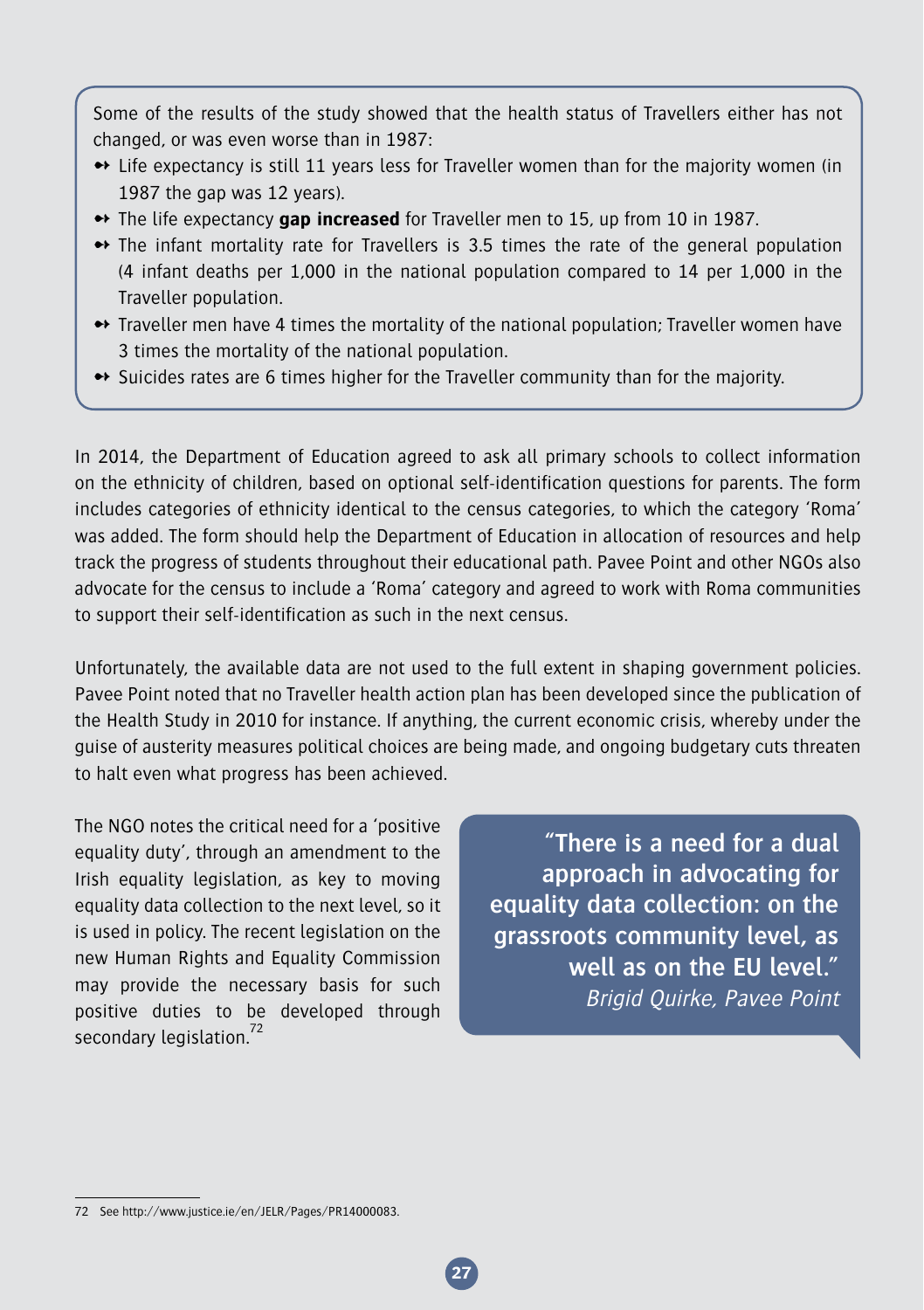Some of the results of the study showed that the health status of Travellers either has not changed, or was even worse than in 1987:

- Life expectancy is still 11 years less for Traveller women than for the majority women (in 1987 the gap was 12 years).
- The life expectancy **gap increased** for Traveller men to 15, up from 10 in 1987.
- The infant mortality rate for Travellers is 3.5 times the rate of the general population (4 infant deaths per 1,000 in the national population compared to 14 per 1,000 in the Traveller population.
- Traveller men have 4 times the mortality of the national population; Traveller women have 3 times the mortality of the national population.
- Suicides rates are 6 times higher for the Traveller community than for the majority.

In 2014, the Department of Education agreed to ask all primary schools to collect information on the ethnicity of children, based on optional self-identification questions for parents. The form includes categories of ethnicity identical to the census categories, to which the category 'Roma' was added. The form should help the Department of Education in allocation of resources and help track the progress of students throughout their educational path. Pavee Point and other NGOs also advocate for the census to include a 'Roma' category and agreed to work with Roma communities to support their self-identification as such in the next census.

Unfortunately, the available data are not used to the full extent in shaping government policies. Pavee Point noted that no Traveller health action plan has been developed since the publication of the Health Study in 2010 for instance. If anything, the current economic crisis, whereby under the guise of austerity measures political choices are being made, and ongoing budgetary cuts threaten to halt even what progress has been achieved.

The NGO notes the critical need for a 'positive equality duty', through an amendment to the Irish equality legislation, as key to moving equality data collection to the next level, so it is used in policy. The recent legislation on the new Human Rights and Equality Commission may provide the necessary basis for such positive duties to be developed through secondary legislation.[72]

> **"There is a need for a dual approach in advocating for equality data collection: on the grassroots community level, as well as on the EU level."**
> *Brigid Quirke, Pavee Point*

72 See http://www.justice.ie/en/JELR/Pages/PR14000083.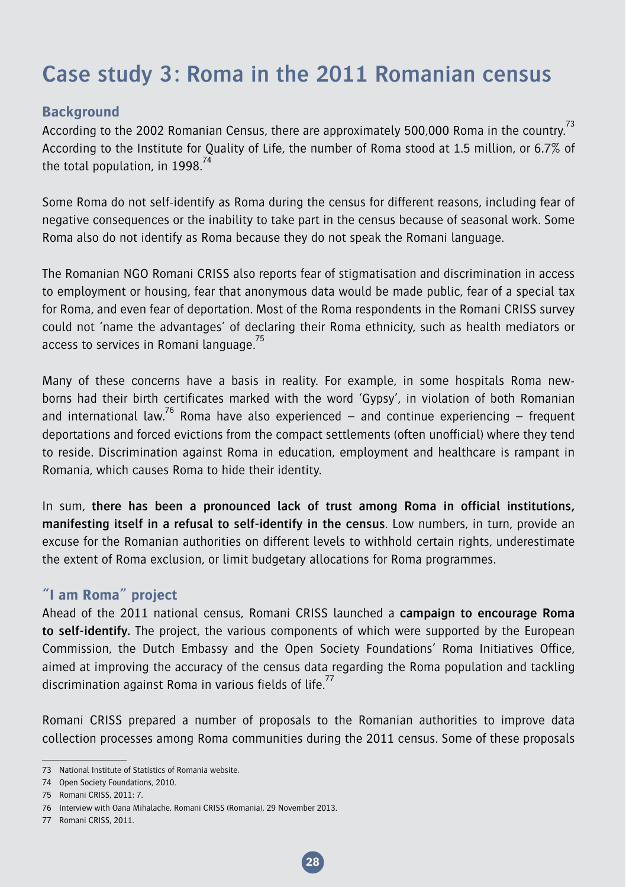# Case study 3: Roma in the 2011 Romanian census

## Background

According to the 2002 Romanian Census, there are approximately 500,000 Roma in the country.[73] According to the Institute for Quality of Life, the number of Roma stood at 1.5 million, or 6.7% of the total population, in 1998.[74]

Some Roma do not self-identify as Roma during the census for different reasons, including fear of negative consequences or the inability to take part in the census because of seasonal work. Some Roma also do not identify as Roma because they do not speak the Romani language.

The Romanian NGO Romani CRISS also reports fear of stigmatisation and discrimination in access to employment or housing, fear that anonymous data would be made public, fear of a special tax for Roma, and even fear of deportation. Most of the Roma respondents in the Romani CRISS survey could not 'name the advantages' of declaring their Roma ethnicity, such as health mediators or access to services in Romani language.[75]

Many of these concerns have a basis in reality. For example, in some hospitals Roma new-borns had their birth certificates marked with the word 'Gypsy', in violation of both Romanian and international law.[76] Roma have also experienced – and continue experiencing – frequent deportations and forced evictions from the compact settlements (often unofficial) where they tend to reside. Discrimination against Roma in education, employment and healthcare is rampant in Romania, which causes Roma to hide their identity.

In sum, **there has been a pronounced lack of trust among Roma in official institutions, manifesting itself in a refusal to self-identify in the census**. Low numbers, in turn, provide an excuse for the Romanian authorities on different levels to withhold certain rights, underestimate the extent of Roma exclusion, or limit budgetary allocations for Roma programmes.

## "I am Roma" project

Ahead of the 2011 national census, Romani CRISS launched a **campaign to encourage Roma to self-identify.** The project, the various components of which were supported by the European Commission, the Dutch Embassy and the Open Society Foundations' Roma Initiatives Office, aimed at improving the accuracy of the census data regarding the Roma population and tackling discrimination against Roma in various fields of life.[77]

Romani CRISS prepared a number of proposals to the Romanian authorities to improve data collection processes among Roma communities during the 2011 census. Some of these proposals

---

73 National Institute of Statistics of Romania website.

74 Open Society Foundations, 2010.

75 Romani CRISS, 2011: 7.

76 Interview with Oana Mihalache, Romani CRISS (Romania), 29 November 2013.

77 Romani CRISS, 2011.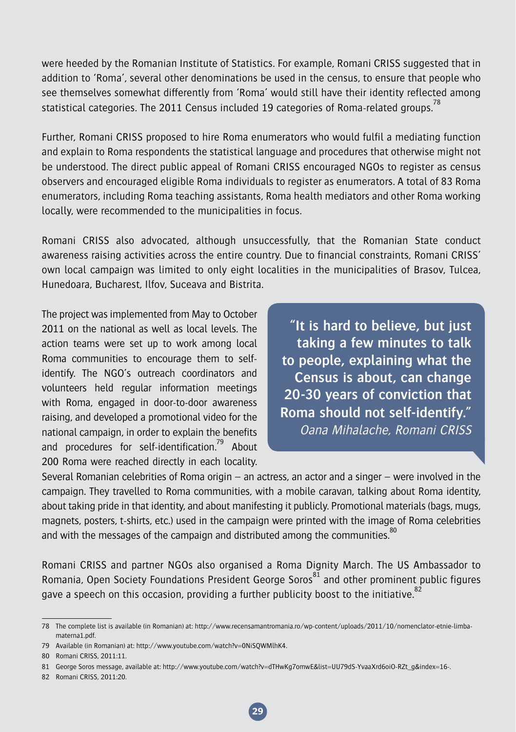were heeded by the Romanian Institute of Statistics. For example, Romani CRISS suggested that in addition to 'Roma', several other denominations be used in the census, to ensure that people who see themselves somewhat differently from 'Roma' would still have their identity reflected among statistical categories. The 2011 Census included 19 categories of Roma-related groups.[78]

Further, Romani CRISS proposed to hire Roma enumerators who would fulfil a mediating function and explain to Roma respondents the statistical language and procedures that otherwise might not be understood. The direct public appeal of Romani CRISS encouraged NGOs to register as census observers and encouraged eligible Roma individuals to register as enumerators. A total of 83 Roma enumerators, including Roma teaching assistants, Roma health mediators and other Roma working locally, were recommended to the municipalities in focus.

Romani CRISS also advocated, although unsuccessfully, that the Romanian State conduct awareness raising activities across the entire country. Due to financial constraints, Romani CRISS' own local campaign was limited to only eight localities in the municipalities of Brasov, Tulcea, Hunedoara, Bucharest, Ilfov, Suceava and Bistrita.

The project was implemented from May to October 2011 on the national as well as local levels. The action teams were set up to work among local Roma communities to encourage them to self-identify. The NGO's outreach coordinators and volunteers held regular information meetings with Roma, engaged in door-to-door awareness raising, and developed a promotional video for the national campaign, in order to explain the benefits and procedures for self-identification.[79] About 200 Roma were reached directly in each locality. Several Romanian celebrities of Roma origin – an actress, an actor and a singer – were involved in the campaign. They travelled to Roma communities, with a mobile caravan, talking about Roma identity, about taking pride in that identity, and about manifesting it publicly. Promotional materials (bags, mugs, magnets, posters, t-shirts, etc.) used in the campaign were printed with the image of Roma celebrities and with the messages of the campaign and distributed among the communities.[80]

> **"It is hard to believe, but just taking a few minutes to talk to people, explaining what the Census is about, can change 20-30 years of conviction that Roma should not self-identify."**
> *Oana Mihalache, Romani CRISS*

Romani CRISS and partner NGOs also organised a Roma Dignity March. The US Ambassador to Romania, Open Society Foundations President George Soros[81] and other prominent public figures gave a speech on this occasion, providing a further publicity boost to the initiative.[82]

---

78 The complete list is available (in Romanian) at: http://www.recensamantromania.ro/wp-content/uploads/2011/10/nomenclator-etnie-limba-materna1.pdf.

79 Available (in Romanian) at: http://www.youtube.com/watch?v=0NiSQWMlhK4.

80 Romani CRISS, 2011:11.

81 George Soros message, available at: http://www.youtube.com/watch?v=dTHwKg7omwE&list=UU79dS-YvaaXrd6oiO-RZt_g&index=16-.

82 Romani CRISS, 2011:20.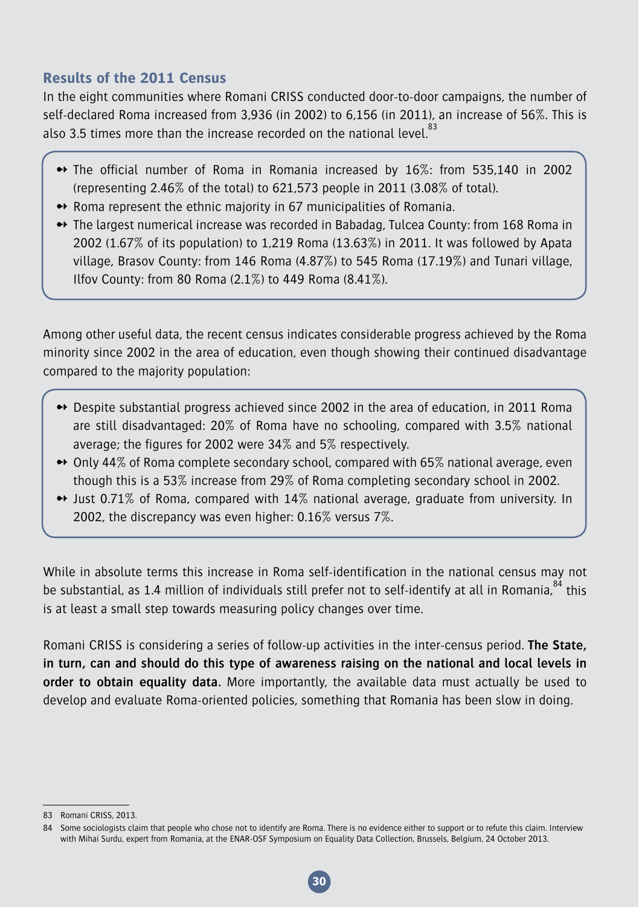## Results of the 2011 Census

In the eight communities where Romani CRISS conducted door-to-door campaigns, the number of self-declared Roma increased from 3,936 (in 2002) to 6,156 (in 2011), an increase of 56%. This is also 3.5 times more than the increase recorded on the national level.[83]

- The official number of Roma in Romania increased by 16%: from 535,140 in 2002 (representing 2.46% of the total) to 621,573 people in 2011 (3.08% of total).
- Roma represent the ethnic majority in 67 municipalities of Romania.
- The largest numerical increase was recorded in Babadag, Tulcea County: from 168 Roma in 2002 (1.67% of its population) to 1,219 Roma (13.63%) in 2011. It was followed by Apata village, Brasov County: from 146 Roma (4.87%) to 545 Roma (17.19%) and Tunari village, Ilfov County: from 80 Roma (2.1%) to 449 Roma (8.41%).

Among other useful data, the recent census indicates considerable progress achieved by the Roma minority since 2002 in the area of education, even though showing their continued disadvantage compared to the majority population:

- Despite substantial progress achieved since 2002 in the area of education, in 2011 Roma are still disadvantaged: 20% of Roma have no schooling, compared with 3.5% national average; the figures for 2002 were 34% and 5% respectively.
- Only 44% of Roma complete secondary school, compared with 65% national average, even though this is a 53% increase from 29% of Roma completing secondary school in 2002.
- Just 0.71% of Roma, compared with 14% national average, graduate from university. In 2002, the discrepancy was even higher: 0.16% versus 7%.

While in absolute terms this increase in Roma self-identification in the national census may not be substantial, as 1.4 million of individuals still prefer not to self-identify at all in Romania,[84] this is at least a small step towards measuring policy changes over time.

Romani CRISS is considering a series of follow-up activities in the inter-census period. **The State, in turn, can and should do this type of awareness raising on the national and local levels in order to obtain equality data.** More importantly, the available data must actually be used to develop and evaluate Roma-oriented policies, something that Romania has been slow in doing.

---

83 Romani CRISS, 2013.

84 Some sociologists claim that people who chose not to identify are Roma. There is no evidence either to support or to refute this claim. Interview with Mihai Surdu, expert from Romania, at the ENAR-OSF Symposium on Equality Data Collection, Brussels, Belgium, 24 October 2013.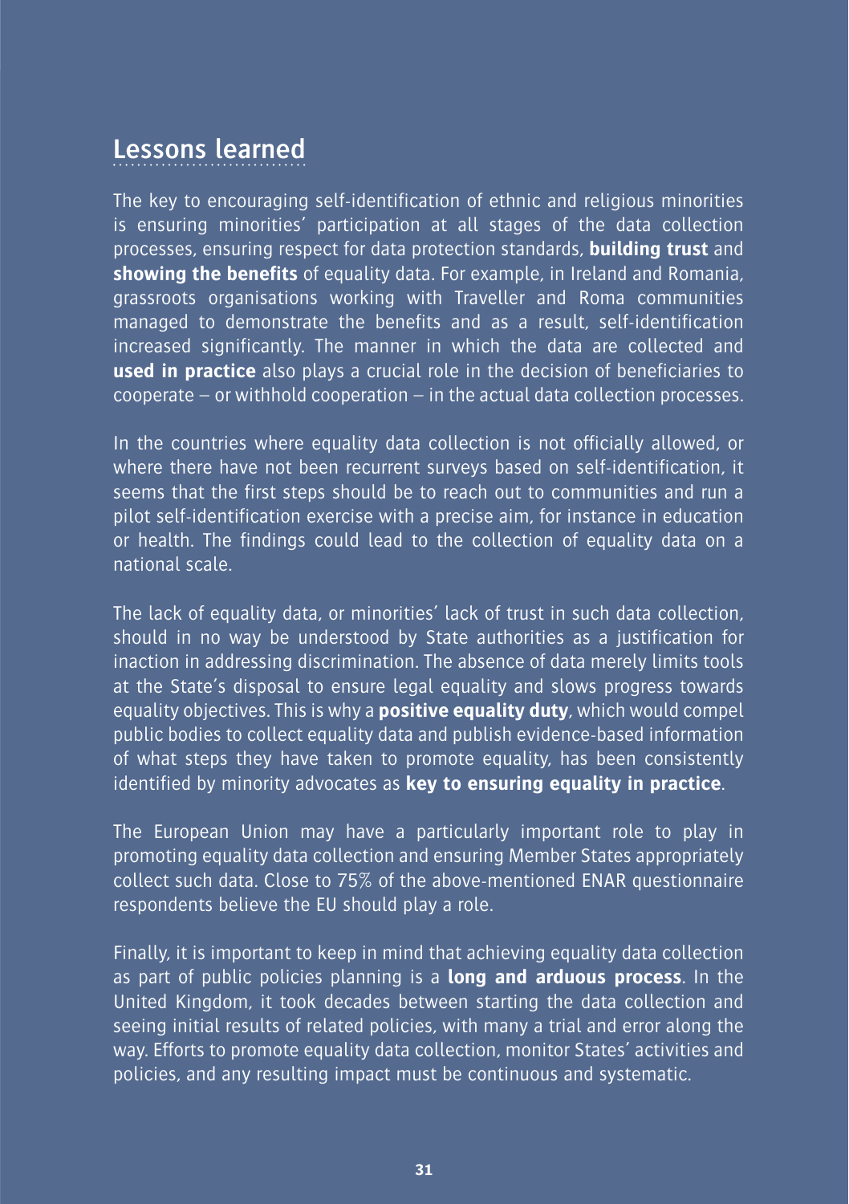## Lessons learned

The key to encouraging self-identification of ethnic and religious minorities is ensuring minorities' participation at all stages of the data collection processes, ensuring respect for data protection standards, **building trust** and **showing the benefits** of equality data. For example, in Ireland and Romania, grassroots organisations working with Traveller and Roma communities managed to demonstrate the benefits and as a result, self-identification increased significantly. The manner in which the data are collected and **used in practice** also plays a crucial role in the decision of beneficiaries to cooperate – or withhold cooperation – in the actual data collection processes.

In the countries where equality data collection is not officially allowed, or where there have not been recurrent surveys based on self-identification, it seems that the first steps should be to reach out to communities and run a pilot self-identification exercise with a precise aim, for instance in education or health. The findings could lead to the collection of equality data on a national scale.

The lack of equality data, or minorities' lack of trust in such data collection, should in no way be understood by State authorities as a justification for inaction in addressing discrimination. The absence of data merely limits tools at the State's disposal to ensure legal equality and slows progress towards equality objectives. This is why a **positive equality duty**, which would compel public bodies to collect equality data and publish evidence-based information of what steps they have taken to promote equality, has been consistently identified by minority advocates as **key to ensuring equality in practice**.

The European Union may have a particularly important role to play in promoting equality data collection and ensuring Member States appropriately collect such data. Close to 75% of the above-mentioned ENAR questionnaire respondents believe the EU should play a role.

Finally, it is important to keep in mind that achieving equality data collection as part of public policies planning is a **long and arduous process**. In the United Kingdom, it took decades between starting the data collection and seeing initial results of related policies, with many a trial and error along the way. Efforts to promote equality data collection, monitor States' activities and policies, and any resulting impact must be continuous and systematic.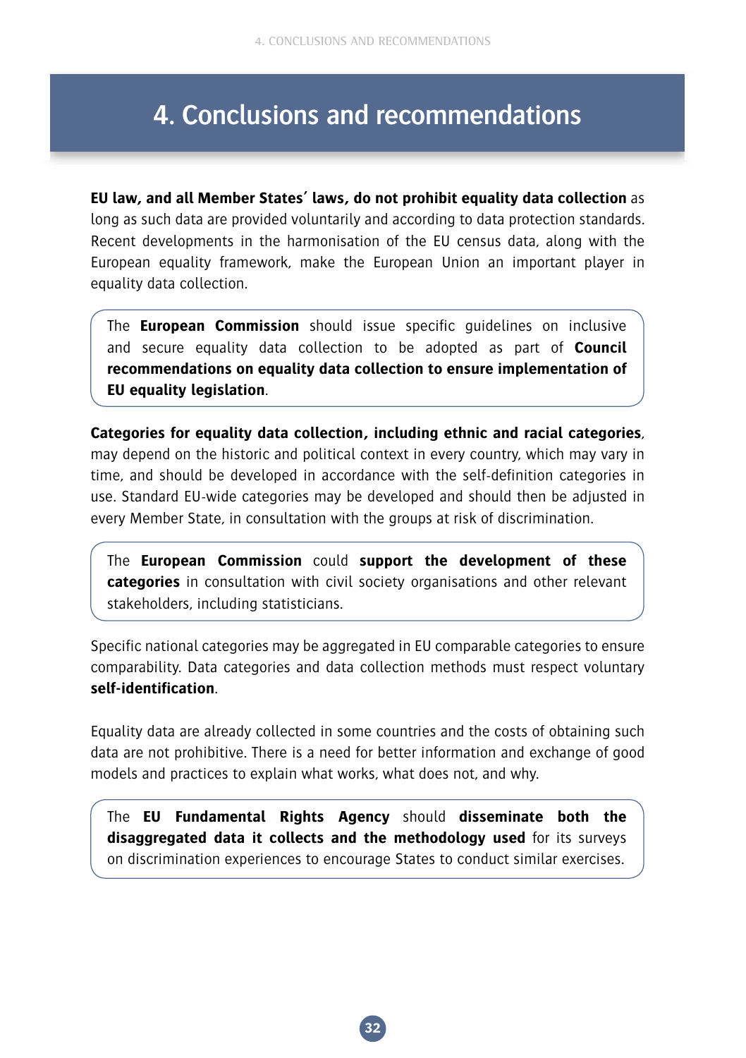# 4. Conclusions and recommendations

**EU law, and all Member States' laws, do not prohibit equality data collection** as long as such data are provided voluntarily and according to data protection standards. Recent developments in the harmonisation of the EU census data, along with the European equality framework, make the European Union an important player in equality data collection.

> The **European Commission** should issue specific guidelines on inclusive and secure equality data collection to be adopted as part of **Council recommendations on equality data collection to ensure implementation of EU equality legislation**.

**Categories for equality data collection, including ethnic and racial categories**, may depend on the historic and political context in every country, which may vary in time, and should be developed in accordance with the self-definition categories in use. Standard EU-wide categories may be developed and should then be adjusted in every Member State, in consultation with the groups at risk of discrimination.

> The **European Commission** could **support the development of these categories** in consultation with civil society organisations and other relevant stakeholders, including statisticians.

Specific national categories may be aggregated in EU comparable categories to ensure comparability. Data categories and data collection methods must respect voluntary **self-identification**.

Equality data are already collected in some countries and the costs of obtaining such data are not prohibitive. There is a need for better information and exchange of good models and practices to explain what works, what does not, and why.

> The **EU Fundamental Rights Agency** should **disseminate both the disaggregated data it collects and the methodology used** for its surveys on discrimination experiences to encourage States to conduct similar exercises.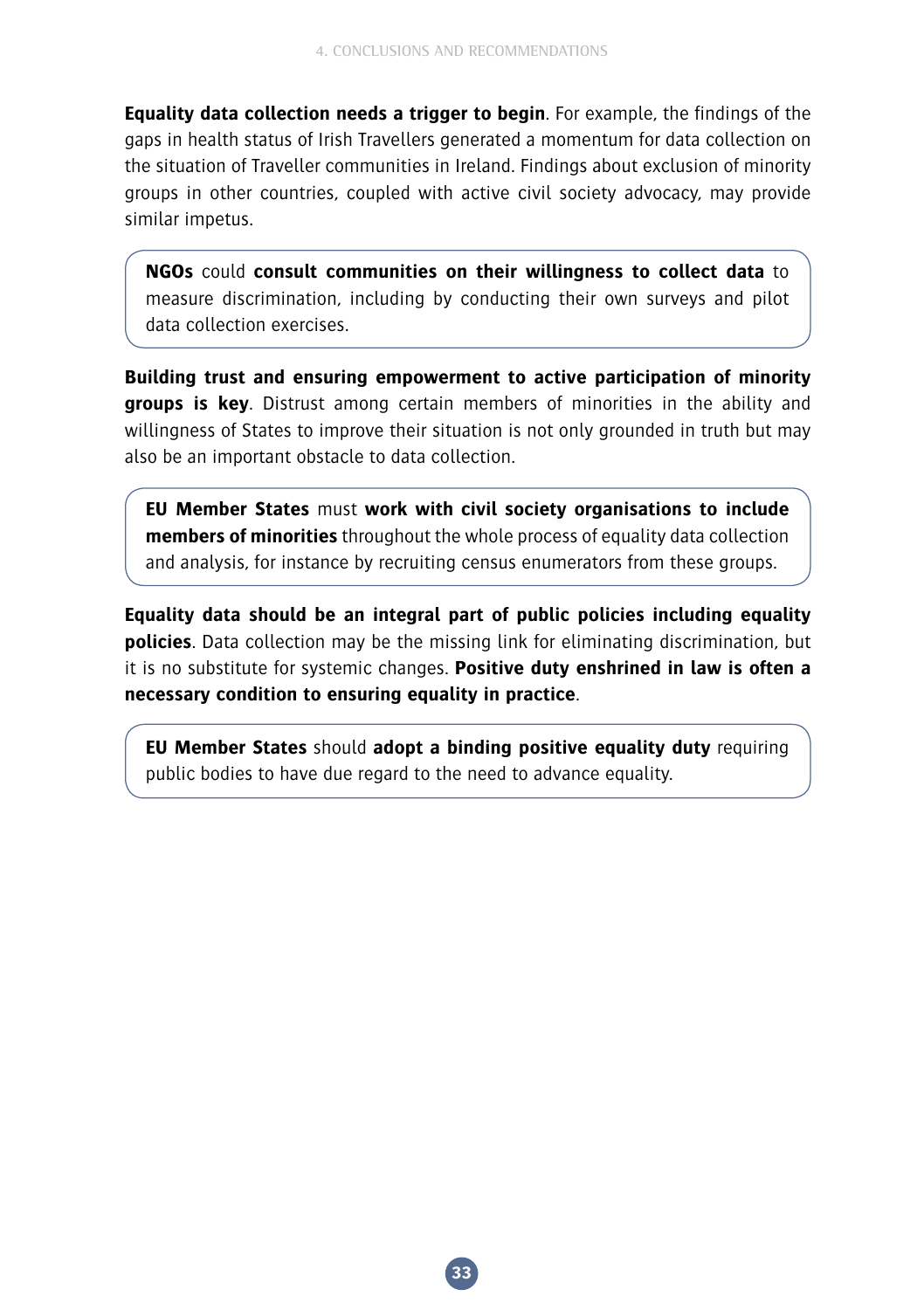**Equality data collection needs a trigger to begin**. For example, the findings of the gaps in health status of Irish Travellers generated a momentum for data collection on the situation of Traveller communities in Ireland. Findings about exclusion of minority groups in other countries, coupled with active civil society advocacy, may provide similar impetus.

> **NGOs** could **consult communities on their willingness to collect data** to measure discrimination, including by conducting their own surveys and pilot data collection exercises.

**Building trust and ensuring empowerment to active participation of minority groups is key**. Distrust among certain members of minorities in the ability and willingness of States to improve their situation is not only grounded in truth but may also be an important obstacle to data collection.

> **EU Member States** must **work with civil society organisations to include members of minorities** throughout the whole process of equality data collection and analysis, for instance by recruiting census enumerators from these groups.

**Equality data should be an integral part of public policies including equality policies**. Data collection may be the missing link for eliminating discrimination, but it is no substitute for systemic changes. **Positive duty enshrined in law is often a necessary condition to ensuring equality in practice**.

> **EU Member States** should **adopt a binding positive equality duty** requiring public bodies to have due regard to the need to advance equality.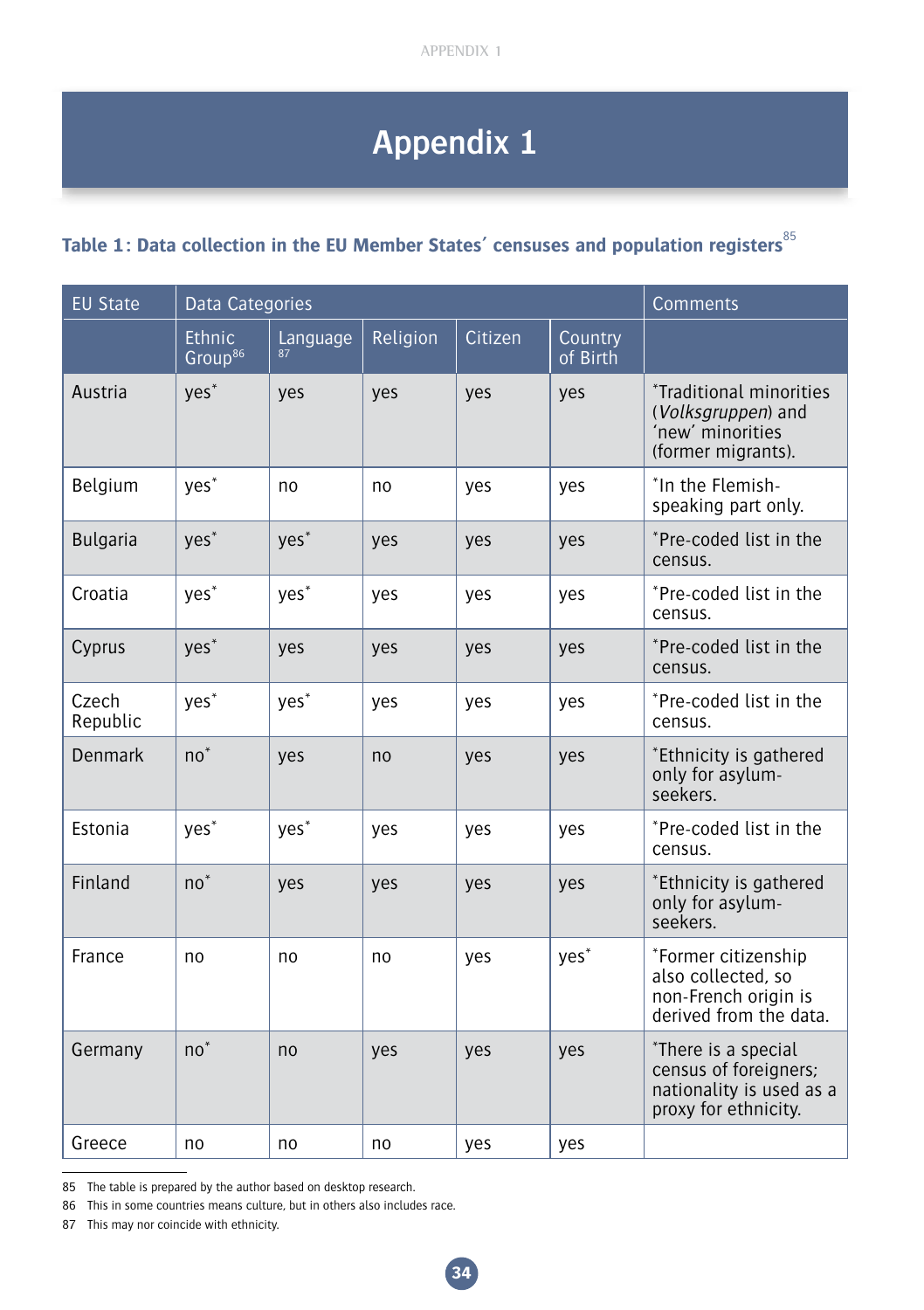# Appendix 1

**Table 1: Data collection in the EU Member States´ censuses and population registers**[85]

| EU State | Data Categories | | | | | Comments |
|---|---|---|---|---|---|---|
| | Ethnic Group[86] | Language[87] | Religion | Citizen | Country of Birth | |
| Austria | yes* | yes | yes | yes | yes | *Traditional minorities (*Volksgruppen*) and 'new' minorities (former migrants). |
| Belgium | yes* | no | no | yes | yes | *In the Flemish-speaking part only. |
| Bulgaria | yes* | yes* | yes | yes | yes | *Pre-coded list in the census. |
| Croatia | yes* | yes* | yes | yes | yes | *Pre-coded list in the census. |
| Cyprus | yes* | yes | yes | yes | yes | *Pre-coded list in the census. |
| Czech Republic | yes* | yes* | yes | yes | yes | *Pre-coded list in the census. |
| Denmark | no* | yes | no | yes | yes | *Ethnicity is gathered only for asylum-seekers. |
| Estonia | yes* | yes* | yes | yes | yes | *Pre-coded list in the census. |
| Finland | no* | yes | yes | yes | yes | *Ethnicity is gathered only for asylum-seekers. |
| France | no | no | no | yes | yes* | *Former citizenship also collected, so non-French origin is derived from the data. |
| Germany | no* | no | yes | yes | yes | *There is a special census of foreigners; nationality is used as a proxy for ethnicity. |
| Greece | no | no | no | yes | yes | |

85 The table is prepared by the author based on desktop research.

86 This in some countries means culture, but in others also includes race.

87 This may nor coincide with ethnicity.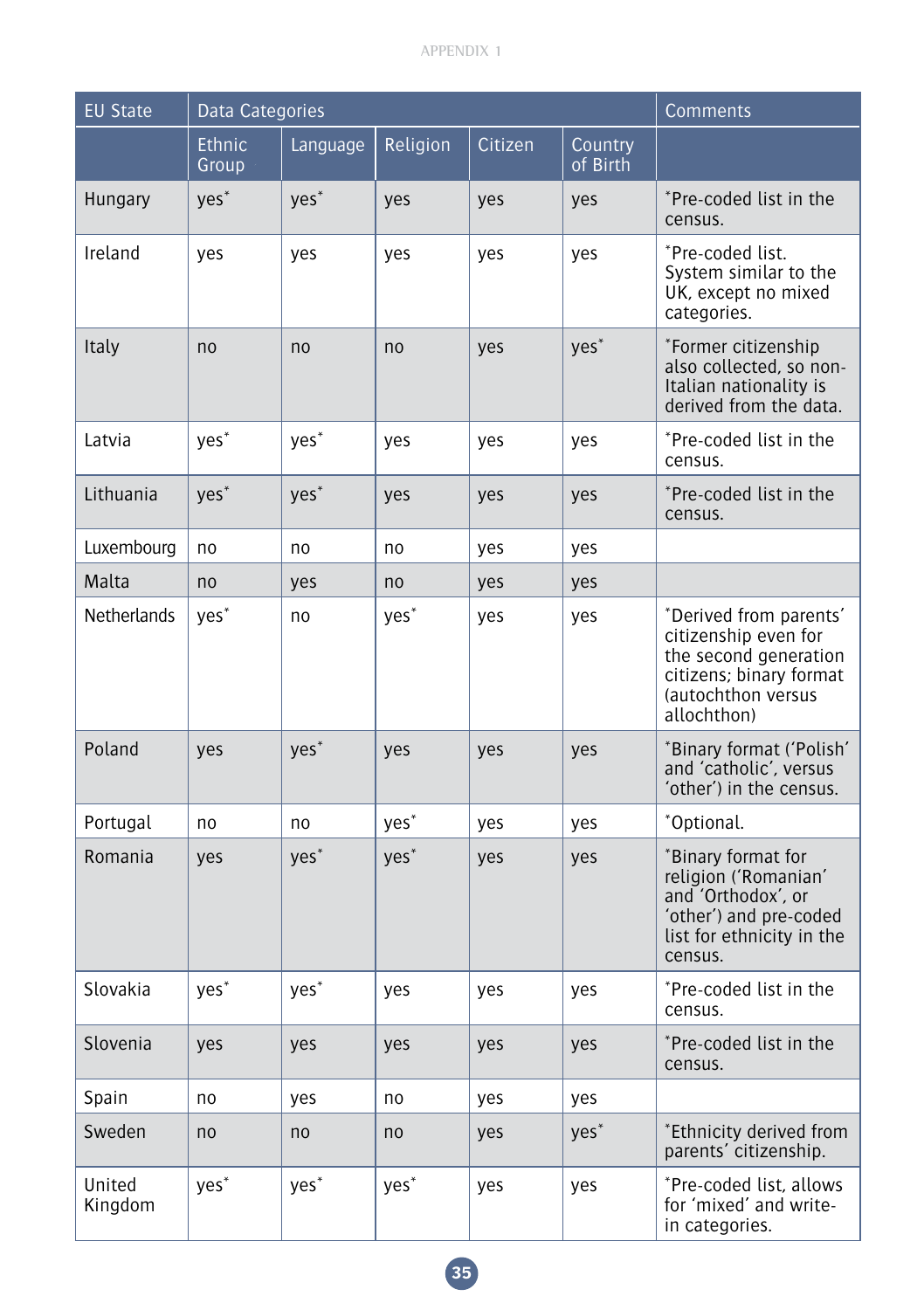| EU State | Data Categories | | | | | Comments |
|---|---|---|---|---|---|---|
| | Ethnic Group | Language | Religion | Citizen | Country of Birth | |
| Hungary | yes* | yes* | yes | yes | yes | *Pre-coded list in the census. |
| Ireland | yes | yes | yes | yes | yes | *Pre-coded list. System similar to the UK, except no mixed categories. |
| Italy | no | no | no | yes | yes* | *Former citizenship also collected, so non-Italian nationality is derived from the data. |
| Latvia | yes* | yes* | yes | yes | yes | *Pre-coded list in the census. |
| Lithuania | yes* | yes* | yes | yes | yes | *Pre-coded list in the census. |
| Luxembourg | no | no | no | yes | yes | |
| Malta | no | yes | no | yes | yes | |
| Netherlands | yes* | no | yes* | yes | yes | *Derived from parents' citizenship even for the second generation citizens; binary format (autochthon versus allochthon) |
| Poland | yes | yes* | yes | yes | yes | *Binary format ('Polish' and 'catholic', versus 'other') in the census. |
| Portugal | no | no | yes* | yes | yes | *Optional. |
| Romania | yes | yes* | yes* | yes | yes | *Binary format for religion ('Romanian' and 'Orthodox', or 'other') and pre-coded list for ethnicity in the census. |
| Slovakia | yes* | yes* | yes | yes | yes | *Pre-coded list in the census. |
| Slovenia | yes | yes | yes | yes | yes | *Pre-coded list in the census. |
| Spain | no | yes | no | yes | yes | |
| Sweden | no | no | no | yes | yes* | *Ethnicity derived from parents' citizenship. |
| United Kingdom | yes* | yes* | yes* | yes | yes | *Pre-coded list, allows for 'mixed' and write-in categories. |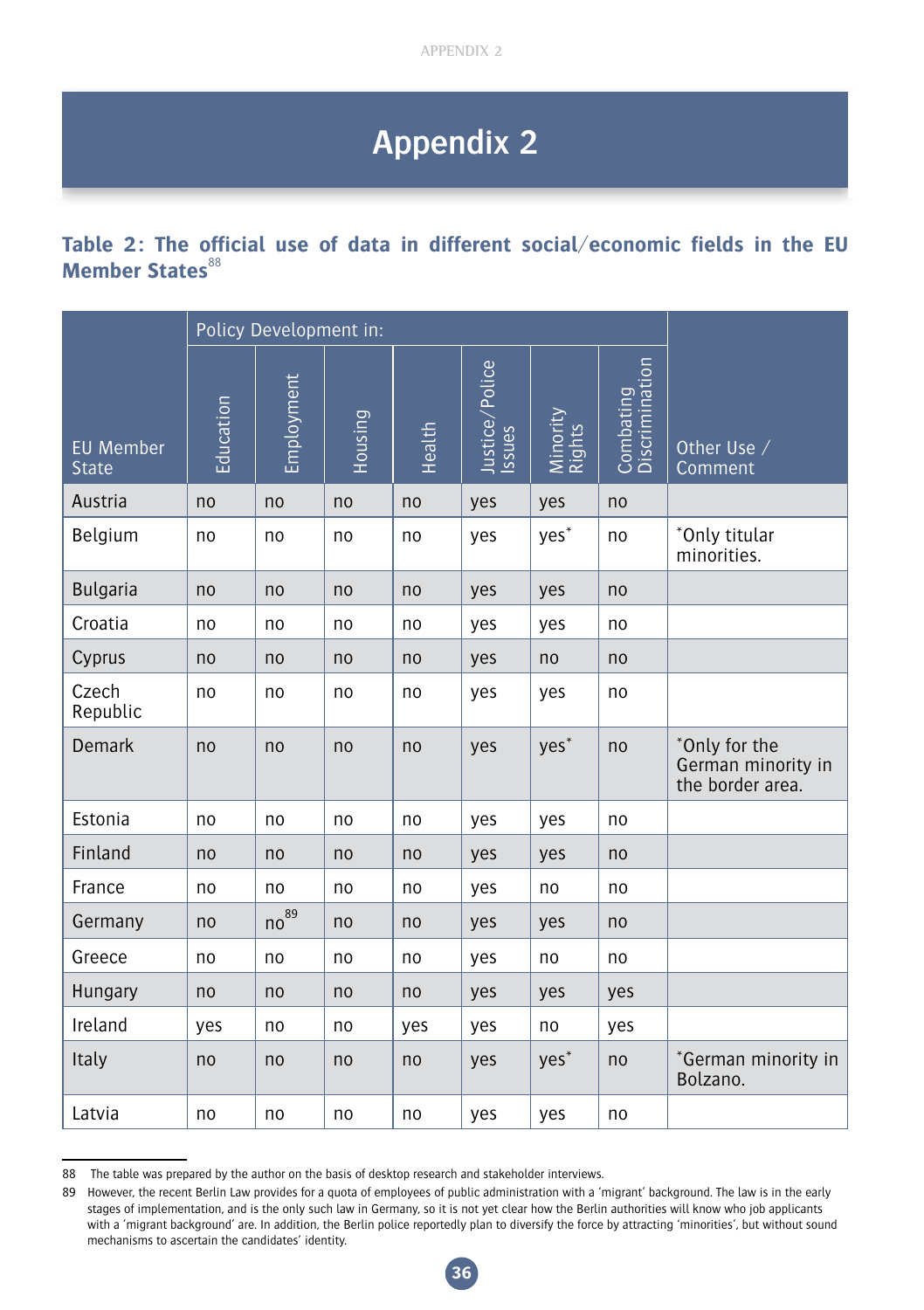# Appendix 2

### Table 2: The official use of data in different social/economic fields in the EU Member States[88]

| EU Member State | Policy Development in: | | | | | | | Other Use / Comment |
|---|---|---|---|---|---|---|---|---|
| | Education | Employment | Housing | Health | Justice/Police Issues | Minority Rights | Combating Discrimination | |
| Austria | no | no | no | no | yes | yes | no | |
| Belgium | no | no | no | no | yes | yes* | no | *Only titular minorities. |
| Bulgaria | no | no | no | no | yes | yes | no | |
| Croatia | no | no | no | no | yes | yes | no | |
| Cyprus | no | no | no | no | yes | no | no | |
| Czech Republic | no | no | no | no | yes | yes | no | |
| Demark | no | no | no | no | yes | yes* | no | *Only for the German minority in the border area. |
| Estonia | no | no | no | no | yes | yes | no | |
| Finland | no | no | no | no | yes | yes | no | |
| France | no | no | no | no | yes | no | no | |
| Germany | no | no[89] | no | no | yes | yes | no | |
| Greece | no | no | no | no | yes | no | no | |
| Hungary | no | no | no | no | yes | yes | yes | |
| Ireland | yes | no | no | yes | yes | no | yes | |
| Italy | no | no | no | no | yes | yes* | no | *German minority in Bolzano. |
| Latvia | no | no | no | no | yes | yes | no | |

88 The table was prepared by the author on the basis of desktop research and stakeholder interviews.

89 However, the recent Berlin Law provides for a quota of employees of public administration with a 'migrant' background. The law is in the early stages of implementation, and is the only such law in Germany, so it is not yet clear how the Berlin authorities will know who job applicants with a 'migrant background' are. In addition, the Berlin police reportedly plan to diversify the force by attracting 'minorities', but without sound mechanisms to ascertain the candidates' identity.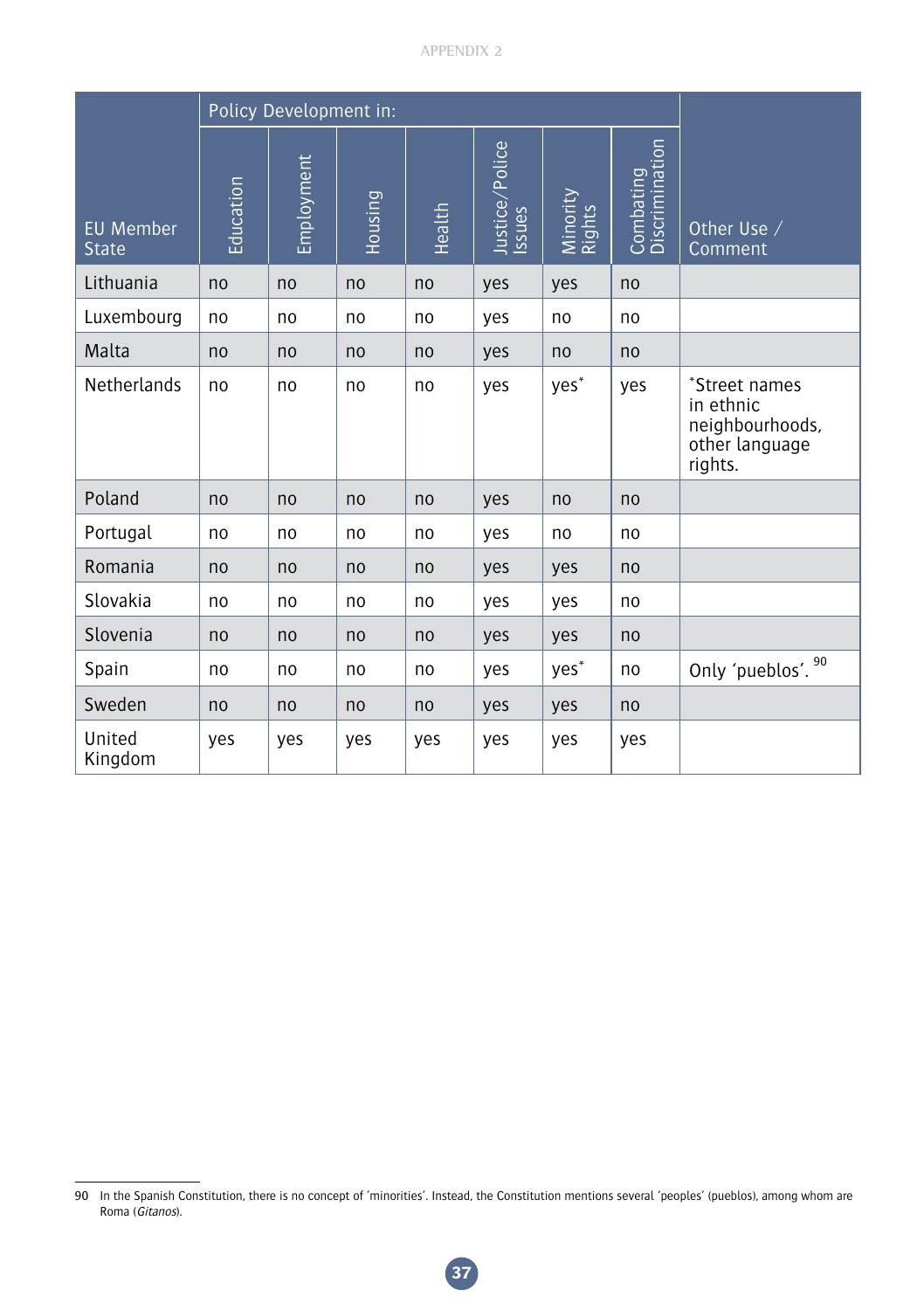| EU Member State | Policy Development in: | | | | | | | Other Use / Comment |
|---|---|---|---|---|---|---|---|---|
| | Education | Employment | Housing | Health | Justice/Police Issues | Minority Rights | Combating Discrimination | |
| Lithuania | no | no | no | no | yes | yes | no | |
| Luxembourg | no | no | no | no | yes | no | no | |
| Malta | no | no | no | no | yes | no | no | |
| Netherlands | no | no | no | no | yes | yes* | yes | *Street names in ethnic neighbourhoods, other language rights. |
| Poland | no | no | no | no | yes | no | no | |
| Portugal | no | no | no | no | yes | no | no | |
| Romania | no | no | no | no | yes | yes | no | |
| Slovakia | no | no | no | no | yes | yes | no | |
| Slovenia | no | no | no | no | yes | yes | no | |
| Spain | no | no | no | no | yes | yes* | no | Only 'pueblos'. [90] |
| Sweden | no | no | no | no | yes | yes | no | |
| United Kingdom | yes | yes | yes | yes | yes | yes | yes | |

90 In the Spanish Constitution, there is no concept of 'minorities'. Instead, the Constitution mentions several 'peoples' (pueblos), among whom are Roma (*Gitanos*).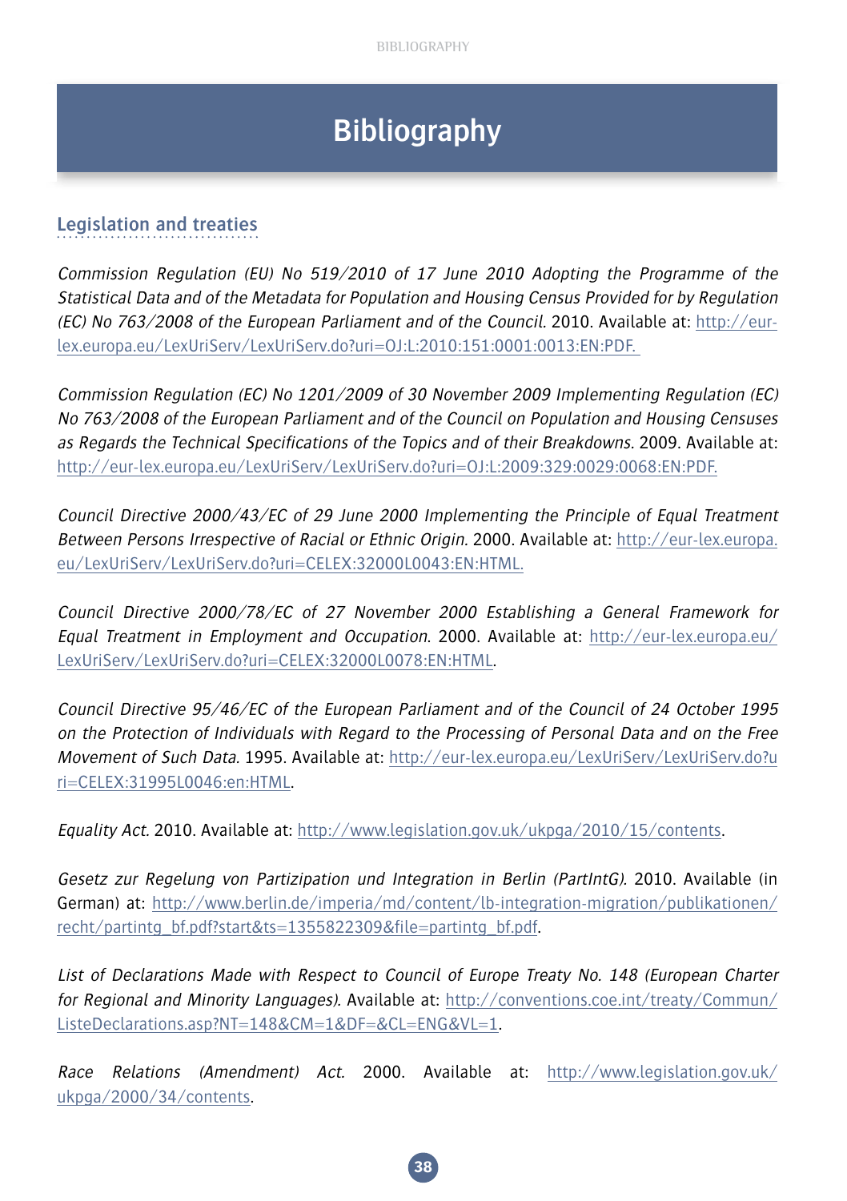# Bibliography

## Legislation and treaties

*Commission Regulation (EU) No 519/2010 of 17 June 2010 Adopting the Programme of the Statistical Data and of the Metadata for Population and Housing Census Provided for by Regulation (EC) No 763/2008 of the European Parliament and of the Council.* 2010. Available at: http://eur-lex.europa.eu/LexUriServ/LexUriServ.do?uri=OJ:L:2010:151:0001:0013:EN:PDF.

*Commission Regulation (EC) No 1201/2009 of 30 November 2009 Implementing Regulation (EC) No 763/2008 of the European Parliament and of the Council on Population and Housing Censuses as Regards the Technical Specifications of the Topics and of their Breakdowns.* 2009. Available at: http://eur-lex.europa.eu/LexUriServ/LexUriServ.do?uri=OJ:L:2009:329:0029:0068:EN:PDF.

*Council Directive 2000/43/EC of 29 June 2000 Implementing the Principle of Equal Treatment Between Persons Irrespective of Racial or Ethnic Origin.* 2000. Available at: http://eur-lex.europa.eu/LexUriServ/LexUriServ.do?uri=CELEX:32000L0043:EN:HTML.

*Council Directive 2000/78/EC of 27 November 2000 Establishing a General Framework for Equal Treatment in Employment and Occupation.* 2000. Available at: http://eur-lex.europa.eu/LexUriServ/LexUriServ.do?uri=CELEX:32000L0078:EN:HTML.

*Council Directive 95/46/EC of the European Parliament and of the Council of 24 October 1995 on the Protection of Individuals with Regard to the Processing of Personal Data and on the Free Movement of Such Data.* 1995. Available at: http://eur-lex.europa.eu/LexUriServ/LexUriServ.do?uri=CELEX:31995L0046:en:HTML.

*Equality Act.* 2010. Available at: http://www.legislation.gov.uk/ukpga/2010/15/contents.

*Gesetz zur Regelung von Partizipation und Integration in Berlin (PartIntG).* 2010. Available (in German) at: http://www.berlin.de/imperia/md/content/lb-integration-migration/publikationen/recht/partintg_bf.pdf?start&ts=1355822309&file=partintg_bf.pdf.

*List of Declarations Made with Respect to Council of Europe Treaty No. 148 (European Charter for Regional and Minority Languages).* Available at: http://conventions.coe.int/treaty/Commun/ListeDeclarations.asp?NT=148&CM=1&DF=&CL=ENG&VL=1.

*Race Relations (Amendment) Act.* 2000. Available at: http://www.legislation.gov.uk/ukpga/2000/34/contents.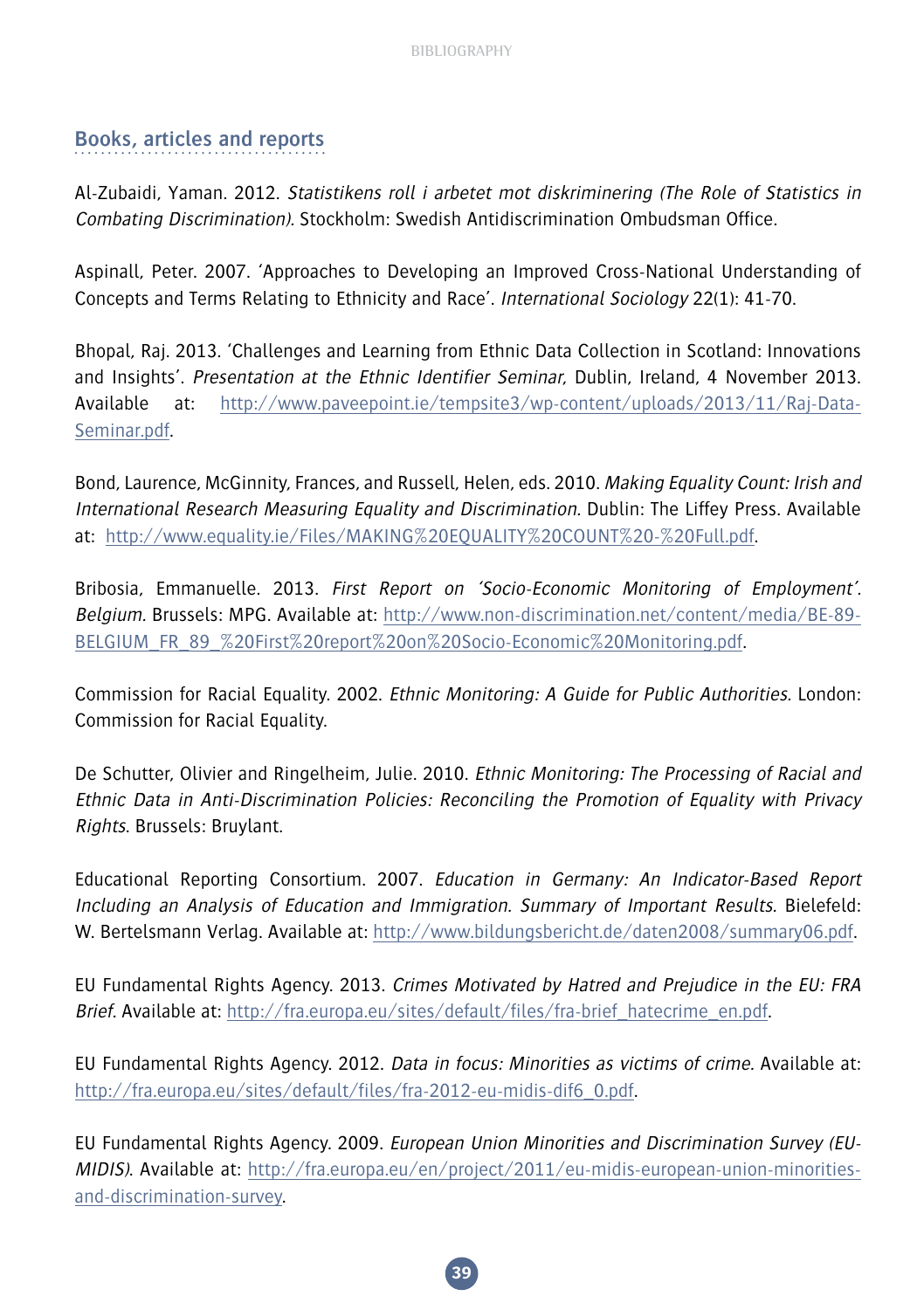## Books, articles and reports

Al-Zubaidi, Yaman. 2012. *Statistikens roll i arbetet mot diskriminering (The Role of Statistics in Combating Discrimination)*. Stockholm: Swedish Antidiscrimination Ombudsman Office.

Aspinall, Peter. 2007. 'Approaches to Developing an Improved Cross-National Understanding of Concepts and Terms Relating to Ethnicity and Race'. *International Sociology* 22(1): 41-70.

Bhopal, Raj. 2013. 'Challenges and Learning from Ethnic Data Collection in Scotland: Innovations and Insights'. *Presentation at the Ethnic Identifier Seminar*, Dublin, Ireland, 4 November 2013. Available at: http://www.paveepoint.ie/tempsite3/wp-content/uploads/2013/11/Raj-Data-Seminar.pdf.

Bond, Laurence, McGinnity, Frances, and Russell, Helen, eds. 2010. *Making Equality Count: Irish and International Research Measuring Equality and Discrimination*. Dublin: The Liffey Press. Available at: http://www.equality.ie/Files/MAKING%20EQUALITY%20COUNT%20-%20Full.pdf.

Bribosia, Emmanuelle. 2013. *First Report on 'Socio-Economic Monitoring of Employment'. Belgium*. Brussels: MPG. Available at: http://www.non-discrimination.net/content/media/BE-89-BELGIUM_FR_89_%20First%20report%20on%20Socio-Economic%20Monitoring.pdf.

Commission for Racial Equality. 2002. *Ethnic Monitoring: A Guide for Public Authorities*. London: Commission for Racial Equality.

De Schutter, Olivier and Ringelheim, Julie. 2010. *Ethnic Monitoring: The Processing of Racial and Ethnic Data in Anti-Discrimination Policies: Reconciling the Promotion of Equality with Privacy Rights*. Brussels: Bruylant.

Educational Reporting Consortium. 2007. *Education in Germany: An Indicator-Based Report Including an Analysis of Education and Immigration. Summary of Important Results*. Bielefeld: W. Bertelsmann Verlag. Available at: http://www.bildungsbericht.de/daten2008/summary06.pdf.

EU Fundamental Rights Agency. 2013. *Crimes Motivated by Hatred and Prejudice in the EU: FRA Brief*. Available at: http://fra.europa.eu/sites/default/files/fra-brief_hatecrime_en.pdf.

EU Fundamental Rights Agency. 2012. *Data in focus: Minorities as victims of crime*. Available at: http://fra.europa.eu/sites/default/files/fra-2012-eu-midis-dif6_0.pdf.

EU Fundamental Rights Agency. 2009. *European Union Minorities and Discrimination Survey (EU-MIDIS)*. Available at: http://fra.europa.eu/en/project/2011/eu-midis-european-union-minorities-and-discrimination-survey.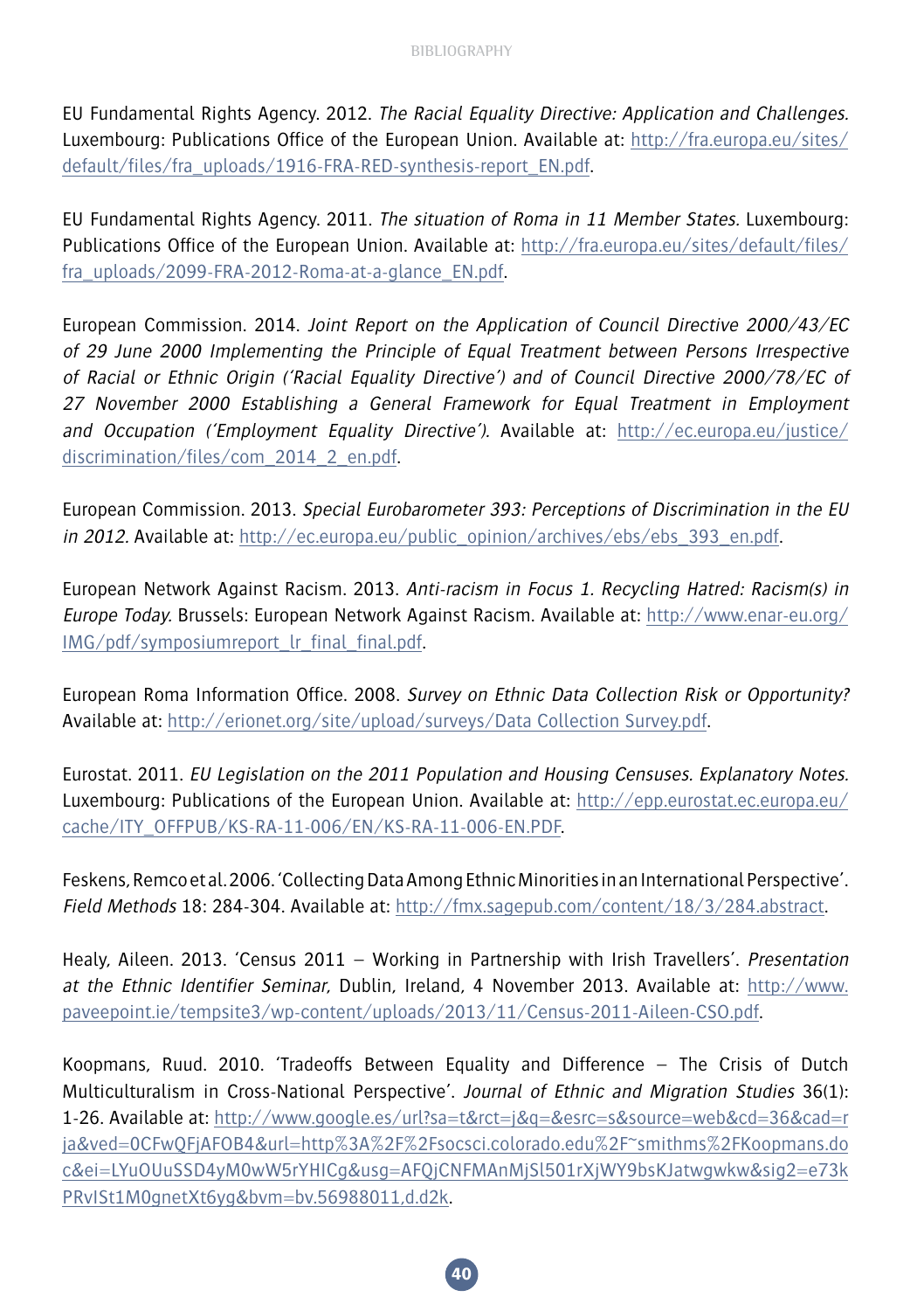EU Fundamental Rights Agency. 2012. *The Racial Equality Directive: Application and Challenges.* Luxembourg: Publications Office of the European Union. Available at: http://fra.europa.eu/sites/default/files/fra_uploads/1916-FRA-RED-synthesis-report_EN.pdf.

EU Fundamental Rights Agency. 2011. *The situation of Roma in 11 Member States.* Luxembourg: Publications Office of the European Union. Available at: http://fra.europa.eu/sites/default/files/fra_uploads/2099-FRA-2012-Roma-at-a-glance_EN.pdf.

European Commission. 2014. *Joint Report on the Application of Council Directive 2000/43/EC of 29 June 2000 Implementing the Principle of Equal Treatment between Persons Irrespective of Racial or Ethnic Origin ('Racial Equality Directive') and of Council Directive 2000/78/EC of 27 November 2000 Establishing a General Framework for Equal Treatment in Employment and Occupation ('Employment Equality Directive').* Available at: http://ec.europa.eu/justice/discrimination/files/com_2014_2_en.pdf.

European Commission. 2013. *Special Eurobarometer 393: Perceptions of Discrimination in the EU in 2012.* Available at: http://ec.europa.eu/public_opinion/archives/ebs/ebs_393_en.pdf.

European Network Against Racism. 2013. *Anti-racism in Focus 1. Recycling Hatred: Racism(s) in Europe Today.* Brussels: European Network Against Racism. Available at: http://www.enar-eu.org/IMG/pdf/symposiumreport_lr_final_final.pdf.

European Roma Information Office. 2008. *Survey on Ethnic Data Collection Risk or Opportunity?* Available at: http://erionet.org/site/upload/surveys/Data Collection Survey.pdf.

Eurostat. 2011. *EU Legislation on the 2011 Population and Housing Censuses. Explanatory Notes.* Luxembourg: Publications of the European Union. Available at: http://epp.eurostat.ec.europa.eu/cache/ITY_OFFPUB/KS-RA-11-006/EN/KS-RA-11-006-EN.PDF.

Feskens, Remco et al. 2006. 'Collecting Data Among Ethnic Minorities in an International Perspective'. *Field Methods* 18: 284-304. Available at: http://fmx.sagepub.com/content/18/3/284.abstract.

Healy, Aileen. 2013. 'Census 2011 – Working in Partnership with Irish Travellers'. *Presentation at the Ethnic Identifier Seminar,* Dublin, Ireland, 4 November 2013. Available at: http://www.paveepoint.ie/tempsite3/wp-content/uploads/2013/11/Census-2011-Aileen-CSO.pdf.

Koopmans, Ruud. 2010. 'Tradeoffs Between Equality and Difference – The Crisis of Dutch Multiculturalism in Cross-National Perspective'. *Journal of Ethnic and Migration Studies* 36(1): 1-26. Available at: http://www.google.es/url?sa=t&rct=j&q=&esrc=s&source=web&cd=36&cad=rja&ved=0CFwQFjAFOB4&url=http%3A%2F%2Fsocsci.colorado.edu%2F~smithms%2FKoopmans.doc&ei=LYuOUuSSD4yM0wW5rYHICg&usg=AFQjCNFMAnMjSl501rXjWY9bsKJatwgwkw&sig2=e73kPRvISt1M0gnetXt6yg&bvm=bv.56988011,d.d2k.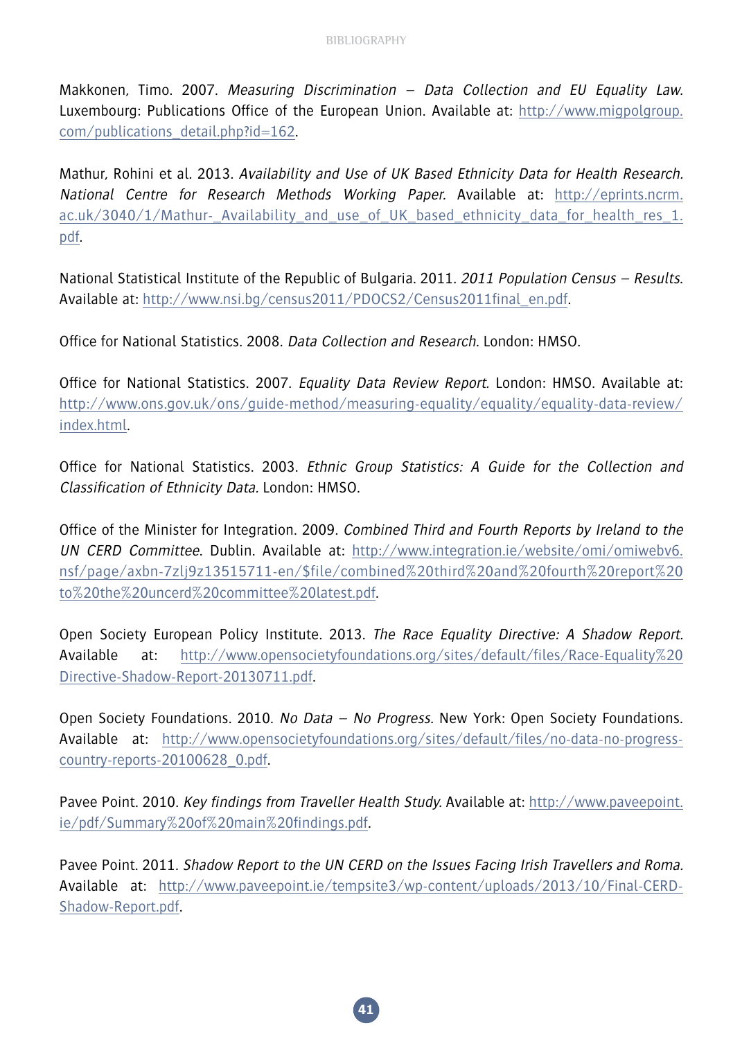Makkonen, Timo. 2007. *Measuring Discrimination – Data Collection and EU Equality Law.* Luxembourg: Publications Office of the European Union. Available at: http://www.migpolgroup.com/publications_detail.php?id=162.

Mathur, Rohini et al. 2013. *Availability and Use of UK Based Ethnicity Data for Health Research. National Centre for Research Methods Working Paper.* Available at: http://eprints.ncrm.ac.uk/3040/1/Mathur-_Availability_and_use_of_UK_based_ethnicity_data_for_health_res_1.pdf.

National Statistical Institute of the Republic of Bulgaria. 2011. *2011 Population Census – Results.* Available at: http://www.nsi.bg/census2011/PDOCS2/Census2011final_en.pdf.

Office for National Statistics. 2008. *Data Collection and Research.* London: HMSO.

Office for National Statistics. 2007. *Equality Data Review Report.* London: HMSO. Available at: http://www.ons.gov.uk/ons/guide-method/measuring-equality/equality/equality-data-review/index.html.

Office for National Statistics. 2003. *Ethnic Group Statistics: A Guide for the Collection and Classification of Ethnicity Data.* London: HMSO.

Office of the Minister for Integration. 2009. *Combined Third and Fourth Reports by Ireland to the UN CERD Committee.* Dublin. Available at: http://www.integration.ie/website/omi/omiwebv6.nsf/page/axbn-7zlj9z13515711-en/$file/combined%20third%20and%20fourth%20report%20to%20the%20uncerd%20committee%20latest.pdf.

Open Society European Policy Institute. 2013. *The Race Equality Directive: A Shadow Report.* Available at: http://www.opensocietyfoundations.org/sites/default/files/Race-Equality%20Directive-Shadow-Report-20130711.pdf.

Open Society Foundations. 2010. *No Data – No Progress.* New York: Open Society Foundations. Available at: http://www.opensocietyfoundations.org/sites/default/files/no-data-no-progress-country-reports-20100628_0.pdf.

Pavee Point. 2010. *Key findings from Traveller Health Study.* Available at: http://www.paveepoint.ie/pdf/Summary%20of%20main%20findings.pdf.

Pavee Point. 2011. *Shadow Report to the UN CERD on the Issues Facing Irish Travellers and Roma.* Available at: http://www.paveepoint.ie/tempsite3/wp-content/uploads/2013/10/Final-CERD-Shadow-Report.pdf.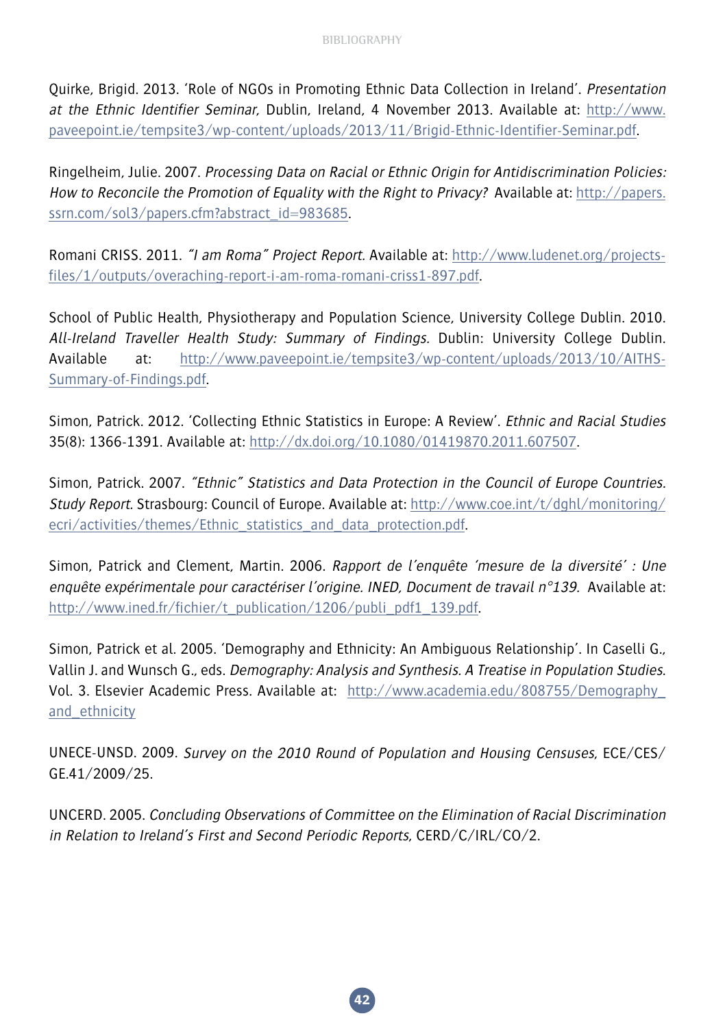Quirke, Brigid. 2013. 'Role of NGOs in Promoting Ethnic Data Collection in Ireland'. *Presentation at the Ethnic Identifier Seminar*, Dublin, Ireland, 4 November 2013. Available at: http://www.paveepoint.ie/tempsite3/wp-content/uploads/2013/11/Brigid-Ethnic-Identifier-Seminar.pdf.

Ringelheim, Julie. 2007. *Processing Data on Racial or Ethnic Origin for Antidiscrimination Policies: How to Reconcile the Promotion of Equality with the Right to Privacy?* Available at: http://papers.ssrn.com/sol3/papers.cfm?abstract_id=983685.

Romani CRISS. 2011. *"I am Roma" Project Report*. Available at: http://www.ludenet.org/projects-files/1/outputs/overaching-report-i-am-roma-romani-criss1-897.pdf.

School of Public Health, Physiotherapy and Population Science, University College Dublin. 2010. *All-Ireland Traveller Health Study: Summary of Findings*. Dublin: University College Dublin. Available at: http://www.paveepoint.ie/tempsite3/wp-content/uploads/2013/10/AITHS-Summary-of-Findings.pdf.

Simon, Patrick. 2012. 'Collecting Ethnic Statistics in Europe: A Review'. *Ethnic and Racial Studies* 35(8): 1366-1391. Available at: http://dx.doi.org/10.1080/01419870.2011.607507.

Simon, Patrick. 2007. *"Ethnic" Statistics and Data Protection in the Council of Europe Countries. Study Report*. Strasbourg: Council of Europe. Available at: http://www.coe.int/t/dghl/monitoring/ecri/activities/themes/Ethnic_statistics_and_data_protection.pdf.

Simon, Patrick and Clement, Martin. 2006. *Rapport de l'enquête 'mesure de la diversité' : Une enquête expérimentale pour caractériser l'origine. INED, Document de travail n°139.* Available at: http://www.ined.fr/fichier/t_publication/1206/publi_pdf1_139.pdf.

Simon, Patrick et al. 2005. 'Demography and Ethnicity: An Ambiguous Relationship'. In Caselli G., Vallin J. and Wunsch G., eds. *Demography: Analysis and Synthesis. A Treatise in Population Studies*. Vol. 3. Elsevier Academic Press. Available at: http://www.academia.edu/808755/Demography_and_ethnicity

UNECE-UNSD. 2009. *Survey on the 2010 Round of Population and Housing Censuses*, ECE/CES/GE.41/2009/25.

UNCERD. 2005. *Concluding Observations of Committee on the Elimination of Racial Discrimination in Relation to Ireland's First and Second Periodic Reports*, CERD/C/IRL/CO/2.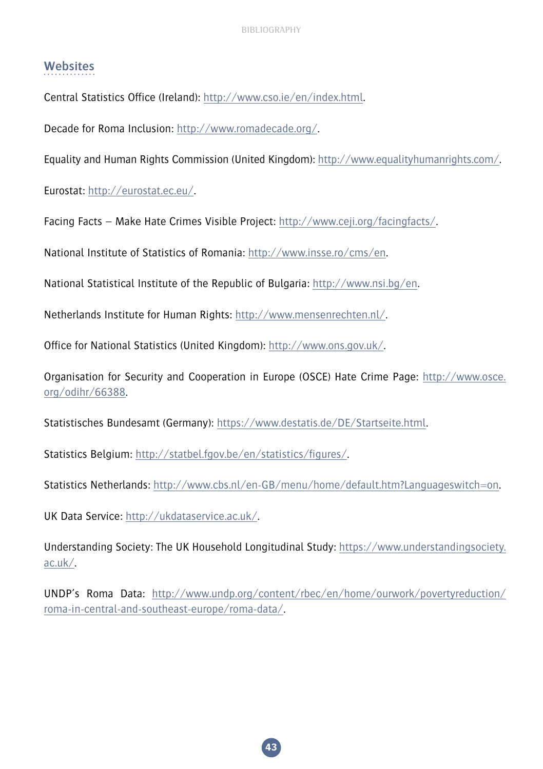## Websites

Central Statistics Office (Ireland): http://www.cso.ie/en/index.html.

Decade for Roma Inclusion: http://www.romadecade.org/.

Equality and Human Rights Commission (United Kingdom): http://www.equalityhumanrights.com/.

Eurostat: http://eurostat.ec.eu/.

Facing Facts – Make Hate Crimes Visible Project: http://www.ceji.org/facingfacts/.

National Institute of Statistics of Romania: http://www.insse.ro/cms/en.

National Statistical Institute of the Republic of Bulgaria: http://www.nsi.bg/en.

Netherlands Institute for Human Rights: http://www.mensenrechten.nl/.

Office for National Statistics (United Kingdom): http://www.ons.gov.uk/.

Organisation for Security and Cooperation in Europe (OSCE) Hate Crime Page: http://www.osce.org/odihr/66388.

Statistisches Bundesamt (Germany): https://www.destatis.de/DE/Startseite.html.

Statistics Belgium: http://statbel.fgov.be/en/statistics/figures/.

Statistics Netherlands: http://www.cbs.nl/en-GB/menu/home/default.htm?Languageswitch=on.

UK Data Service: http://ukdataservice.ac.uk/.

Understanding Society: The UK Household Longitudinal Study: https://www.understandingsociety.ac.uk/.

UNDP's Roma Data: http://www.undp.org/content/rbec/en/home/ourwork/povertyreduction/roma-in-central-and-southeast-europe/roma-data/.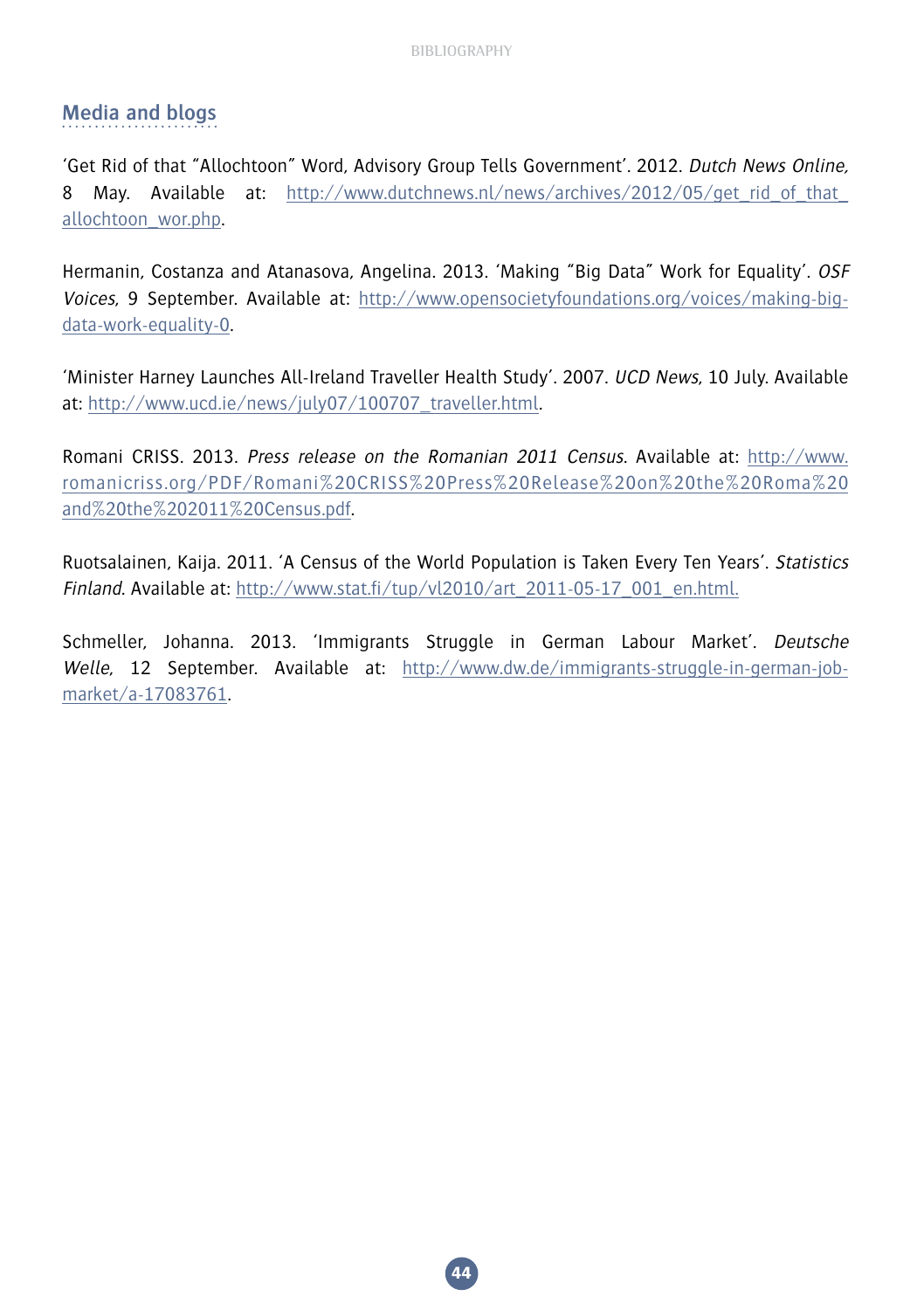## Media and blogs

'Get Rid of that "Allochtoon" Word, Advisory Group Tells Government'. 2012. *Dutch News Online,* 8 May. Available at: http://www.dutchnews.nl/news/archives/2012/05/get_rid_of_that_allochtoon_wor.php.

Hermanin, Costanza and Atanasova, Angelina. 2013. 'Making "Big Data" Work for Equality'. *OSF Voices*, 9 September. Available at: http://www.opensocietyfoundations.org/voices/making-big-data-work-equality-0.

'Minister Harney Launches All-Ireland Traveller Health Study'. 2007. *UCD News*, 10 July. Available at: http://www.ucd.ie/news/july07/100707_traveller.html.

Romani CRISS. 2013. *Press release on the Romanian 2011 Census*. Available at: http://www.romanicriss.org/PDF/Romani%20CRISS%20Press%20Release%20on%20the%20Roma%20and%20the%202011%20Census.pdf.

Ruotsalainen, Kaija. 2011. 'A Census of the World Population is Taken Every Ten Years'. *Statistics Finland*. Available at: http://www.stat.fi/tup/vl2010/art_2011-05-17_001_en.html.

Schmeller, Johanna. 2013. 'Immigrants Struggle in German Labour Market'. *Deutsche Welle*, 12 September. Available at: http://www.dw.de/immigrants-struggle-in-german-job-market/a-17083761.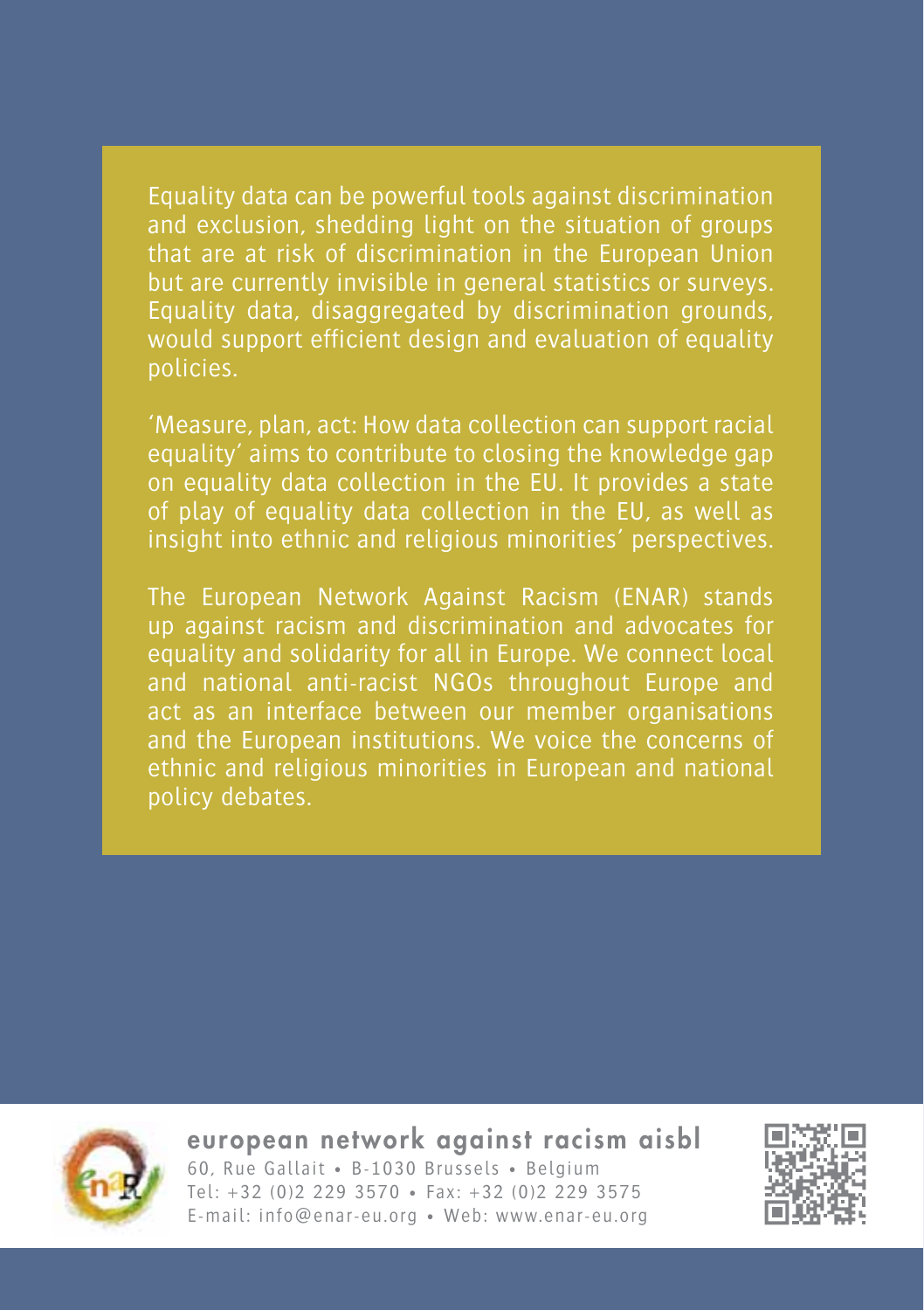Equality data can be powerful tools against discrimination and exclusion, shedding light on the situation of groups that are at risk of discrimination in the European Union but are currently invisible in general statistics or surveys. Equality data, disaggregated by discrimination grounds, would support efficient design and evaluation of equality policies.

'Measure, plan, act: How data collection can support racial equality' aims to contribute to closing the knowledge gap on equality data collection in the EU. It provides a state of play of equality data collection in the EU, as well as insight into ethnic and religious minorities' perspectives.

The European Network Against Racism (ENAR) stands up against racism and discrimination and advocates for equality and solidarity for all in Europe. We connect local and national anti-racist NGOs throughout Europe and act as an interface between our member organisations and the European institutions. We voice the concerns of ethnic and religious minorities in European and national policy debates.

**european network against racism aisbl**

60, Rue Gallait • B-1030 Brussels • Belgium
Tel: +32 (0)2 229 3570 • Fax: +32 (0)2 229 3575
E-mail: info@enar-eu.org • Web: www.enar-eu.org